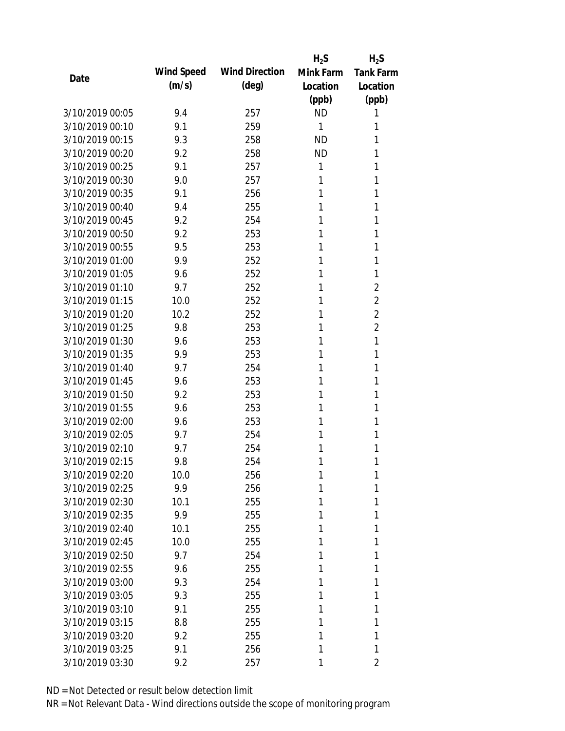| Date | Wind Speed (m/s) | Wind Direction (deg) | $H_2S$ Mink Farm Location (ppb) | $H_2S$ Tank Farm Location (ppb) |
|---|---|---|---|---|
| 3/10/2019 00:05 | 9.4 | 257 | ND | 1 |
| 3/10/2019 00:10 | 9.1 | 259 | 1 | 1 |
| 3/10/2019 00:15 | 9.3 | 258 | ND | 1 |
| 3/10/2019 00:20 | 9.2 | 258 | ND | 1 |
| 3/10/2019 00:25 | 9.1 | 257 | 1 | 1 |
| 3/10/2019 00:30 | 9.0 | 257 | 1 | 1 |
| 3/10/2019 00:35 | 9.1 | 256 | 1 | 1 |
| 3/10/2019 00:40 | 9.4 | 255 | 1 | 1 |
| 3/10/2019 00:45 | 9.2 | 254 | 1 | 1 |
| 3/10/2019 00:50 | 9.2 | 253 | 1 | 1 |
| 3/10/2019 00:55 | 9.5 | 253 | 1 | 1 |
| 3/10/2019 01:00 | 9.9 | 252 | 1 | 1 |
| 3/10/2019 01:05 | 9.6 | 252 | 1 | 1 |
| 3/10/2019 01:10 | 9.7 | 252 | 1 | 2 |
| 3/10/2019 01:15 | 10.0 | 252 | 1 | 2 |
| 3/10/2019 01:20 | 10.2 | 252 | 1 | 2 |
| 3/10/2019 01:25 | 9.8 | 253 | 1 | 2 |
| 3/10/2019 01:30 | 9.6 | 253 | 1 | 1 |
| 3/10/2019 01:35 | 9.9 | 253 | 1 | 1 |
| 3/10/2019 01:40 | 9.7 | 254 | 1 | 1 |
| 3/10/2019 01:45 | 9.6 | 253 | 1 | 1 |
| 3/10/2019 01:50 | 9.2 | 253 | 1 | 1 |
| 3/10/2019 01:55 | 9.6 | 253 | 1 | 1 |
| 3/10/2019 02:00 | 9.6 | 253 | 1 | 1 |
| 3/10/2019 02:05 | 9.7 | 254 | 1 | 1 |
| 3/10/2019 02:10 | 9.7 | 254 | 1 | 1 |
| 3/10/2019 02:15 | 9.8 | 254 | 1 | 1 |
| 3/10/2019 02:20 | 10.0 | 256 | 1 | 1 |
| 3/10/2019 02:25 | 9.9 | 256 | 1 | 1 |
| 3/10/2019 02:30 | 10.1 | 255 | 1 | 1 |
| 3/10/2019 02:35 | 9.9 | 255 | 1 | 1 |
| 3/10/2019 02:40 | 10.1 | 255 | 1 | 1 |
| 3/10/2019 02:45 | 10.0 | 255 | 1 | 1 |
| 3/10/2019 02:50 | 9.7 | 254 | 1 | 1 |
| 3/10/2019 02:55 | 9.6 | 255 | 1 | 1 |
| 3/10/2019 03:00 | 9.3 | 254 | 1 | 1 |
| 3/10/2019 03:05 | 9.3 | 255 | 1 | 1 |
| 3/10/2019 03:10 | 9.1 | 255 | 1 | 1 |
| 3/10/2019 03:15 | 8.8 | 255 | 1 | 1 |
| 3/10/2019 03:20 | 9.2 | 255 | 1 | 1 |
| 3/10/2019 03:25 | 9.1 | 256 | 1 | 1 |
| 3/10/2019 03:30 | 9.2 | 257 | 1 | 2 |

ND = Not Detected or result below detection limit

NR = Not Relevant Data - Wind directions outside the scope of monitoring program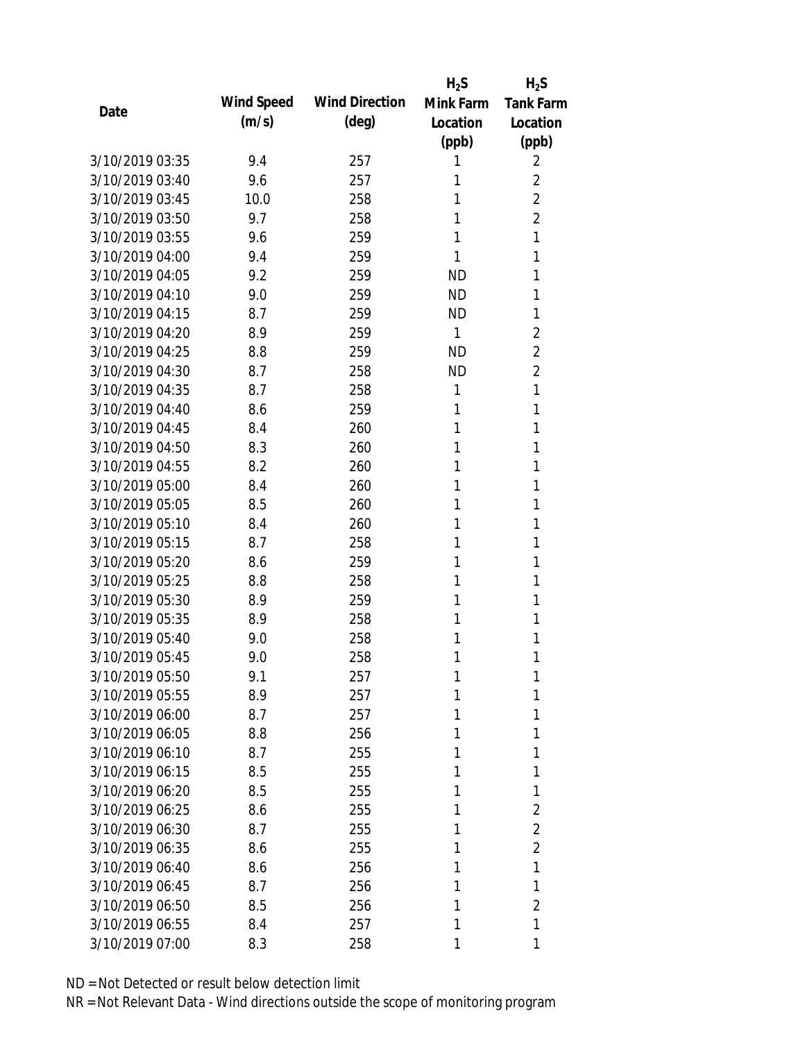| Date | Wind Speed (m/s) | Wind Direction (deg) | $H_2S$ Mink Farm Location (ppb) | $H_2S$ Tank Farm Location (ppb) |
|---|---|---|---|---|
| 3/10/2019 03:35 | 9.4 | 257 | 1 | 2 |
| 3/10/2019 03:40 | 9.6 | 257 | 1 | 2 |
| 3/10/2019 03:45 | 10.0 | 258 | 1 | 2 |
| 3/10/2019 03:50 | 9.7 | 258 | 1 | 2 |
| 3/10/2019 03:55 | 9.6 | 259 | 1 | 1 |
| 3/10/2019 04:00 | 9.4 | 259 | 1 | 1 |
| 3/10/2019 04:05 | 9.2 | 259 | ND | 1 |
| 3/10/2019 04:10 | 9.0 | 259 | ND | 1 |
| 3/10/2019 04:15 | 8.7 | 259 | ND | 1 |
| 3/10/2019 04:20 | 8.9 | 259 | 1 | 2 |
| 3/10/2019 04:25 | 8.8 | 259 | ND | 2 |
| 3/10/2019 04:30 | 8.7 | 258 | ND | 2 |
| 3/10/2019 04:35 | 8.7 | 258 | 1 | 1 |
| 3/10/2019 04:40 | 8.6 | 259 | 1 | 1 |
| 3/10/2019 04:45 | 8.4 | 260 | 1 | 1 |
| 3/10/2019 04:50 | 8.3 | 260 | 1 | 1 |
| 3/10/2019 04:55 | 8.2 | 260 | 1 | 1 |
| 3/10/2019 05:00 | 8.4 | 260 | 1 | 1 |
| 3/10/2019 05:05 | 8.5 | 260 | 1 | 1 |
| 3/10/2019 05:10 | 8.4 | 260 | 1 | 1 |
| 3/10/2019 05:15 | 8.7 | 258 | 1 | 1 |
| 3/10/2019 05:20 | 8.6 | 259 | 1 | 1 |
| 3/10/2019 05:25 | 8.8 | 258 | 1 | 1 |
| 3/10/2019 05:30 | 8.9 | 259 | 1 | 1 |
| 3/10/2019 05:35 | 8.9 | 258 | 1 | 1 |
| 3/10/2019 05:40 | 9.0 | 258 | 1 | 1 |
| 3/10/2019 05:45 | 9.0 | 258 | 1 | 1 |
| 3/10/2019 05:50 | 9.1 | 257 | 1 | 1 |
| 3/10/2019 05:55 | 8.9 | 257 | 1 | 1 |
| 3/10/2019 06:00 | 8.7 | 257 | 1 | 1 |
| 3/10/2019 06:05 | 8.8 | 256 | 1 | 1 |
| 3/10/2019 06:10 | 8.7 | 255 | 1 | 1 |
| 3/10/2019 06:15 | 8.5 | 255 | 1 | 1 |
| 3/10/2019 06:20 | 8.5 | 255 | 1 | 1 |
| 3/10/2019 06:25 | 8.6 | 255 | 1 | 2 |
| 3/10/2019 06:30 | 8.7 | 255 | 1 | 2 |
| 3/10/2019 06:35 | 8.6 | 255 | 1 | 2 |
| 3/10/2019 06:40 | 8.6 | 256 | 1 | 1 |
| 3/10/2019 06:45 | 8.7 | 256 | 1 | 1 |
| 3/10/2019 06:50 | 8.5 | 256 | 1 | 2 |
| 3/10/2019 06:55 | 8.4 | 257 | 1 | 1 |
| 3/10/2019 07:00 | 8.3 | 258 | 1 | 1 |

ND = Not Detected or result below detection limit

NR = Not Relevant Data - Wind directions outside the scope of monitoring program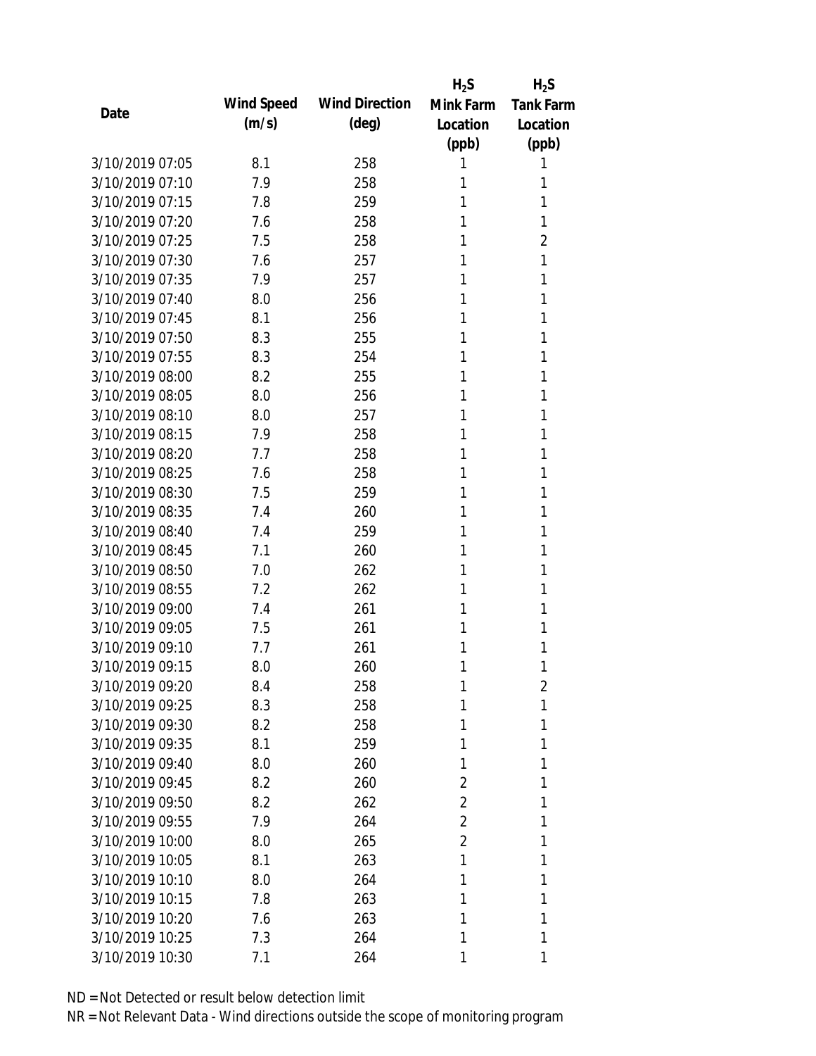| Date | Wind Speed (m/s) | Wind Direction (deg) | $H_2S$ Mink Farm Location (ppb) | $H_2S$ Tank Farm Location (ppb) |
|---|---|---|---|---|
| 3/10/2019 07:05 | 8.1 | 258 | 1 | 1 |
| 3/10/2019 07:10 | 7.9 | 258 | 1 | 1 |
| 3/10/2019 07:15 | 7.8 | 259 | 1 | 1 |
| 3/10/2019 07:20 | 7.6 | 258 | 1 | 1 |
| 3/10/2019 07:25 | 7.5 | 258 | 1 | 2 |
| 3/10/2019 07:30 | 7.6 | 257 | 1 | 1 |
| 3/10/2019 07:35 | 7.9 | 257 | 1 | 1 |
| 3/10/2019 07:40 | 8.0 | 256 | 1 | 1 |
| 3/10/2019 07:45 | 8.1 | 256 | 1 | 1 |
| 3/10/2019 07:50 | 8.3 | 255 | 1 | 1 |
| 3/10/2019 07:55 | 8.3 | 254 | 1 | 1 |
| 3/10/2019 08:00 | 8.2 | 255 | 1 | 1 |
| 3/10/2019 08:05 | 8.0 | 256 | 1 | 1 |
| 3/10/2019 08:10 | 8.0 | 257 | 1 | 1 |
| 3/10/2019 08:15 | 7.9 | 258 | 1 | 1 |
| 3/10/2019 08:20 | 7.7 | 258 | 1 | 1 |
| 3/10/2019 08:25 | 7.6 | 258 | 1 | 1 |
| 3/10/2019 08:30 | 7.5 | 259 | 1 | 1 |
| 3/10/2019 08:35 | 7.4 | 260 | 1 | 1 |
| 3/10/2019 08:40 | 7.4 | 259 | 1 | 1 |
| 3/10/2019 08:45 | 7.1 | 260 | 1 | 1 |
| 3/10/2019 08:50 | 7.0 | 262 | 1 | 1 |
| 3/10/2019 08:55 | 7.2 | 262 | 1 | 1 |
| 3/10/2019 09:00 | 7.4 | 261 | 1 | 1 |
| 3/10/2019 09:05 | 7.5 | 261 | 1 | 1 |
| 3/10/2019 09:10 | 7.7 | 261 | 1 | 1 |
| 3/10/2019 09:15 | 8.0 | 260 | 1 | 1 |
| 3/10/2019 09:20 | 8.4 | 258 | 1 | 2 |
| 3/10/2019 09:25 | 8.3 | 258 | 1 | 1 |
| 3/10/2019 09:30 | 8.2 | 258 | 1 | 1 |
| 3/10/2019 09:35 | 8.1 | 259 | 1 | 1 |
| 3/10/2019 09:40 | 8.0 | 260 | 1 | 1 |
| 3/10/2019 09:45 | 8.2 | 260 | 2 | 1 |
| 3/10/2019 09:50 | 8.2 | 262 | 2 | 1 |
| 3/10/2019 09:55 | 7.9 | 264 | 2 | 1 |
| 3/10/2019 10:00 | 8.0 | 265 | 2 | 1 |
| 3/10/2019 10:05 | 8.1 | 263 | 1 | 1 |
| 3/10/2019 10:10 | 8.0 | 264 | 1 | 1 |
| 3/10/2019 10:15 | 7.8 | 263 | 1 | 1 |
| 3/10/2019 10:20 | 7.6 | 263 | 1 | 1 |
| 3/10/2019 10:25 | 7.3 | 264 | 1 | 1 |
| 3/10/2019 10:30 | 7.1 | 264 | 1 | 1 |

ND = Not Detected or result below detection limit

NR = Not Relevant Data - Wind directions outside the scope of monitoring program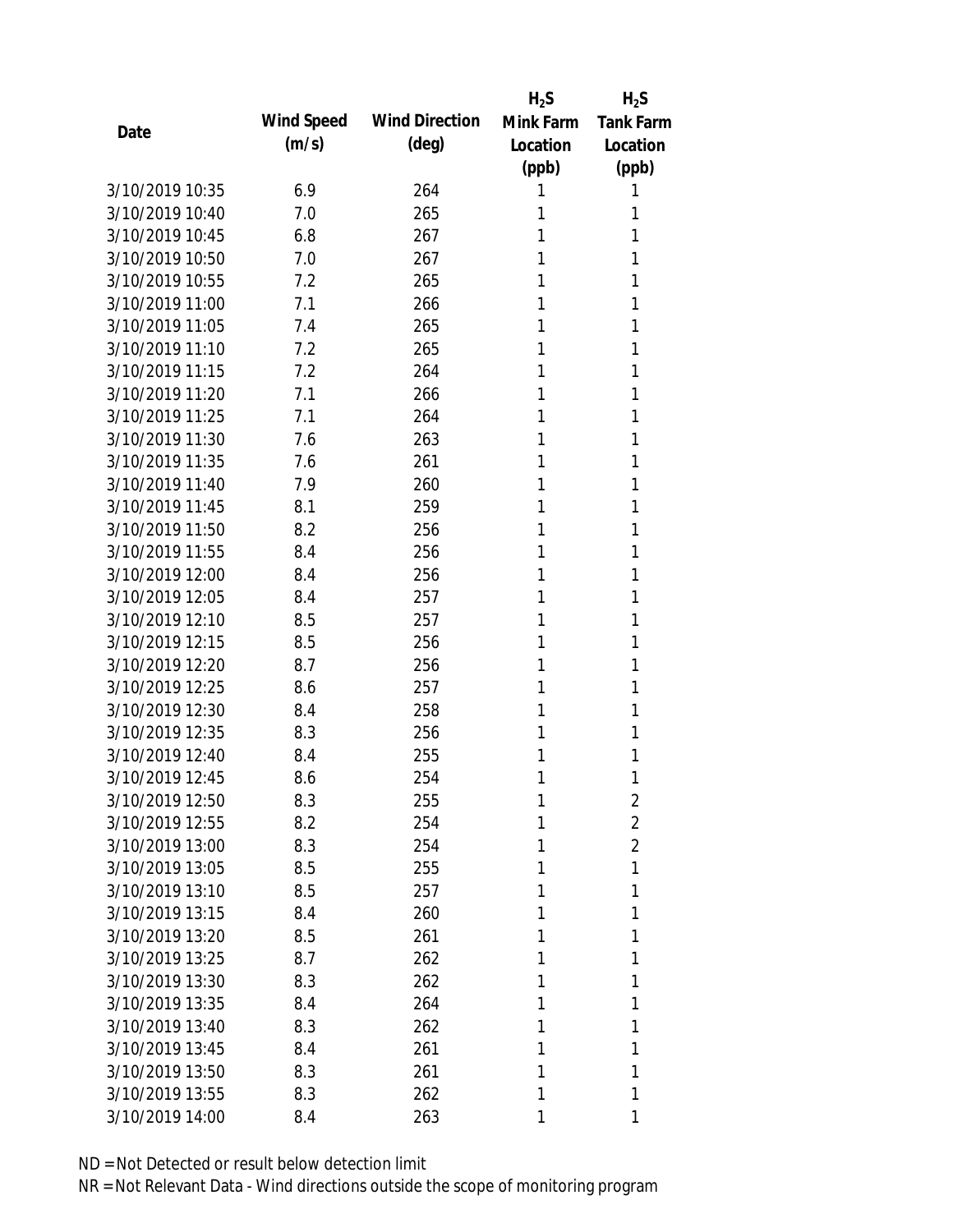| Date | Wind Speed (m/s) | Wind Direction (deg) | $H_2S$ Mink Farm Location (ppb) | $H_2S$ Tank Farm Location (ppb) |
|---|---|---|---|---|
| 3/10/2019 10:35 | 6.9 | 264 | 1 | 1 |
| 3/10/2019 10:40 | 7.0 | 265 | 1 | 1 |
| 3/10/2019 10:45 | 6.8 | 267 | 1 | 1 |
| 3/10/2019 10:50 | 7.0 | 267 | 1 | 1 |
| 3/10/2019 10:55 | 7.2 | 265 | 1 | 1 |
| 3/10/2019 11:00 | 7.1 | 266 | 1 | 1 |
| 3/10/2019 11:05 | 7.4 | 265 | 1 | 1 |
| 3/10/2019 11:10 | 7.2 | 265 | 1 | 1 |
| 3/10/2019 11:15 | 7.2 | 264 | 1 | 1 |
| 3/10/2019 11:20 | 7.1 | 266 | 1 | 1 |
| 3/10/2019 11:25 | 7.1 | 264 | 1 | 1 |
| 3/10/2019 11:30 | 7.6 | 263 | 1 | 1 |
| 3/10/2019 11:35 | 7.6 | 261 | 1 | 1 |
| 3/10/2019 11:40 | 7.9 | 260 | 1 | 1 |
| 3/10/2019 11:45 | 8.1 | 259 | 1 | 1 |
| 3/10/2019 11:50 | 8.2 | 256 | 1 | 1 |
| 3/10/2019 11:55 | 8.4 | 256 | 1 | 1 |
| 3/10/2019 12:00 | 8.4 | 256 | 1 | 1 |
| 3/10/2019 12:05 | 8.4 | 257 | 1 | 1 |
| 3/10/2019 12:10 | 8.5 | 257 | 1 | 1 |
| 3/10/2019 12:15 | 8.5 | 256 | 1 | 1 |
| 3/10/2019 12:20 | 8.7 | 256 | 1 | 1 |
| 3/10/2019 12:25 | 8.6 | 257 | 1 | 1 |
| 3/10/2019 12:30 | 8.4 | 258 | 1 | 1 |
| 3/10/2019 12:35 | 8.3 | 256 | 1 | 1 |
| 3/10/2019 12:40 | 8.4 | 255 | 1 | 1 |
| 3/10/2019 12:45 | 8.6 | 254 | 1 | 1 |
| 3/10/2019 12:50 | 8.3 | 255 | 1 | 2 |
| 3/10/2019 12:55 | 8.2 | 254 | 1 | 2 |
| 3/10/2019 13:00 | 8.3 | 254 | 1 | 2 |
| 3/10/2019 13:05 | 8.5 | 255 | 1 | 1 |
| 3/10/2019 13:10 | 8.5 | 257 | 1 | 1 |
| 3/10/2019 13:15 | 8.4 | 260 | 1 | 1 |
| 3/10/2019 13:20 | 8.5 | 261 | 1 | 1 |
| 3/10/2019 13:25 | 8.7 | 262 | 1 | 1 |
| 3/10/2019 13:30 | 8.3 | 262 | 1 | 1 |
| 3/10/2019 13:35 | 8.4 | 264 | 1 | 1 |
| 3/10/2019 13:40 | 8.3 | 262 | 1 | 1 |
| 3/10/2019 13:45 | 8.4 | 261 | 1 | 1 |
| 3/10/2019 13:50 | 8.3 | 261 | 1 | 1 |
| 3/10/2019 13:55 | 8.3 | 262 | 1 | 1 |
| 3/10/2019 14:00 | 8.4 | 263 | 1 | 1 |

ND = Not Detected or result below detection limit
NR = Not Relevant Data - Wind directions outside the scope of monitoring program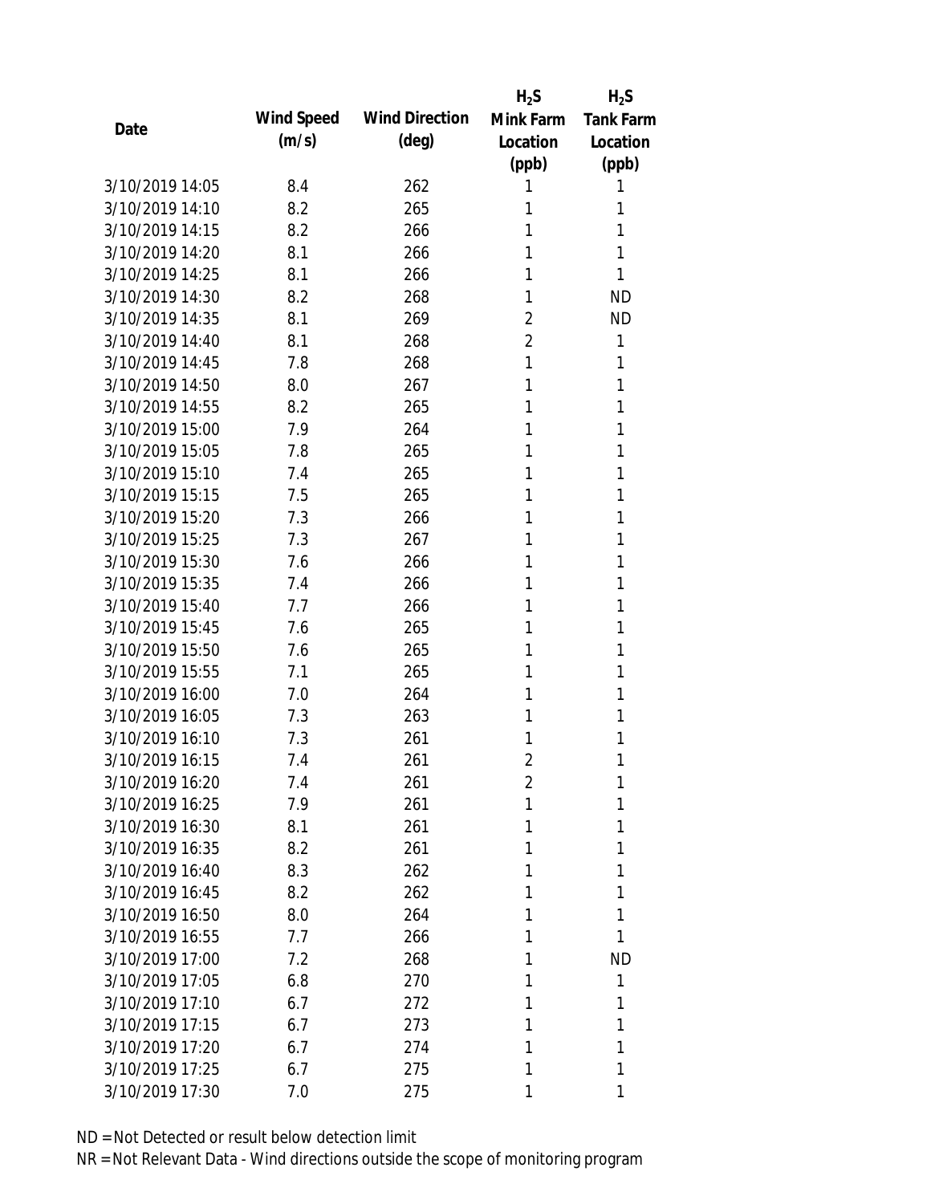| Date | Wind Speed (m/s) | Wind Direction (deg) | $H_2S$ Mink Farm Location (ppb) | $H_2S$ Tank Farm Location (ppb) |
|---|---|---|---|---|
| 3/10/2019 14:05 | 8.4 | 262 | 1 | 1 |
| 3/10/2019 14:10 | 8.2 | 265 | 1 | 1 |
| 3/10/2019 14:15 | 8.2 | 266 | 1 | 1 |
| 3/10/2019 14:20 | 8.1 | 266 | 1 | 1 |
| 3/10/2019 14:25 | 8.1 | 266 | 1 | 1 |
| 3/10/2019 14:30 | 8.2 | 268 | 1 | ND |
| 3/10/2019 14:35 | 8.1 | 269 | 2 | ND |
| 3/10/2019 14:40 | 8.1 | 268 | 2 | 1 |
| 3/10/2019 14:45 | 7.8 | 268 | 1 | 1 |
| 3/10/2019 14:50 | 8.0 | 267 | 1 | 1 |
| 3/10/2019 14:55 | 8.2 | 265 | 1 | 1 |
| 3/10/2019 15:00 | 7.9 | 264 | 1 | 1 |
| 3/10/2019 15:05 | 7.8 | 265 | 1 | 1 |
| 3/10/2019 15:10 | 7.4 | 265 | 1 | 1 |
| 3/10/2019 15:15 | 7.5 | 265 | 1 | 1 |
| 3/10/2019 15:20 | 7.3 | 266 | 1 | 1 |
| 3/10/2019 15:25 | 7.3 | 267 | 1 | 1 |
| 3/10/2019 15:30 | 7.6 | 266 | 1 | 1 |
| 3/10/2019 15:35 | 7.4 | 266 | 1 | 1 |
| 3/10/2019 15:40 | 7.7 | 266 | 1 | 1 |
| 3/10/2019 15:45 | 7.6 | 265 | 1 | 1 |
| 3/10/2019 15:50 | 7.6 | 265 | 1 | 1 |
| 3/10/2019 15:55 | 7.1 | 265 | 1 | 1 |
| 3/10/2019 16:00 | 7.0 | 264 | 1 | 1 |
| 3/10/2019 16:05 | 7.3 | 263 | 1 | 1 |
| 3/10/2019 16:10 | 7.3 | 261 | 1 | 1 |
| 3/10/2019 16:15 | 7.4 | 261 | 2 | 1 |
| 3/10/2019 16:20 | 7.4 | 261 | 2 | 1 |
| 3/10/2019 16:25 | 7.9 | 261 | 1 | 1 |
| 3/10/2019 16:30 | 8.1 | 261 | 1 | 1 |
| 3/10/2019 16:35 | 8.2 | 261 | 1 | 1 |
| 3/10/2019 16:40 | 8.3 | 262 | 1 | 1 |
| 3/10/2019 16:45 | 8.2 | 262 | 1 | 1 |
| 3/10/2019 16:50 | 8.0 | 264 | 1 | 1 |
| 3/10/2019 16:55 | 7.7 | 266 | 1 | 1 |
| 3/10/2019 17:00 | 7.2 | 268 | 1 | ND |
| 3/10/2019 17:05 | 6.8 | 270 | 1 | 1 |
| 3/10/2019 17:10 | 6.7 | 272 | 1 | 1 |
| 3/10/2019 17:15 | 6.7 | 273 | 1 | 1 |
| 3/10/2019 17:20 | 6.7 | 274 | 1 | 1 |
| 3/10/2019 17:25 | 6.7 | 275 | 1 | 1 |
| 3/10/2019 17:30 | 7.0 | 275 | 1 | 1 |

ND = Not Detected or result below detection limit

NR = Not Relevant Data - Wind directions outside the scope of monitoring program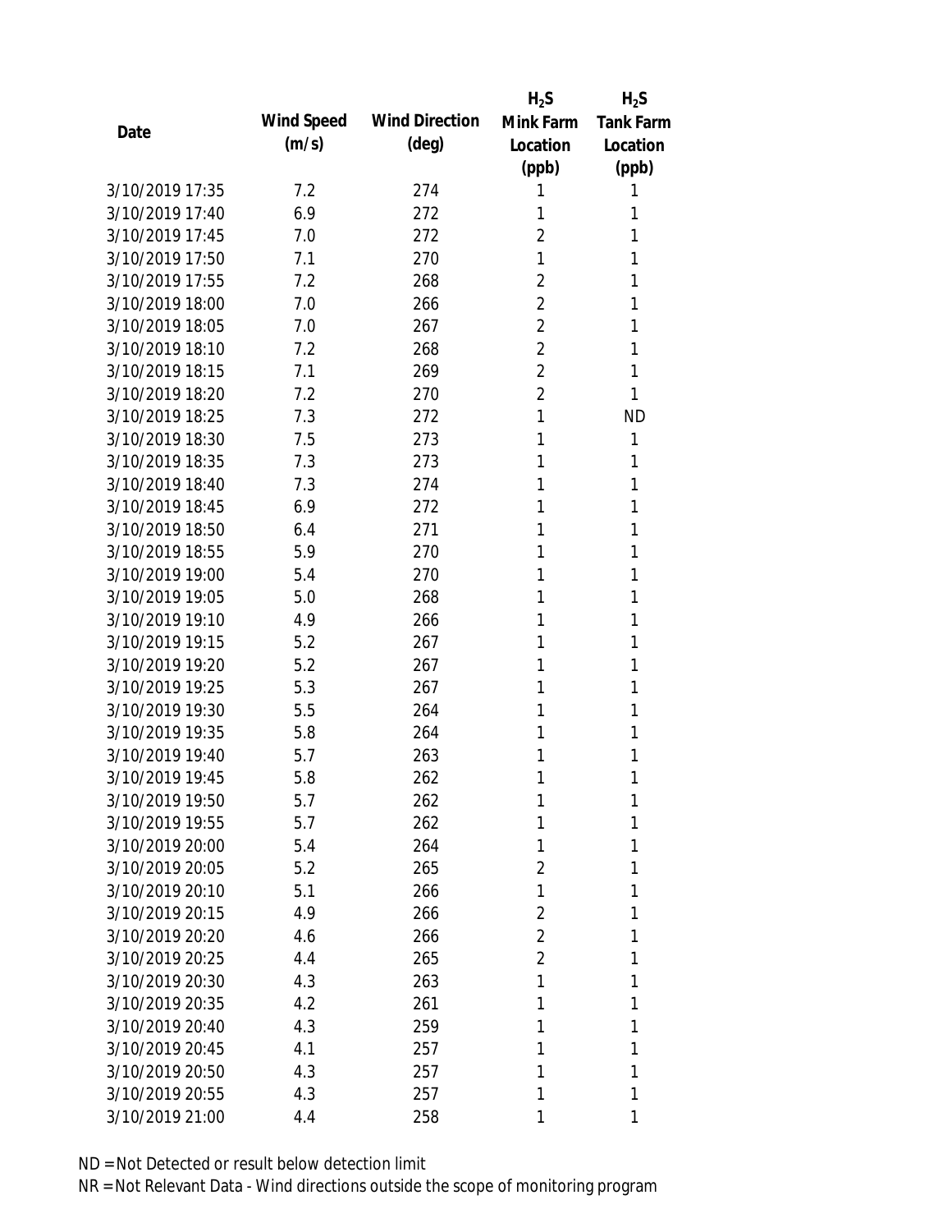| Date | Wind Speed (m/s) | Wind Direction (deg) | $H_2S$ Mink Farm Location (ppb) | $H_2S$ Tank Farm Location (ppb) |
|---|---|---|---|---|
| 3/10/2019 17:35 | 7.2 | 274 | 1 | 1 |
| 3/10/2019 17:40 | 6.9 | 272 | 1 | 1 |
| 3/10/2019 17:45 | 7.0 | 272 | 2 | 1 |
| 3/10/2019 17:50 | 7.1 | 270 | 1 | 1 |
| 3/10/2019 17:55 | 7.2 | 268 | 2 | 1 |
| 3/10/2019 18:00 | 7.0 | 266 | 2 | 1 |
| 3/10/2019 18:05 | 7.0 | 267 | 2 | 1 |
| 3/10/2019 18:10 | 7.2 | 268 | 2 | 1 |
| 3/10/2019 18:15 | 7.1 | 269 | 2 | 1 |
| 3/10/2019 18:20 | 7.2 | 270 | 2 | 1 |
| 3/10/2019 18:25 | 7.3 | 272 | 1 | ND |
| 3/10/2019 18:30 | 7.5 | 273 | 1 | 1 |
| 3/10/2019 18:35 | 7.3 | 273 | 1 | 1 |
| 3/10/2019 18:40 | 7.3 | 274 | 1 | 1 |
| 3/10/2019 18:45 | 6.9 | 272 | 1 | 1 |
| 3/10/2019 18:50 | 6.4 | 271 | 1 | 1 |
| 3/10/2019 18:55 | 5.9 | 270 | 1 | 1 |
| 3/10/2019 19:00 | 5.4 | 270 | 1 | 1 |
| 3/10/2019 19:05 | 5.0 | 268 | 1 | 1 |
| 3/10/2019 19:10 | 4.9 | 266 | 1 | 1 |
| 3/10/2019 19:15 | 5.2 | 267 | 1 | 1 |
| 3/10/2019 19:20 | 5.2 | 267 | 1 | 1 |
| 3/10/2019 19:25 | 5.3 | 267 | 1 | 1 |
| 3/10/2019 19:30 | 5.5 | 264 | 1 | 1 |
| 3/10/2019 19:35 | 5.8 | 264 | 1 | 1 |
| 3/10/2019 19:40 | 5.7 | 263 | 1 | 1 |
| 3/10/2019 19:45 | 5.8 | 262 | 1 | 1 |
| 3/10/2019 19:50 | 5.7 | 262 | 1 | 1 |
| 3/10/2019 19:55 | 5.7 | 262 | 1 | 1 |
| 3/10/2019 20:00 | 5.4 | 264 | 1 | 1 |
| 3/10/2019 20:05 | 5.2 | 265 | 2 | 1 |
| 3/10/2019 20:10 | 5.1 | 266 | 1 | 1 |
| 3/10/2019 20:15 | 4.9 | 266 | 2 | 1 |
| 3/10/2019 20:20 | 4.6 | 266 | 2 | 1 |
| 3/10/2019 20:25 | 4.4 | 265 | 2 | 1 |
| 3/10/2019 20:30 | 4.3 | 263 | 1 | 1 |
| 3/10/2019 20:35 | 4.2 | 261 | 1 | 1 |
| 3/10/2019 20:40 | 4.3 | 259 | 1 | 1 |
| 3/10/2019 20:45 | 4.1 | 257 | 1 | 1 |
| 3/10/2019 20:50 | 4.3 | 257 | 1 | 1 |
| 3/10/2019 20:55 | 4.3 | 257 | 1 | 1 |
| 3/10/2019 21:00 | 4.4 | 258 | 1 | 1 |

ND = Not Detected or result below detection limit

NR = Not Relevant Data - Wind directions outside the scope of monitoring program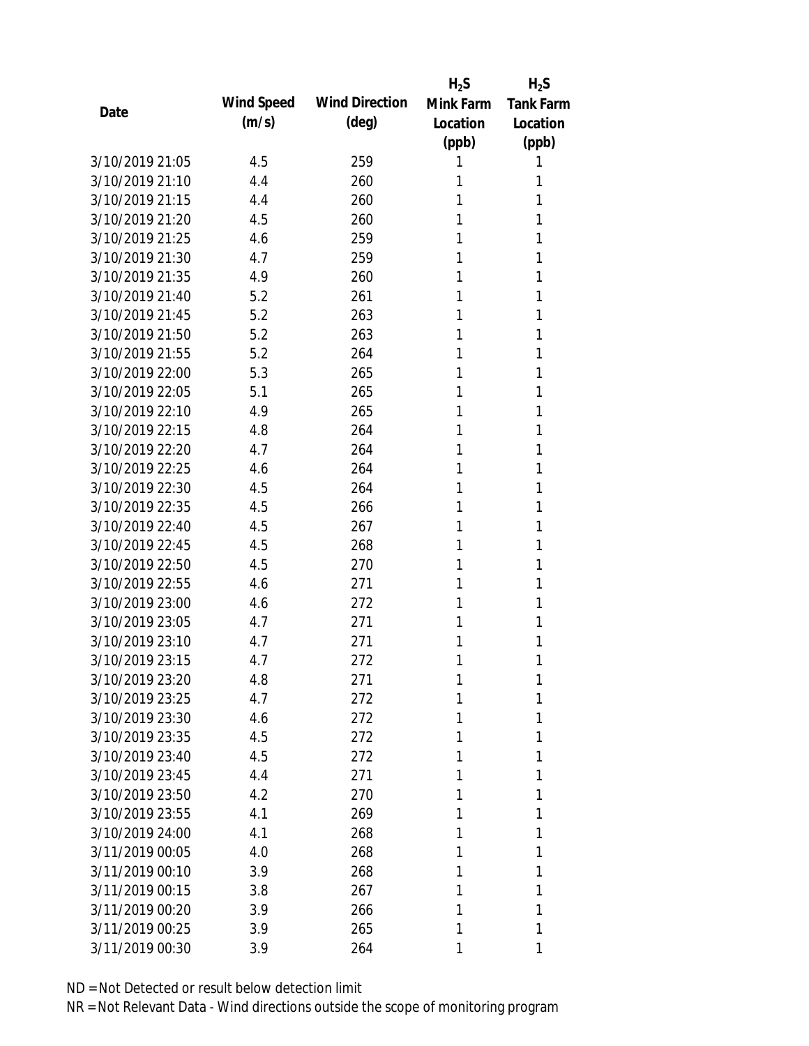| Date | Wind Speed (m/s) | Wind Direction (deg) | $H_2S$ Mink Farm Location (ppb) | $H_2S$ Tank Farm Location (ppb) |
|---|---|---|---|---|
| 3/10/2019 21:05 | 4.5 | 259 | 1 | 1 |
| 3/10/2019 21:10 | 4.4 | 260 | 1 | 1 |
| 3/10/2019 21:15 | 4.4 | 260 | 1 | 1 |
| 3/10/2019 21:20 | 4.5 | 260 | 1 | 1 |
| 3/10/2019 21:25 | 4.6 | 259 | 1 | 1 |
| 3/10/2019 21:30 | 4.7 | 259 | 1 | 1 |
| 3/10/2019 21:35 | 4.9 | 260 | 1 | 1 |
| 3/10/2019 21:40 | 5.2 | 261 | 1 | 1 |
| 3/10/2019 21:45 | 5.2 | 263 | 1 | 1 |
| 3/10/2019 21:50 | 5.2 | 263 | 1 | 1 |
| 3/10/2019 21:55 | 5.2 | 264 | 1 | 1 |
| 3/10/2019 22:00 | 5.3 | 265 | 1 | 1 |
| 3/10/2019 22:05 | 5.1 | 265 | 1 | 1 |
| 3/10/2019 22:10 | 4.9 | 265 | 1 | 1 |
| 3/10/2019 22:15 | 4.8 | 264 | 1 | 1 |
| 3/10/2019 22:20 | 4.7 | 264 | 1 | 1 |
| 3/10/2019 22:25 | 4.6 | 264 | 1 | 1 |
| 3/10/2019 22:30 | 4.5 | 264 | 1 | 1 |
| 3/10/2019 22:35 | 4.5 | 266 | 1 | 1 |
| 3/10/2019 22:40 | 4.5 | 267 | 1 | 1 |
| 3/10/2019 22:45 | 4.5 | 268 | 1 | 1 |
| 3/10/2019 22:50 | 4.5 | 270 | 1 | 1 |
| 3/10/2019 22:55 | 4.6 | 271 | 1 | 1 |
| 3/10/2019 23:00 | 4.6 | 272 | 1 | 1 |
| 3/10/2019 23:05 | 4.7 | 271 | 1 | 1 |
| 3/10/2019 23:10 | 4.7 | 271 | 1 | 1 |
| 3/10/2019 23:15 | 4.7 | 272 | 1 | 1 |
| 3/10/2019 23:20 | 4.8 | 271 | 1 | 1 |
| 3/10/2019 23:25 | 4.7 | 272 | 1 | 1 |
| 3/10/2019 23:30 | 4.6 | 272 | 1 | 1 |
| 3/10/2019 23:35 | 4.5 | 272 | 1 | 1 |
| 3/10/2019 23:40 | 4.5 | 272 | 1 | 1 |
| 3/10/2019 23:45 | 4.4 | 271 | 1 | 1 |
| 3/10/2019 23:50 | 4.2 | 270 | 1 | 1 |
| 3/10/2019 23:55 | 4.1 | 269 | 1 | 1 |
| 3/10/2019 24:00 | 4.1 | 268 | 1 | 1 |
| 3/11/2019 00:05 | 4.0 | 268 | 1 | 1 |
| 3/11/2019 00:10 | 3.9 | 268 | 1 | 1 |
| 3/11/2019 00:15 | 3.8 | 267 | 1 | 1 |
| 3/11/2019 00:20 | 3.9 | 266 | 1 | 1 |
| 3/11/2019 00:25 | 3.9 | 265 | 1 | 1 |
| 3/11/2019 00:30 | 3.9 | 264 | 1 | 1 |

ND = Not Detected or result below detection limit

NR = Not Relevant Data - Wind directions outside the scope of monitoring program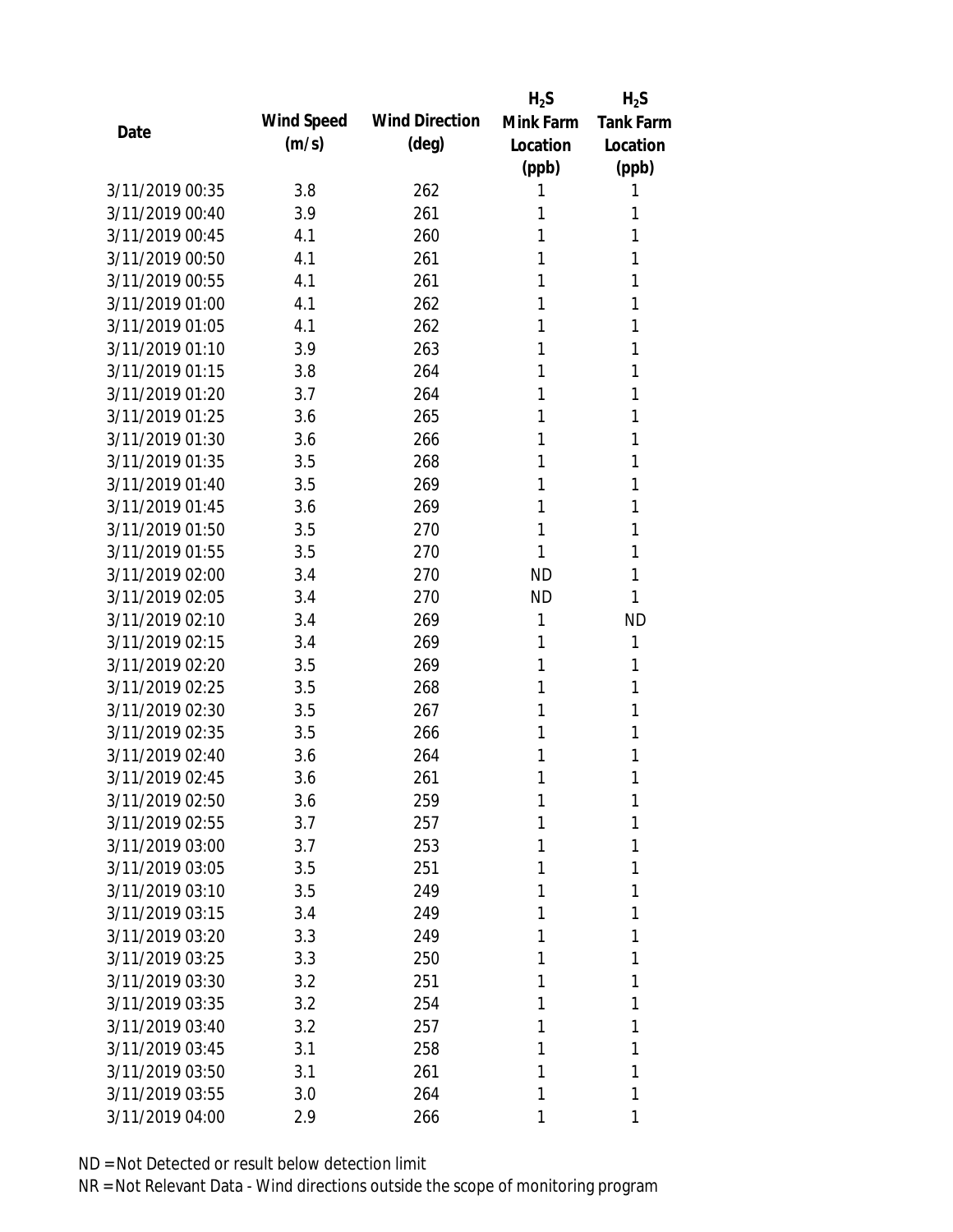| Date | Wind Speed (m/s) | Wind Direction (deg) | $H_2S$ Mink Farm Location (ppb) | $H_2S$ Tank Farm Location (ppb) |
|---|---|---|---|---|
| 3/11/2019 00:35 | 3.8 | 262 | 1 | 1 |
| 3/11/2019 00:40 | 3.9 | 261 | 1 | 1 |
| 3/11/2019 00:45 | 4.1 | 260 | 1 | 1 |
| 3/11/2019 00:50 | 4.1 | 261 | 1 | 1 |
| 3/11/2019 00:55 | 4.1 | 261 | 1 | 1 |
| 3/11/2019 01:00 | 4.1 | 262 | 1 | 1 |
| 3/11/2019 01:05 | 4.1 | 262 | 1 | 1 |
| 3/11/2019 01:10 | 3.9 | 263 | 1 | 1 |
| 3/11/2019 01:15 | 3.8 | 264 | 1 | 1 |
| 3/11/2019 01:20 | 3.7 | 264 | 1 | 1 |
| 3/11/2019 01:25 | 3.6 | 265 | 1 | 1 |
| 3/11/2019 01:30 | 3.6 | 266 | 1 | 1 |
| 3/11/2019 01:35 | 3.5 | 268 | 1 | 1 |
| 3/11/2019 01:40 | 3.5 | 269 | 1 | 1 |
| 3/11/2019 01:45 | 3.6 | 269 | 1 | 1 |
| 3/11/2019 01:50 | 3.5 | 270 | 1 | 1 |
| 3/11/2019 01:55 | 3.5 | 270 | 1 | 1 |
| 3/11/2019 02:00 | 3.4 | 270 | ND | 1 |
| 3/11/2019 02:05 | 3.4 | 270 | ND | 1 |
| 3/11/2019 02:10 | 3.4 | 269 | 1 | ND |
| 3/11/2019 02:15 | 3.4 | 269 | 1 | 1 |
| 3/11/2019 02:20 | 3.5 | 269 | 1 | 1 |
| 3/11/2019 02:25 | 3.5 | 268 | 1 | 1 |
| 3/11/2019 02:30 | 3.5 | 267 | 1 | 1 |
| 3/11/2019 02:35 | 3.5 | 266 | 1 | 1 |
| 3/11/2019 02:40 | 3.6 | 264 | 1 | 1 |
| 3/11/2019 02:45 | 3.6 | 261 | 1 | 1 |
| 3/11/2019 02:50 | 3.6 | 259 | 1 | 1 |
| 3/11/2019 02:55 | 3.7 | 257 | 1 | 1 |
| 3/11/2019 03:00 | 3.7 | 253 | 1 | 1 |
| 3/11/2019 03:05 | 3.5 | 251 | 1 | 1 |
| 3/11/2019 03:10 | 3.5 | 249 | 1 | 1 |
| 3/11/2019 03:15 | 3.4 | 249 | 1 | 1 |
| 3/11/2019 03:20 | 3.3 | 249 | 1 | 1 |
| 3/11/2019 03:25 | 3.3 | 250 | 1 | 1 |
| 3/11/2019 03:30 | 3.2 | 251 | 1 | 1 |
| 3/11/2019 03:35 | 3.2 | 254 | 1 | 1 |
| 3/11/2019 03:40 | 3.2 | 257 | 1 | 1 |
| 3/11/2019 03:45 | 3.1 | 258 | 1 | 1 |
| 3/11/2019 03:50 | 3.1 | 261 | 1 | 1 |
| 3/11/2019 03:55 | 3.0 | 264 | 1 | 1 |
| 3/11/2019 04:00 | 2.9 | 266 | 1 | 1 |

ND = Not Detected or result below detection limit

NR = Not Relevant Data - Wind directions outside the scope of monitoring program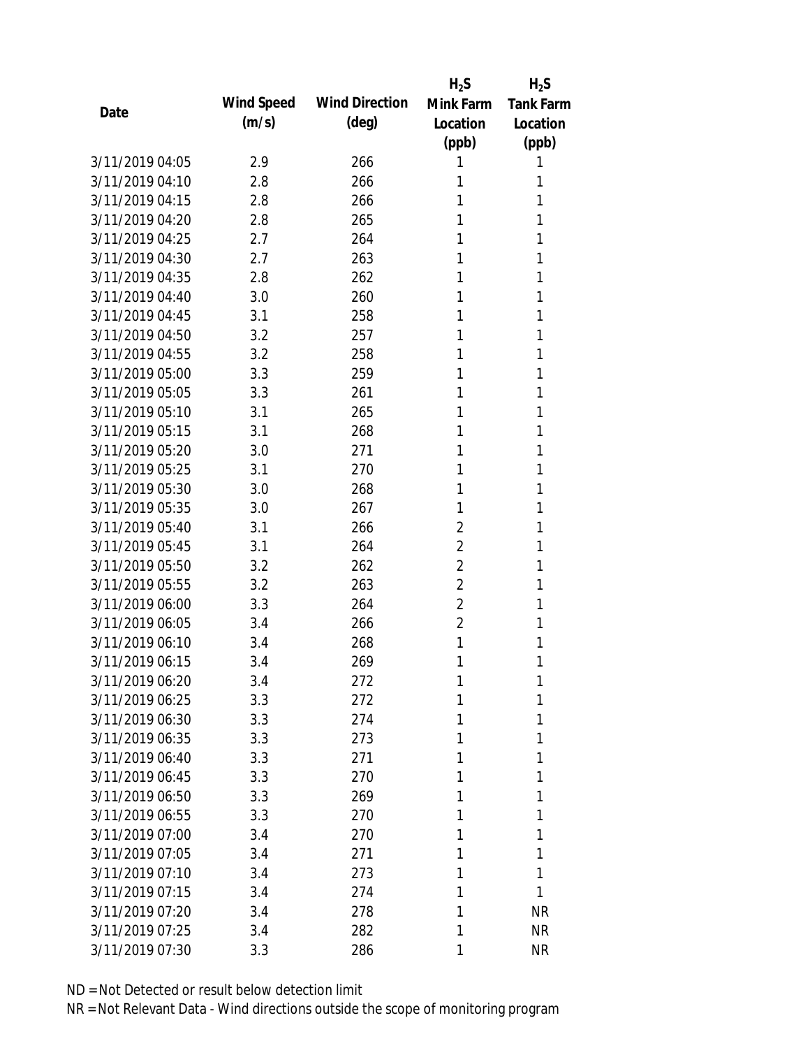| Date | Wind Speed (m/s) | Wind Direction (deg) | $H_2S$ Mink Farm Location (ppb) | $H_2S$ Tank Farm Location (ppb) |
|---|---|---|---|---|
| 3/11/2019 04:05 | 2.9 | 266 | 1 | 1 |
| 3/11/2019 04:10 | 2.8 | 266 | 1 | 1 |
| 3/11/2019 04:15 | 2.8 | 266 | 1 | 1 |
| 3/11/2019 04:20 | 2.8 | 265 | 1 | 1 |
| 3/11/2019 04:25 | 2.7 | 264 | 1 | 1 |
| 3/11/2019 04:30 | 2.7 | 263 | 1 | 1 |
| 3/11/2019 04:35 | 2.8 | 262 | 1 | 1 |
| 3/11/2019 04:40 | 3.0 | 260 | 1 | 1 |
| 3/11/2019 04:45 | 3.1 | 258 | 1 | 1 |
| 3/11/2019 04:50 | 3.2 | 257 | 1 | 1 |
| 3/11/2019 04:55 | 3.2 | 258 | 1 | 1 |
| 3/11/2019 05:00 | 3.3 | 259 | 1 | 1 |
| 3/11/2019 05:05 | 3.3 | 261 | 1 | 1 |
| 3/11/2019 05:10 | 3.1 | 265 | 1 | 1 |
| 3/11/2019 05:15 | 3.1 | 268 | 1 | 1 |
| 3/11/2019 05:20 | 3.0 | 271 | 1 | 1 |
| 3/11/2019 05:25 | 3.1 | 270 | 1 | 1 |
| 3/11/2019 05:30 | 3.0 | 268 | 1 | 1 |
| 3/11/2019 05:35 | 3.0 | 267 | 1 | 1 |
| 3/11/2019 05:40 | 3.1 | 266 | 2 | 1 |
| 3/11/2019 05:45 | 3.1 | 264 | 2 | 1 |
| 3/11/2019 05:50 | 3.2 | 262 | 2 | 1 |
| 3/11/2019 05:55 | 3.2 | 263 | 2 | 1 |
| 3/11/2019 06:00 | 3.3 | 264 | 2 | 1 |
| 3/11/2019 06:05 | 3.4 | 266 | 2 | 1 |
| 3/11/2019 06:10 | 3.4 | 268 | 1 | 1 |
| 3/11/2019 06:15 | 3.4 | 269 | 1 | 1 |
| 3/11/2019 06:20 | 3.4 | 272 | 1 | 1 |
| 3/11/2019 06:25 | 3.3 | 272 | 1 | 1 |
| 3/11/2019 06:30 | 3.3 | 274 | 1 | 1 |
| 3/11/2019 06:35 | 3.3 | 273 | 1 | 1 |
| 3/11/2019 06:40 | 3.3 | 271 | 1 | 1 |
| 3/11/2019 06:45 | 3.3 | 270 | 1 | 1 |
| 3/11/2019 06:50 | 3.3 | 269 | 1 | 1 |
| 3/11/2019 06:55 | 3.3 | 270 | 1 | 1 |
| 3/11/2019 07:00 | 3.4 | 270 | 1 | 1 |
| 3/11/2019 07:05 | 3.4 | 271 | 1 | 1 |
| 3/11/2019 07:10 | 3.4 | 273 | 1 | 1 |
| 3/11/2019 07:15 | 3.4 | 274 | 1 | 1 |
| 3/11/2019 07:20 | 3.4 | 278 | 1 | NR |
| 3/11/2019 07:25 | 3.4 | 282 | 1 | NR |
| 3/11/2019 07:30 | 3.3 | 286 | 1 | NR |

ND = Not Detected or result below detection limit

NR = Not Relevant Data - Wind directions outside the scope of monitoring program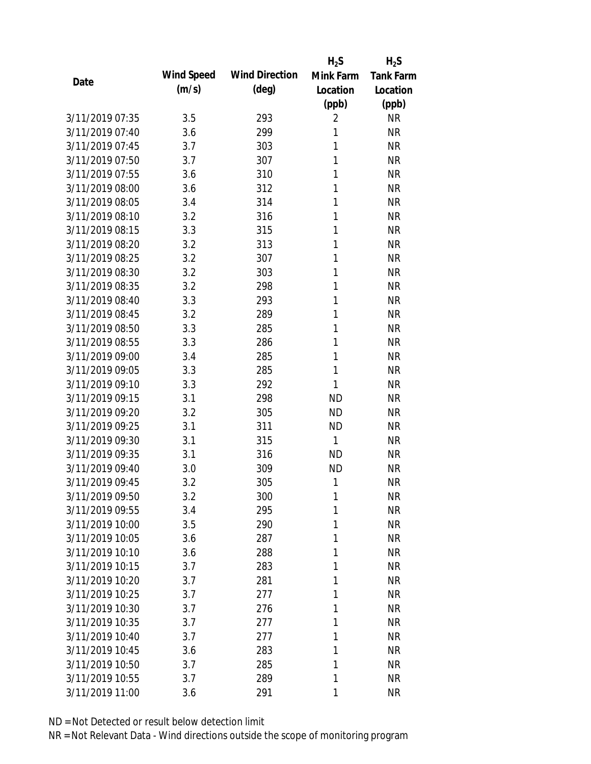| Date | Wind Speed (m/s) | Wind Direction (deg) | $H_2S$ Mink Farm Location (ppb) | $H_2S$ Tank Farm Location (ppb) |
|---|---|---|---|---|
| 3/11/2019 07:35 | 3.5 | 293 | 2 | NR |
| 3/11/2019 07:40 | 3.6 | 299 | 1 | NR |
| 3/11/2019 07:45 | 3.7 | 303 | 1 | NR |
| 3/11/2019 07:50 | 3.7 | 307 | 1 | NR |
| 3/11/2019 07:55 | 3.6 | 310 | 1 | NR |
| 3/11/2019 08:00 | 3.6 | 312 | 1 | NR |
| 3/11/2019 08:05 | 3.4 | 314 | 1 | NR |
| 3/11/2019 08:10 | 3.2 | 316 | 1 | NR |
| 3/11/2019 08:15 | 3.3 | 315 | 1 | NR |
| 3/11/2019 08:20 | 3.2 | 313 | 1 | NR |
| 3/11/2019 08:25 | 3.2 | 307 | 1 | NR |
| 3/11/2019 08:30 | 3.2 | 303 | 1 | NR |
| 3/11/2019 08:35 | 3.2 | 298 | 1 | NR |
| 3/11/2019 08:40 | 3.3 | 293 | 1 | NR |
| 3/11/2019 08:45 | 3.2 | 289 | 1 | NR |
| 3/11/2019 08:50 | 3.3 | 285 | 1 | NR |
| 3/11/2019 08:55 | 3.3 | 286 | 1 | NR |
| 3/11/2019 09:00 | 3.4 | 285 | 1 | NR |
| 3/11/2019 09:05 | 3.3 | 285 | 1 | NR |
| 3/11/2019 09:10 | 3.3 | 292 | 1 | NR |
| 3/11/2019 09:15 | 3.1 | 298 | ND | NR |
| 3/11/2019 09:20 | 3.2 | 305 | ND | NR |
| 3/11/2019 09:25 | 3.1 | 311 | ND | NR |
| 3/11/2019 09:30 | 3.1 | 315 | 1 | NR |
| 3/11/2019 09:35 | 3.1 | 316 | ND | NR |
| 3/11/2019 09:40 | 3.0 | 309 | ND | NR |
| 3/11/2019 09:45 | 3.2 | 305 | 1 | NR |
| 3/11/2019 09:50 | 3.2 | 300 | 1 | NR |
| 3/11/2019 09:55 | 3.4 | 295 | 1 | NR |
| 3/11/2019 10:00 | 3.5 | 290 | 1 | NR |
| 3/11/2019 10:05 | 3.6 | 287 | 1 | NR |
| 3/11/2019 10:10 | 3.6 | 288 | 1 | NR |
| 3/11/2019 10:15 | 3.7 | 283 | 1 | NR |
| 3/11/2019 10:20 | 3.7 | 281 | 1 | NR |
| 3/11/2019 10:25 | 3.7 | 277 | 1 | NR |
| 3/11/2019 10:30 | 3.7 | 276 | 1 | NR |
| 3/11/2019 10:35 | 3.7 | 277 | 1 | NR |
| 3/11/2019 10:40 | 3.7 | 277 | 1 | NR |
| 3/11/2019 10:45 | 3.6 | 283 | 1 | NR |
| 3/11/2019 10:50 | 3.7 | 285 | 1 | NR |
| 3/11/2019 10:55 | 3.7 | 289 | 1 | NR |
| 3/11/2019 11:00 | 3.6 | 291 | 1 | NR |

ND = Not Detected or result below detection limit

NR = Not Relevant Data - Wind directions outside the scope of monitoring program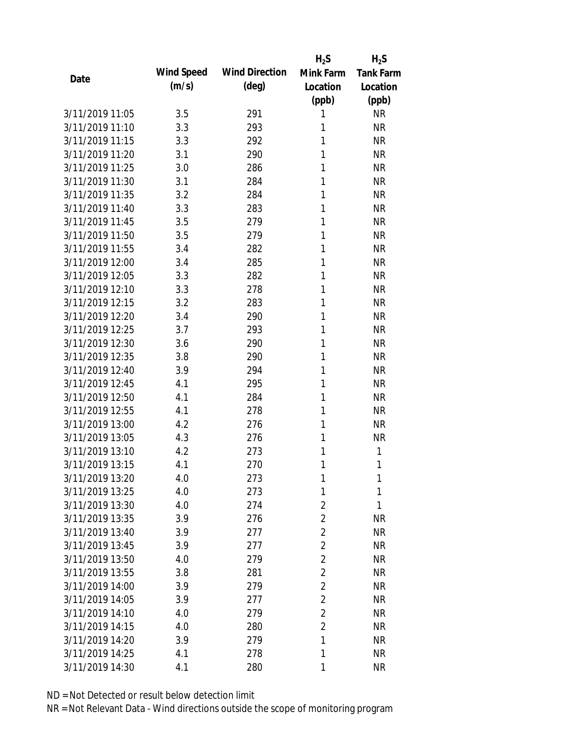| Date | Wind Speed (m/s) | Wind Direction (deg) | $H_2S$ Mink Farm Location (ppb) | $H_2S$ Tank Farm Location (ppb) |
|---|---|---|---|---|
| 3/11/2019 11:05 | 3.5 | 291 | 1 | NR |
| 3/11/2019 11:10 | 3.3 | 293 | 1 | NR |
| 3/11/2019 11:15 | 3.3 | 292 | 1 | NR |
| 3/11/2019 11:20 | 3.1 | 290 | 1 | NR |
| 3/11/2019 11:25 | 3.0 | 286 | 1 | NR |
| 3/11/2019 11:30 | 3.1 | 284 | 1 | NR |
| 3/11/2019 11:35 | 3.2 | 284 | 1 | NR |
| 3/11/2019 11:40 | 3.3 | 283 | 1 | NR |
| 3/11/2019 11:45 | 3.5 | 279 | 1 | NR |
| 3/11/2019 11:50 | 3.5 | 279 | 1 | NR |
| 3/11/2019 11:55 | 3.4 | 282 | 1 | NR |
| 3/11/2019 12:00 | 3.4 | 285 | 1 | NR |
| 3/11/2019 12:05 | 3.3 | 282 | 1 | NR |
| 3/11/2019 12:10 | 3.3 | 278 | 1 | NR |
| 3/11/2019 12:15 | 3.2 | 283 | 1 | NR |
| 3/11/2019 12:20 | 3.4 | 290 | 1 | NR |
| 3/11/2019 12:25 | 3.7 | 293 | 1 | NR |
| 3/11/2019 12:30 | 3.6 | 290 | 1 | NR |
| 3/11/2019 12:35 | 3.8 | 290 | 1 | NR |
| 3/11/2019 12:40 | 3.9 | 294 | 1 | NR |
| 3/11/2019 12:45 | 4.1 | 295 | 1 | NR |
| 3/11/2019 12:50 | 4.1 | 284 | 1 | NR |
| 3/11/2019 12:55 | 4.1 | 278 | 1 | NR |
| 3/11/2019 13:00 | 4.2 | 276 | 1 | NR |
| 3/11/2019 13:05 | 4.3 | 276 | 1 | NR |
| 3/11/2019 13:10 | 4.2 | 273 | 1 | 1 |
| 3/11/2019 13:15 | 4.1 | 270 | 1 | 1 |
| 3/11/2019 13:20 | 4.0 | 273 | 1 | 1 |
| 3/11/2019 13:25 | 4.0 | 273 | 1 | 1 |
| 3/11/2019 13:30 | 4.0 | 274 | 2 | 1 |
| 3/11/2019 13:35 | 3.9 | 276 | 2 | NR |
| 3/11/2019 13:40 | 3.9 | 277 | 2 | NR |
| 3/11/2019 13:45 | 3.9 | 277 | 2 | NR |
| 3/11/2019 13:50 | 4.0 | 279 | 2 | NR |
| 3/11/2019 13:55 | 3.8 | 281 | 2 | NR |
| 3/11/2019 14:00 | 3.9 | 279 | 2 | NR |
| 3/11/2019 14:05 | 3.9 | 277 | 2 | NR |
| 3/11/2019 14:10 | 4.0 | 279 | 2 | NR |
| 3/11/2019 14:15 | 4.0 | 280 | 2 | NR |
| 3/11/2019 14:20 | 3.9 | 279 | 1 | NR |
| 3/11/2019 14:25 | 4.1 | 278 | 1 | NR |
| 3/11/2019 14:30 | 4.1 | 280 | 1 | NR |

ND = Not Detected or result below detection limit

NR = Not Relevant Data - Wind directions outside the scope of monitoring program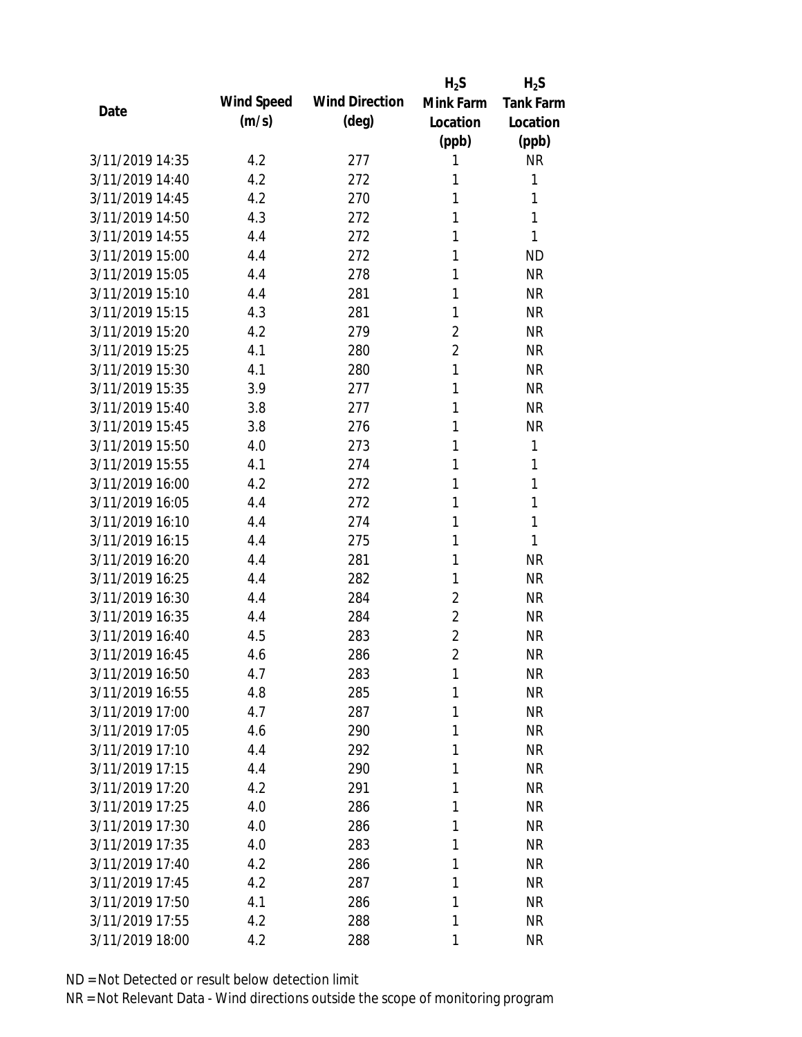| Date | Wind Speed (m/s) | Wind Direction (deg) | $H_2S$ Mink Farm Location (ppb) | $H_2S$ Tank Farm Location (ppb) |
|---|---|---|---|---|
| 3/11/2019 14:35 | 4.2 | 277 | 1 | NR |
| 3/11/2019 14:40 | 4.2 | 272 | 1 | 1 |
| 3/11/2019 14:45 | 4.2 | 270 | 1 | 1 |
| 3/11/2019 14:50 | 4.3 | 272 | 1 | 1 |
| 3/11/2019 14:55 | 4.4 | 272 | 1 | 1 |
| 3/11/2019 15:00 | 4.4 | 272 | 1 | ND |
| 3/11/2019 15:05 | 4.4 | 278 | 1 | NR |
| 3/11/2019 15:10 | 4.4 | 281 | 1 | NR |
| 3/11/2019 15:15 | 4.3 | 281 | 1 | NR |
| 3/11/2019 15:20 | 4.2 | 279 | 2 | NR |
| 3/11/2019 15:25 | 4.1 | 280 | 2 | NR |
| 3/11/2019 15:30 | 4.1 | 280 | 1 | NR |
| 3/11/2019 15:35 | 3.9 | 277 | 1 | NR |
| 3/11/2019 15:40 | 3.8 | 277 | 1 | NR |
| 3/11/2019 15:45 | 3.8 | 276 | 1 | NR |
| 3/11/2019 15:50 | 4.0 | 273 | 1 | 1 |
| 3/11/2019 15:55 | 4.1 | 274 | 1 | 1 |
| 3/11/2019 16:00 | 4.2 | 272 | 1 | 1 |
| 3/11/2019 16:05 | 4.4 | 272 | 1 | 1 |
| 3/11/2019 16:10 | 4.4 | 274 | 1 | 1 |
| 3/11/2019 16:15 | 4.4 | 275 | 1 | 1 |
| 3/11/2019 16:20 | 4.4 | 281 | 1 | NR |
| 3/11/2019 16:25 | 4.4 | 282 | 1 | NR |
| 3/11/2019 16:30 | 4.4 | 284 | 2 | NR |
| 3/11/2019 16:35 | 4.4 | 284 | 2 | NR |
| 3/11/2019 16:40 | 4.5 | 283 | 2 | NR |
| 3/11/2019 16:45 | 4.6 | 286 | 2 | NR |
| 3/11/2019 16:50 | 4.7 | 283 | 1 | NR |
| 3/11/2019 16:55 | 4.8 | 285 | 1 | NR |
| 3/11/2019 17:00 | 4.7 | 287 | 1 | NR |
| 3/11/2019 17:05 | 4.6 | 290 | 1 | NR |
| 3/11/2019 17:10 | 4.4 | 292 | 1 | NR |
| 3/11/2019 17:15 | 4.4 | 290 | 1 | NR |
| 3/11/2019 17:20 | 4.2 | 291 | 1 | NR |
| 3/11/2019 17:25 | 4.0 | 286 | 1 | NR |
| 3/11/2019 17:30 | 4.0 | 286 | 1 | NR |
| 3/11/2019 17:35 | 4.0 | 283 | 1 | NR |
| 3/11/2019 17:40 | 4.2 | 286 | 1 | NR |
| 3/11/2019 17:45 | 4.2 | 287 | 1 | NR |
| 3/11/2019 17:50 | 4.1 | 286 | 1 | NR |
| 3/11/2019 17:55 | 4.2 | 288 | 1 | NR |
| 3/11/2019 18:00 | 4.2 | 288 | 1 | NR |

ND = Not Detected or result below detection limit

NR = Not Relevant Data - Wind directions outside the scope of monitoring program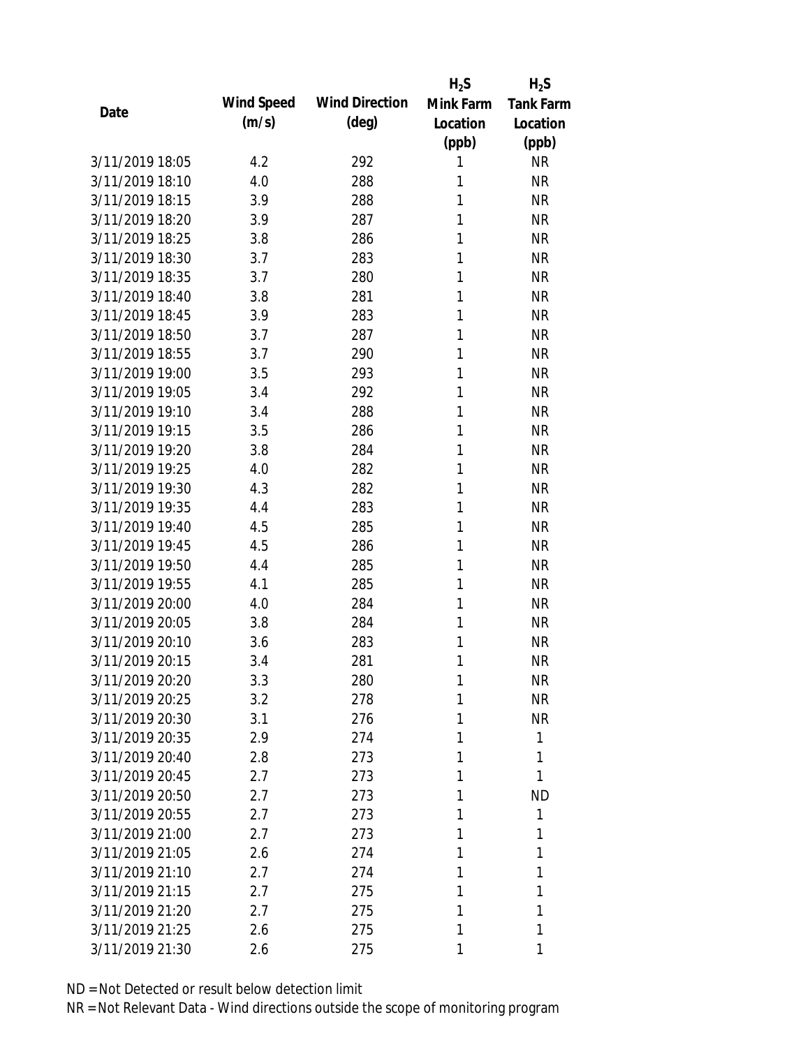| Date | Wind Speed (m/s) | Wind Direction (deg) | $H_2S$ Mink Farm Location (ppb) | $H_2S$ Tank Farm Location (ppb) |
|---|---|---|---|---|
| 3/11/2019 18:05 | 4.2 | 292 | 1 | NR |
| 3/11/2019 18:10 | 4.0 | 288 | 1 | NR |
| 3/11/2019 18:15 | 3.9 | 288 | 1 | NR |
| 3/11/2019 18:20 | 3.9 | 287 | 1 | NR |
| 3/11/2019 18:25 | 3.8 | 286 | 1 | NR |
| 3/11/2019 18:30 | 3.7 | 283 | 1 | NR |
| 3/11/2019 18:35 | 3.7 | 280 | 1 | NR |
| 3/11/2019 18:40 | 3.8 | 281 | 1 | NR |
| 3/11/2019 18:45 | 3.9 | 283 | 1 | NR |
| 3/11/2019 18:50 | 3.7 | 287 | 1 | NR |
| 3/11/2019 18:55 | 3.7 | 290 | 1 | NR |
| 3/11/2019 19:00 | 3.5 | 293 | 1 | NR |
| 3/11/2019 19:05 | 3.4 | 292 | 1 | NR |
| 3/11/2019 19:10 | 3.4 | 288 | 1 | NR |
| 3/11/2019 19:15 | 3.5 | 286 | 1 | NR |
| 3/11/2019 19:20 | 3.8 | 284 | 1 | NR |
| 3/11/2019 19:25 | 4.0 | 282 | 1 | NR |
| 3/11/2019 19:30 | 4.3 | 282 | 1 | NR |
| 3/11/2019 19:35 | 4.4 | 283 | 1 | NR |
| 3/11/2019 19:40 | 4.5 | 285 | 1 | NR |
| 3/11/2019 19:45 | 4.5 | 286 | 1 | NR |
| 3/11/2019 19:50 | 4.4 | 285 | 1 | NR |
| 3/11/2019 19:55 | 4.1 | 285 | 1 | NR |
| 3/11/2019 20:00 | 4.0 | 284 | 1 | NR |
| 3/11/2019 20:05 | 3.8 | 284 | 1 | NR |
| 3/11/2019 20:10 | 3.6 | 283 | 1 | NR |
| 3/11/2019 20:15 | 3.4 | 281 | 1 | NR |
| 3/11/2019 20:20 | 3.3 | 280 | 1 | NR |
| 3/11/2019 20:25 | 3.2 | 278 | 1 | NR |
| 3/11/2019 20:30 | 3.1 | 276 | 1 | NR |
| 3/11/2019 20:35 | 2.9 | 274 | 1 | 1 |
| 3/11/2019 20:40 | 2.8 | 273 | 1 | 1 |
| 3/11/2019 20:45 | 2.7 | 273 | 1 | 1 |
| 3/11/2019 20:50 | 2.7 | 273 | 1 | ND |
| 3/11/2019 20:55 | 2.7 | 273 | 1 | 1 |
| 3/11/2019 21:00 | 2.7 | 273 | 1 | 1 |
| 3/11/2019 21:05 | 2.6 | 274 | 1 | 1 |
| 3/11/2019 21:10 | 2.7 | 274 | 1 | 1 |
| 3/11/2019 21:15 | 2.7 | 275 | 1 | 1 |
| 3/11/2019 21:20 | 2.7 | 275 | 1 | 1 |
| 3/11/2019 21:25 | 2.6 | 275 | 1 | 1 |
| 3/11/2019 21:30 | 2.6 | 275 | 1 | 1 |

ND = Not Detected or result below detection limit

NR = Not Relevant Data - Wind directions outside the scope of monitoring program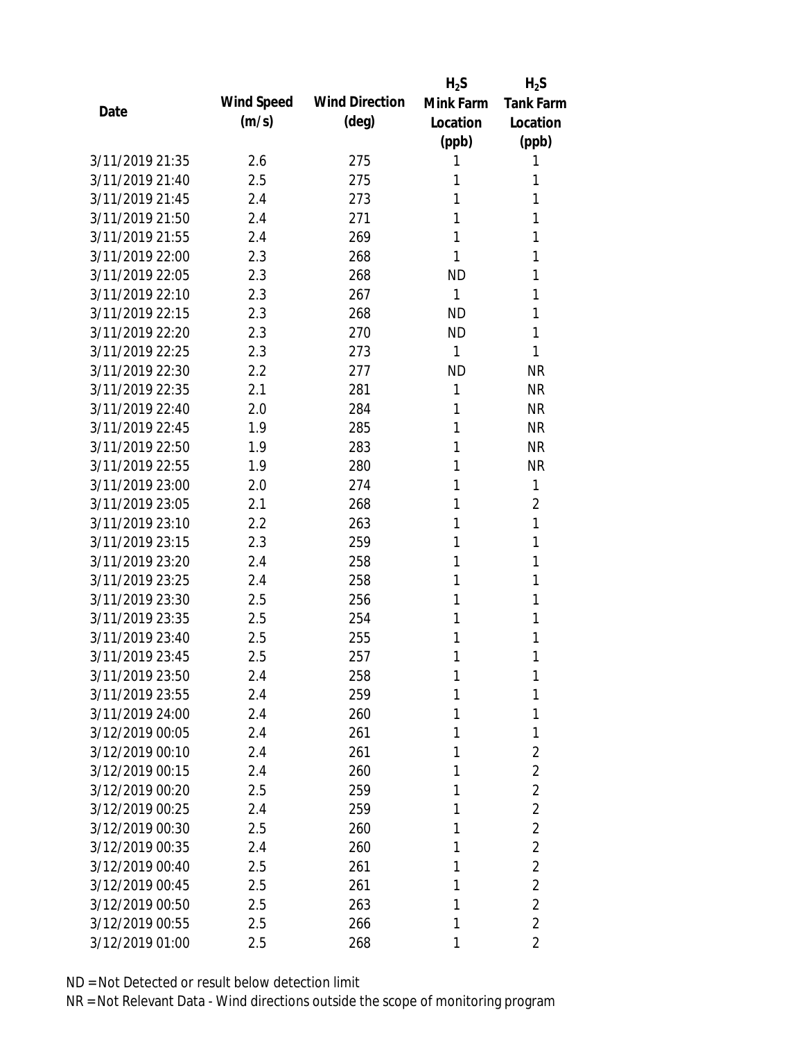| Date | Wind Speed (m/s) | Wind Direction (deg) | $H_2S$ Mink Farm Location (ppb) | $H_2S$ Tank Farm Location (ppb) |
|---|---|---|---|---|
| 3/11/2019 21:35 | 2.6 | 275 | 1 | 1 |
| 3/11/2019 21:40 | 2.5 | 275 | 1 | 1 |
| 3/11/2019 21:45 | 2.4 | 273 | 1 | 1 |
| 3/11/2019 21:50 | 2.4 | 271 | 1 | 1 |
| 3/11/2019 21:55 | 2.4 | 269 | 1 | 1 |
| 3/11/2019 22:00 | 2.3 | 268 | 1 | 1 |
| 3/11/2019 22:05 | 2.3 | 268 | ND | 1 |
| 3/11/2019 22:10 | 2.3 | 267 | 1 | 1 |
| 3/11/2019 22:15 | 2.3 | 268 | ND | 1 |
| 3/11/2019 22:20 | 2.3 | 270 | ND | 1 |
| 3/11/2019 22:25 | 2.3 | 273 | 1 | 1 |
| 3/11/2019 22:30 | 2.2 | 277 | ND | NR |
| 3/11/2019 22:35 | 2.1 | 281 | 1 | NR |
| 3/11/2019 22:40 | 2.0 | 284 | 1 | NR |
| 3/11/2019 22:45 | 1.9 | 285 | 1 | NR |
| 3/11/2019 22:50 | 1.9 | 283 | 1 | NR |
| 3/11/2019 22:55 | 1.9 | 280 | 1 | NR |
| 3/11/2019 23:00 | 2.0 | 274 | 1 | 1 |
| 3/11/2019 23:05 | 2.1 | 268 | 1 | 2 |
| 3/11/2019 23:10 | 2.2 | 263 | 1 | 1 |
| 3/11/2019 23:15 | 2.3 | 259 | 1 | 1 |
| 3/11/2019 23:20 | 2.4 | 258 | 1 | 1 |
| 3/11/2019 23:25 | 2.4 | 258 | 1 | 1 |
| 3/11/2019 23:30 | 2.5 | 256 | 1 | 1 |
| 3/11/2019 23:35 | 2.5 | 254 | 1 | 1 |
| 3/11/2019 23:40 | 2.5 | 255 | 1 | 1 |
| 3/11/2019 23:45 | 2.5 | 257 | 1 | 1 |
| 3/11/2019 23:50 | 2.4 | 258 | 1 | 1 |
| 3/11/2019 23:55 | 2.4 | 259 | 1 | 1 |
| 3/11/2019 24:00 | 2.4 | 260 | 1 | 1 |
| 3/12/2019 00:05 | 2.4 | 261 | 1 | 1 |
| 3/12/2019 00:10 | 2.4 | 261 | 1 | 2 |
| 3/12/2019 00:15 | 2.4 | 260 | 1 | 2 |
| 3/12/2019 00:20 | 2.5 | 259 | 1 | 2 |
| 3/12/2019 00:25 | 2.4 | 259 | 1 | 2 |
| 3/12/2019 00:30 | 2.5 | 260 | 1 | 2 |
| 3/12/2019 00:35 | 2.4 | 260 | 1 | 2 |
| 3/12/2019 00:40 | 2.5 | 261 | 1 | 2 |
| 3/12/2019 00:45 | 2.5 | 261 | 1 | 2 |
| 3/12/2019 00:50 | 2.5 | 263 | 1 | 2 |
| 3/12/2019 00:55 | 2.5 | 266 | 1 | 2 |
| 3/12/2019 01:00 | 2.5 | 268 | 1 | 2 |

ND = Not Detected or result below detection limit

NR = Not Relevant Data - Wind directions outside the scope of monitoring program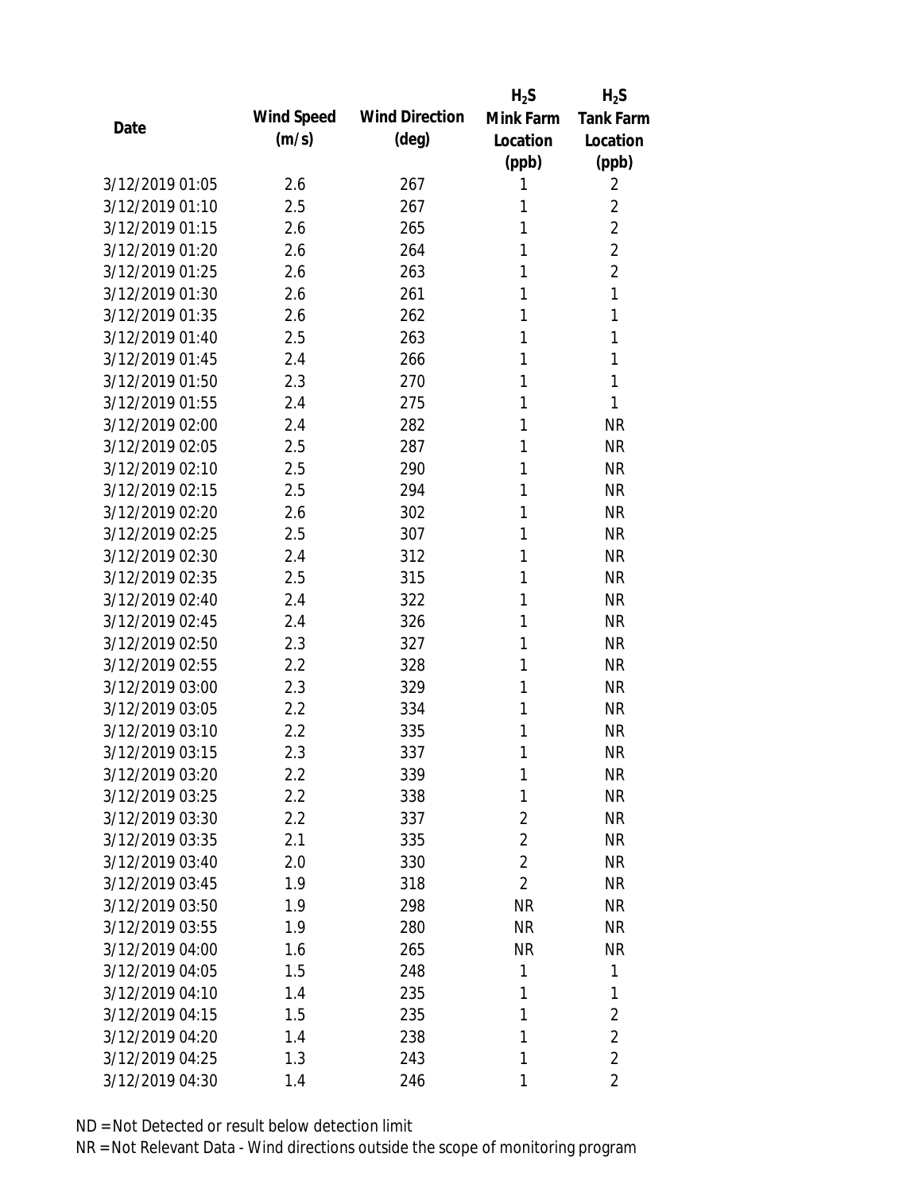| Date | Wind Speed (m/s) | Wind Direction (deg) | $H_2S$ Mink Farm Location (ppb) | $H_2S$ Tank Farm Location (ppb) |
|---|---|---|---|---|
| 3/12/2019 01:05 | 2.6 | 267 | 1 | 2 |
| 3/12/2019 01:10 | 2.5 | 267 | 1 | 2 |
| 3/12/2019 01:15 | 2.6 | 265 | 1 | 2 |
| 3/12/2019 01:20 | 2.6 | 264 | 1 | 2 |
| 3/12/2019 01:25 | 2.6 | 263 | 1 | 2 |
| 3/12/2019 01:30 | 2.6 | 261 | 1 | 1 |
| 3/12/2019 01:35 | 2.6 | 262 | 1 | 1 |
| 3/12/2019 01:40 | 2.5 | 263 | 1 | 1 |
| 3/12/2019 01:45 | 2.4 | 266 | 1 | 1 |
| 3/12/2019 01:50 | 2.3 | 270 | 1 | 1 |
| 3/12/2019 01:55 | 2.4 | 275 | 1 | 1 |
| 3/12/2019 02:00 | 2.4 | 282 | 1 | NR |
| 3/12/2019 02:05 | 2.5 | 287 | 1 | NR |
| 3/12/2019 02:10 | 2.5 | 290 | 1 | NR |
| 3/12/2019 02:15 | 2.5 | 294 | 1 | NR |
| 3/12/2019 02:20 | 2.6 | 302 | 1 | NR |
| 3/12/2019 02:25 | 2.5 | 307 | 1 | NR |
| 3/12/2019 02:30 | 2.4 | 312 | 1 | NR |
| 3/12/2019 02:35 | 2.5 | 315 | 1 | NR |
| 3/12/2019 02:40 | 2.4 | 322 | 1 | NR |
| 3/12/2019 02:45 | 2.4 | 326 | 1 | NR |
| 3/12/2019 02:50 | 2.3 | 327 | 1 | NR |
| 3/12/2019 02:55 | 2.2 | 328 | 1 | NR |
| 3/12/2019 03:00 | 2.3 | 329 | 1 | NR |
| 3/12/2019 03:05 | 2.2 | 334 | 1 | NR |
| 3/12/2019 03:10 | 2.2 | 335 | 1 | NR |
| 3/12/2019 03:15 | 2.3 | 337 | 1 | NR |
| 3/12/2019 03:20 | 2.2 | 339 | 1 | NR |
| 3/12/2019 03:25 | 2.2 | 338 | 1 | NR |
| 3/12/2019 03:30 | 2.2 | 337 | 2 | NR |
| 3/12/2019 03:35 | 2.1 | 335 | 2 | NR |
| 3/12/2019 03:40 | 2.0 | 330 | 2 | NR |
| 3/12/2019 03:45 | 1.9 | 318 | 2 | NR |
| 3/12/2019 03:50 | 1.9 | 298 | NR | NR |
| 3/12/2019 03:55 | 1.9 | 280 | NR | NR |
| 3/12/2019 04:00 | 1.6 | 265 | NR | NR |
| 3/12/2019 04:05 | 1.5 | 248 | 1 | 1 |
| 3/12/2019 04:10 | 1.4 | 235 | 1 | 1 |
| 3/12/2019 04:15 | 1.5 | 235 | 1 | 2 |
| 3/12/2019 04:20 | 1.4 | 238 | 1 | 2 |
| 3/12/2019 04:25 | 1.3 | 243 | 1 | 2 |
| 3/12/2019 04:30 | 1.4 | 246 | 1 | 2 |

ND = Not Detected or result below detection limit

NR = Not Relevant Data - Wind directions outside the scope of monitoring program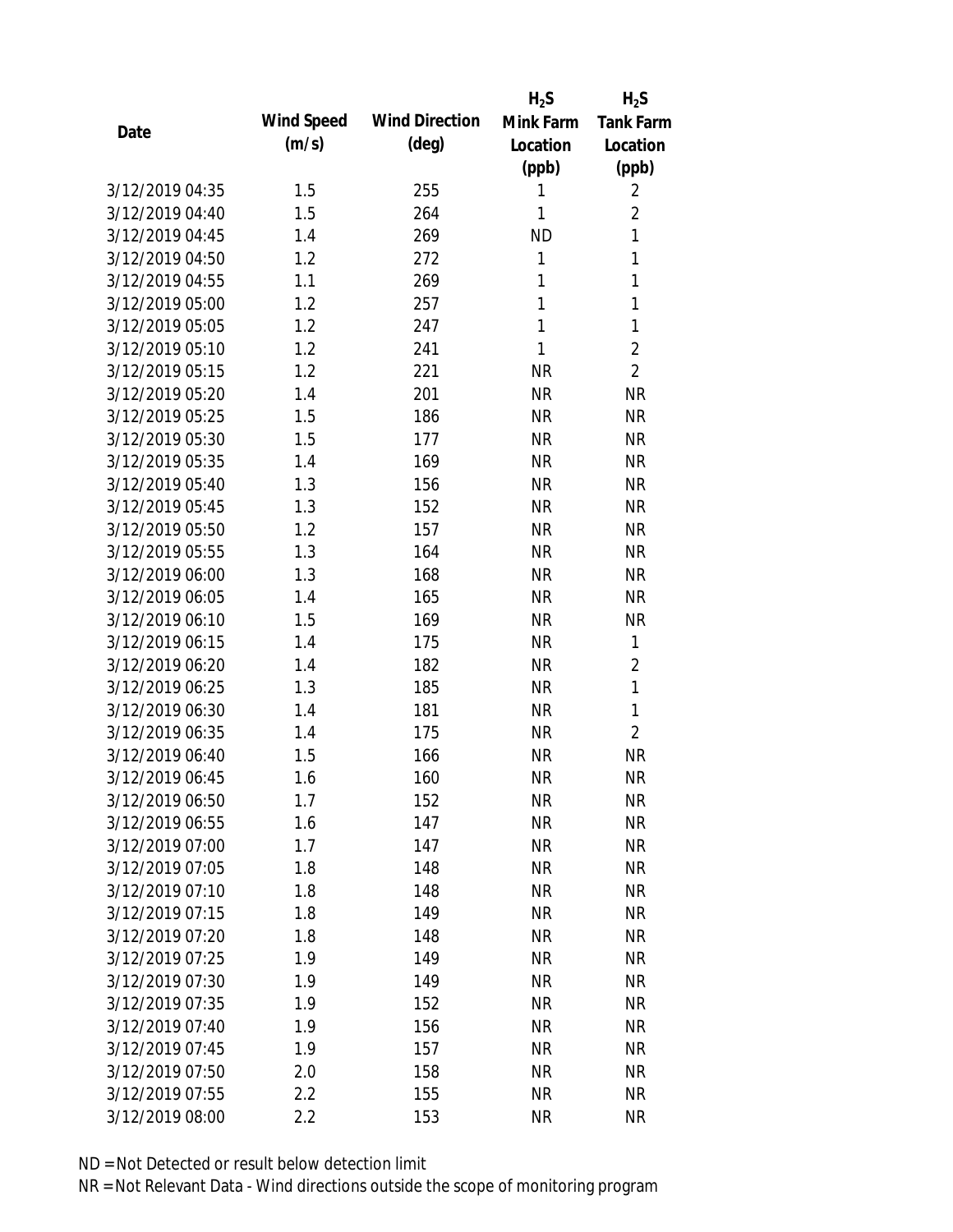| Date | Wind Speed (m/s) | Wind Direction (deg) | $H_2S$ Mink Farm Location (ppb) | $H_2S$ Tank Farm Location (ppb) |
|---|---|---|---|---|
| 3/12/2019 04:35 | 1.5 | 255 | 1 | 2 |
| 3/12/2019 04:40 | 1.5 | 264 | 1 | 2 |
| 3/12/2019 04:45 | 1.4 | 269 | ND | 1 |
| 3/12/2019 04:50 | 1.2 | 272 | 1 | 1 |
| 3/12/2019 04:55 | 1.1 | 269 | 1 | 1 |
| 3/12/2019 05:00 | 1.2 | 257 | 1 | 1 |
| 3/12/2019 05:05 | 1.2 | 247 | 1 | 1 |
| 3/12/2019 05:10 | 1.2 | 241 | 1 | 2 |
| 3/12/2019 05:15 | 1.2 | 221 | NR | 2 |
| 3/12/2019 05:20 | 1.4 | 201 | NR | NR |
| 3/12/2019 05:25 | 1.5 | 186 | NR | NR |
| 3/12/2019 05:30 | 1.5 | 177 | NR | NR |
| 3/12/2019 05:35 | 1.4 | 169 | NR | NR |
| 3/12/2019 05:40 | 1.3 | 156 | NR | NR |
| 3/12/2019 05:45 | 1.3 | 152 | NR | NR |
| 3/12/2019 05:50 | 1.2 | 157 | NR | NR |
| 3/12/2019 05:55 | 1.3 | 164 | NR | NR |
| 3/12/2019 06:00 | 1.3 | 168 | NR | NR |
| 3/12/2019 06:05 | 1.4 | 165 | NR | NR |
| 3/12/2019 06:10 | 1.5 | 169 | NR | NR |
| 3/12/2019 06:15 | 1.4 | 175 | NR | 1 |
| 3/12/2019 06:20 | 1.4 | 182 | NR | 2 |
| 3/12/2019 06:25 | 1.3 | 185 | NR | 1 |
| 3/12/2019 06:30 | 1.4 | 181 | NR | 1 |
| 3/12/2019 06:35 | 1.4 | 175 | NR | 2 |
| 3/12/2019 06:40 | 1.5 | 166 | NR | NR |
| 3/12/2019 06:45 | 1.6 | 160 | NR | NR |
| 3/12/2019 06:50 | 1.7 | 152 | NR | NR |
| 3/12/2019 06:55 | 1.6 | 147 | NR | NR |
| 3/12/2019 07:00 | 1.7 | 147 | NR | NR |
| 3/12/2019 07:05 | 1.8 | 148 | NR | NR |
| 3/12/2019 07:10 | 1.8 | 148 | NR | NR |
| 3/12/2019 07:15 | 1.8 | 149 | NR | NR |
| 3/12/2019 07:20 | 1.8 | 148 | NR | NR |
| 3/12/2019 07:25 | 1.9 | 149 | NR | NR |
| 3/12/2019 07:30 | 1.9 | 149 | NR | NR |
| 3/12/2019 07:35 | 1.9 | 152 | NR | NR |
| 3/12/2019 07:40 | 1.9 | 156 | NR | NR |
| 3/12/2019 07:45 | 1.9 | 157 | NR | NR |
| 3/12/2019 07:50 | 2.0 | 158 | NR | NR |
| 3/12/2019 07:55 | 2.2 | 155 | NR | NR |
| 3/12/2019 08:00 | 2.2 | 153 | NR | NR |

ND = Not Detected or result below detection limit

NR = Not Relevant Data - Wind directions outside the scope of monitoring program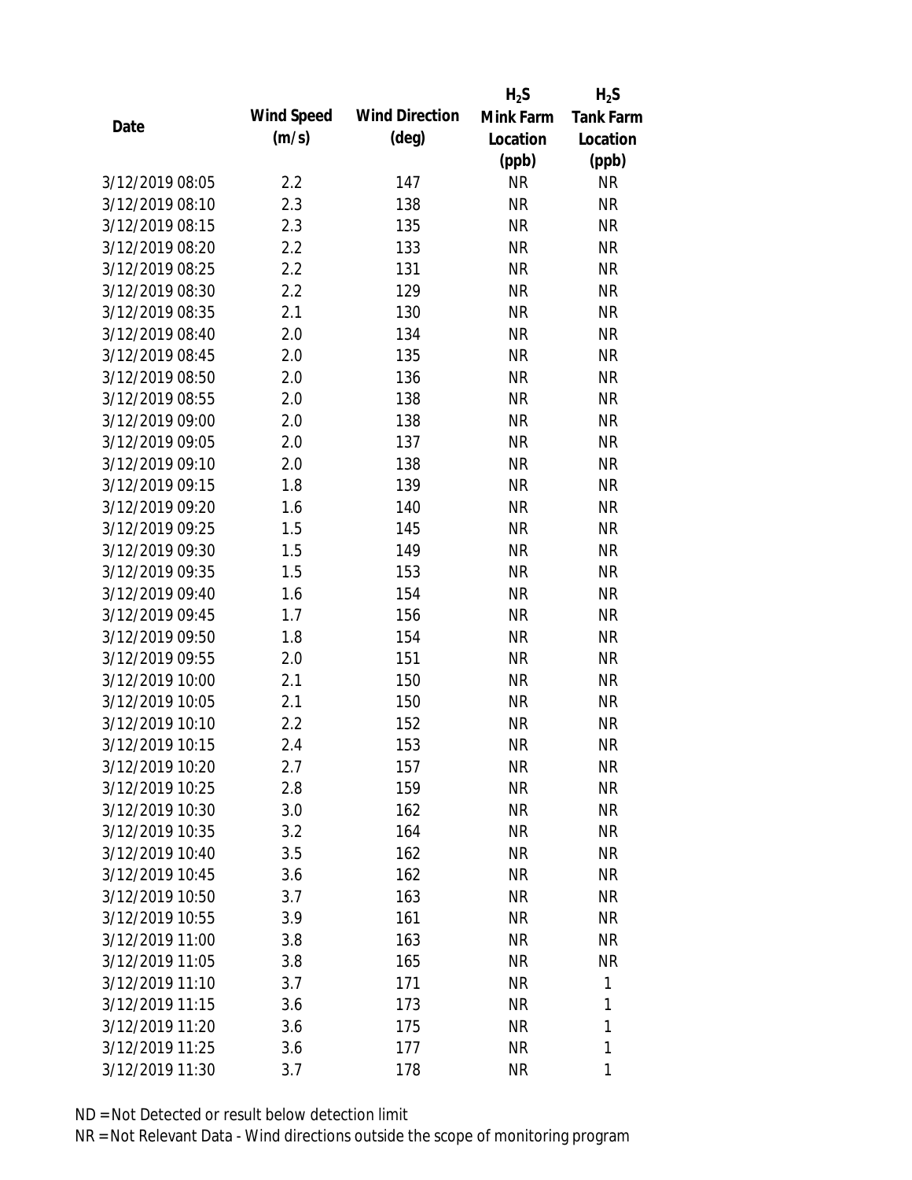| Date | Wind Speed (m/s) | Wind Direction (deg) | $H_2S$ Mink Farm Location (ppb) | $H_2S$ Tank Farm Location (ppb) |
|---|---|---|---|---|
| 3/12/2019 08:05 | 2.2 | 147 | NR | NR |
| 3/12/2019 08:10 | 2.3 | 138 | NR | NR |
| 3/12/2019 08:15 | 2.3 | 135 | NR | NR |
| 3/12/2019 08:20 | 2.2 | 133 | NR | NR |
| 3/12/2019 08:25 | 2.2 | 131 | NR | NR |
| 3/12/2019 08:30 | 2.2 | 129 | NR | NR |
| 3/12/2019 08:35 | 2.1 | 130 | NR | NR |
| 3/12/2019 08:40 | 2.0 | 134 | NR | NR |
| 3/12/2019 08:45 | 2.0 | 135 | NR | NR |
| 3/12/2019 08:50 | 2.0 | 136 | NR | NR |
| 3/12/2019 08:55 | 2.0 | 138 | NR | NR |
| 3/12/2019 09:00 | 2.0 | 138 | NR | NR |
| 3/12/2019 09:05 | 2.0 | 137 | NR | NR |
| 3/12/2019 09:10 | 2.0 | 138 | NR | NR |
| 3/12/2019 09:15 | 1.8 | 139 | NR | NR |
| 3/12/2019 09:20 | 1.6 | 140 | NR | NR |
| 3/12/2019 09:25 | 1.5 | 145 | NR | NR |
| 3/12/2019 09:30 | 1.5 | 149 | NR | NR |
| 3/12/2019 09:35 | 1.5 | 153 | NR | NR |
| 3/12/2019 09:40 | 1.6 | 154 | NR | NR |
| 3/12/2019 09:45 | 1.7 | 156 | NR | NR |
| 3/12/2019 09:50 | 1.8 | 154 | NR | NR |
| 3/12/2019 09:55 | 2.0 | 151 | NR | NR |
| 3/12/2019 10:00 | 2.1 | 150 | NR | NR |
| 3/12/2019 10:05 | 2.1 | 150 | NR | NR |
| 3/12/2019 10:10 | 2.2 | 152 | NR | NR |
| 3/12/2019 10:15 | 2.4 | 153 | NR | NR |
| 3/12/2019 10:20 | 2.7 | 157 | NR | NR |
| 3/12/2019 10:25 | 2.8 | 159 | NR | NR |
| 3/12/2019 10:30 | 3.0 | 162 | NR | NR |
| 3/12/2019 10:35 | 3.2 | 164 | NR | NR |
| 3/12/2019 10:40 | 3.5 | 162 | NR | NR |
| 3/12/2019 10:45 | 3.6 | 162 | NR | NR |
| 3/12/2019 10:50 | 3.7 | 163 | NR | NR |
| 3/12/2019 10:55 | 3.9 | 161 | NR | NR |
| 3/12/2019 11:00 | 3.8 | 163 | NR | NR |
| 3/12/2019 11:05 | 3.8 | 165 | NR | NR |
| 3/12/2019 11:10 | 3.7 | 171 | NR | 1 |
| 3/12/2019 11:15 | 3.6 | 173 | NR | 1 |
| 3/12/2019 11:20 | 3.6 | 175 | NR | 1 |
| 3/12/2019 11:25 | 3.6 | 177 | NR | 1 |
| 3/12/2019 11:30 | 3.7 | 178 | NR | 1 |

ND = Not Detected or result below detection limit

NR = Not Relevant Data - Wind directions outside the scope of monitoring program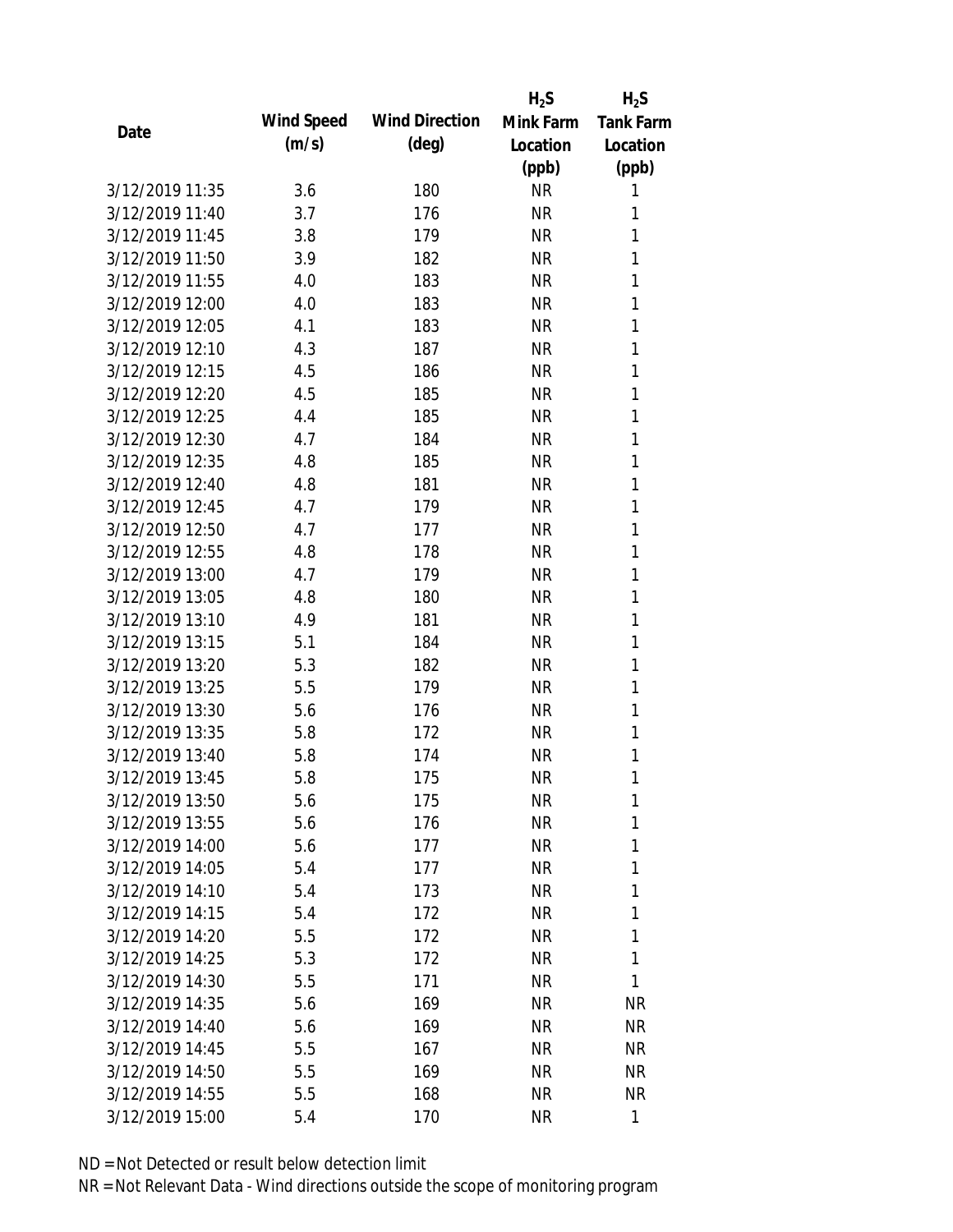| Date | Wind Speed (m/s) | Wind Direction (deg) | $H_2S$ Mink Farm Location (ppb) | $H_2S$ Tank Farm Location (ppb) |
|---|---|---|---|---|
| 3/12/2019 11:35 | 3.6 | 180 | NR | 1 |
| 3/12/2019 11:40 | 3.7 | 176 | NR | 1 |
| 3/12/2019 11:45 | 3.8 | 179 | NR | 1 |
| 3/12/2019 11:50 | 3.9 | 182 | NR | 1 |
| 3/12/2019 11:55 | 4.0 | 183 | NR | 1 |
| 3/12/2019 12:00 | 4.0 | 183 | NR | 1 |
| 3/12/2019 12:05 | 4.1 | 183 | NR | 1 |
| 3/12/2019 12:10 | 4.3 | 187 | NR | 1 |
| 3/12/2019 12:15 | 4.5 | 186 | NR | 1 |
| 3/12/2019 12:20 | 4.5 | 185 | NR | 1 |
| 3/12/2019 12:25 | 4.4 | 185 | NR | 1 |
| 3/12/2019 12:30 | 4.7 | 184 | NR | 1 |
| 3/12/2019 12:35 | 4.8 | 185 | NR | 1 |
| 3/12/2019 12:40 | 4.8 | 181 | NR | 1 |
| 3/12/2019 12:45 | 4.7 | 179 | NR | 1 |
| 3/12/2019 12:50 | 4.7 | 177 | NR | 1 |
| 3/12/2019 12:55 | 4.8 | 178 | NR | 1 |
| 3/12/2019 13:00 | 4.7 | 179 | NR | 1 |
| 3/12/2019 13:05 | 4.8 | 180 | NR | 1 |
| 3/12/2019 13:10 | 4.9 | 181 | NR | 1 |
| 3/12/2019 13:15 | 5.1 | 184 | NR | 1 |
| 3/12/2019 13:20 | 5.3 | 182 | NR | 1 |
| 3/12/2019 13:25 | 5.5 | 179 | NR | 1 |
| 3/12/2019 13:30 | 5.6 | 176 | NR | 1 |
| 3/12/2019 13:35 | 5.8 | 172 | NR | 1 |
| 3/12/2019 13:40 | 5.8 | 174 | NR | 1 |
| 3/12/2019 13:45 | 5.8 | 175 | NR | 1 |
| 3/12/2019 13:50 | 5.6 | 175 | NR | 1 |
| 3/12/2019 13:55 | 5.6 | 176 | NR | 1 |
| 3/12/2019 14:00 | 5.6 | 177 | NR | 1 |
| 3/12/2019 14:05 | 5.4 | 177 | NR | 1 |
| 3/12/2019 14:10 | 5.4 | 173 | NR | 1 |
| 3/12/2019 14:15 | 5.4 | 172 | NR | 1 |
| 3/12/2019 14:20 | 5.5 | 172 | NR | 1 |
| 3/12/2019 14:25 | 5.3 | 172 | NR | 1 |
| 3/12/2019 14:30 | 5.5 | 171 | NR | 1 |
| 3/12/2019 14:35 | 5.6 | 169 | NR | NR |
| 3/12/2019 14:40 | 5.6 | 169 | NR | NR |
| 3/12/2019 14:45 | 5.5 | 167 | NR | NR |
| 3/12/2019 14:50 | 5.5 | 169 | NR | NR |
| 3/12/2019 14:55 | 5.5 | 168 | NR | NR |
| 3/12/2019 15:00 | 5.4 | 170 | NR | 1 |

ND = Not Detected or result below detection limit
NR = Not Relevant Data - Wind directions outside the scope of monitoring program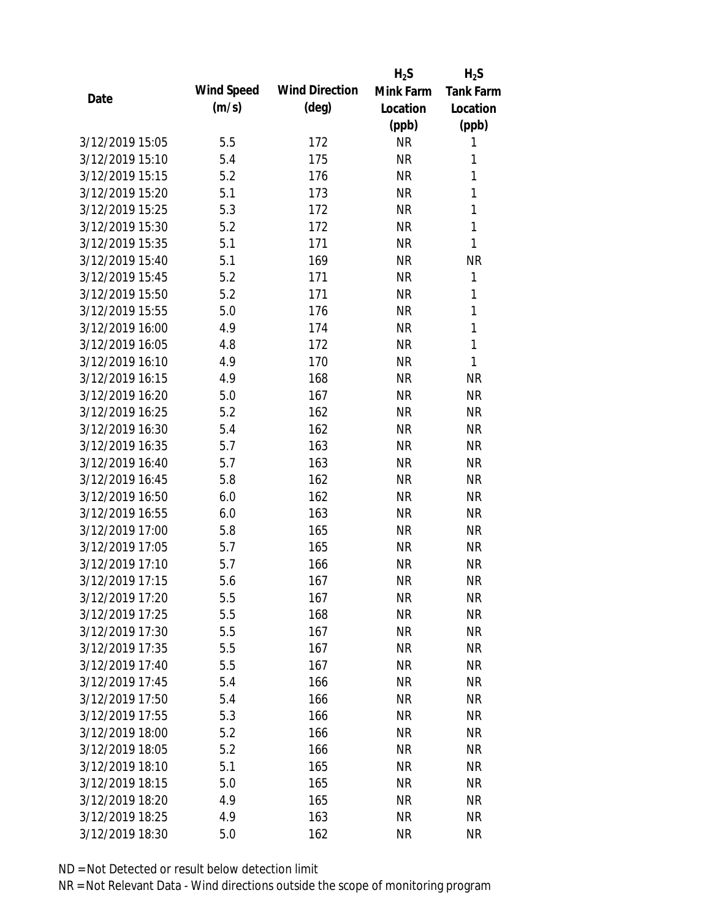| Date | Wind Speed (m/s) | Wind Direction (deg) | $H_2S$ Mink Farm Location (ppb) | $H_2S$ Tank Farm Location (ppb) |
|---|---|---|---|---|
| 3/12/2019 15:05 | 5.5 | 172 | NR | 1 |
| 3/12/2019 15:10 | 5.4 | 175 | NR | 1 |
| 3/12/2019 15:15 | 5.2 | 176 | NR | 1 |
| 3/12/2019 15:20 | 5.1 | 173 | NR | 1 |
| 3/12/2019 15:25 | 5.3 | 172 | NR | 1 |
| 3/12/2019 15:30 | 5.2 | 172 | NR | 1 |
| 3/12/2019 15:35 | 5.1 | 171 | NR | 1 |
| 3/12/2019 15:40 | 5.1 | 169 | NR | NR |
| 3/12/2019 15:45 | 5.2 | 171 | NR | 1 |
| 3/12/2019 15:50 | 5.2 | 171 | NR | 1 |
| 3/12/2019 15:55 | 5.0 | 176 | NR | 1 |
| 3/12/2019 16:00 | 4.9 | 174 | NR | 1 |
| 3/12/2019 16:05 | 4.8 | 172 | NR | 1 |
| 3/12/2019 16:10 | 4.9 | 170 | NR | 1 |
| 3/12/2019 16:15 | 4.9 | 168 | NR | NR |
| 3/12/2019 16:20 | 5.0 | 167 | NR | NR |
| 3/12/2019 16:25 | 5.2 | 162 | NR | NR |
| 3/12/2019 16:30 | 5.4 | 162 | NR | NR |
| 3/12/2019 16:35 | 5.7 | 163 | NR | NR |
| 3/12/2019 16:40 | 5.7 | 163 | NR | NR |
| 3/12/2019 16:45 | 5.8 | 162 | NR | NR |
| 3/12/2019 16:50 | 6.0 | 162 | NR | NR |
| 3/12/2019 16:55 | 6.0 | 163 | NR | NR |
| 3/12/2019 17:00 | 5.8 | 165 | NR | NR |
| 3/12/2019 17:05 | 5.7 | 165 | NR | NR |
| 3/12/2019 17:10 | 5.7 | 166 | NR | NR |
| 3/12/2019 17:15 | 5.6 | 167 | NR | NR |
| 3/12/2019 17:20 | 5.5 | 167 | NR | NR |
| 3/12/2019 17:25 | 5.5 | 168 | NR | NR |
| 3/12/2019 17:30 | 5.5 | 167 | NR | NR |
| 3/12/2019 17:35 | 5.5 | 167 | NR | NR |
| 3/12/2019 17:40 | 5.5 | 167 | NR | NR |
| 3/12/2019 17:45 | 5.4 | 166 | NR | NR |
| 3/12/2019 17:50 | 5.4 | 166 | NR | NR |
| 3/12/2019 17:55 | 5.3 | 166 | NR | NR |
| 3/12/2019 18:00 | 5.2 | 166 | NR | NR |
| 3/12/2019 18:05 | 5.2 | 166 | NR | NR |
| 3/12/2019 18:10 | 5.1 | 165 | NR | NR |
| 3/12/2019 18:15 | 5.0 | 165 | NR | NR |
| 3/12/2019 18:20 | 4.9 | 165 | NR | NR |
| 3/12/2019 18:25 | 4.9 | 163 | NR | NR |
| 3/12/2019 18:30 | 5.0 | 162 | NR | NR |

ND = Not Detected or result below detection limit

NR = Not Relevant Data - Wind directions outside the scope of monitoring program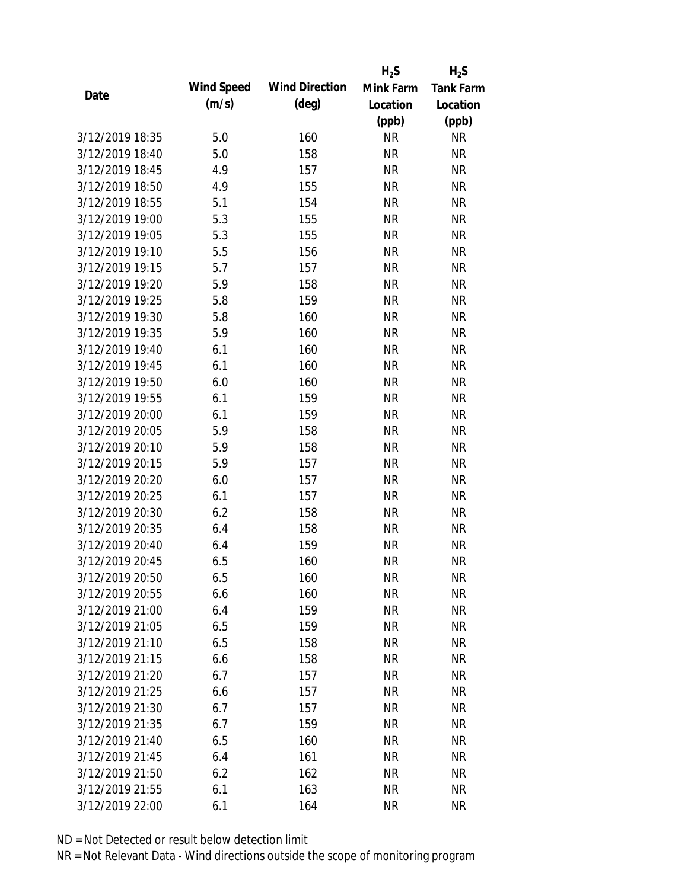| Date | Wind Speed (m/s) | Wind Direction (deg) | $H_2S$ Mink Farm Location (ppb) | $H_2S$ Tank Farm Location (ppb) |
|---|---|---|---|---|
| 3/12/2019 18:35 | 5.0 | 160 | NR | NR |
| 3/12/2019 18:40 | 5.0 | 158 | NR | NR |
| 3/12/2019 18:45 | 4.9 | 157 | NR | NR |
| 3/12/2019 18:50 | 4.9 | 155 | NR | NR |
| 3/12/2019 18:55 | 5.1 | 154 | NR | NR |
| 3/12/2019 19:00 | 5.3 | 155 | NR | NR |
| 3/12/2019 19:05 | 5.3 | 155 | NR | NR |
| 3/12/2019 19:10 | 5.5 | 156 | NR | NR |
| 3/12/2019 19:15 | 5.7 | 157 | NR | NR |
| 3/12/2019 19:20 | 5.9 | 158 | NR | NR |
| 3/12/2019 19:25 | 5.8 | 159 | NR | NR |
| 3/12/2019 19:30 | 5.8 | 160 | NR | NR |
| 3/12/2019 19:35 | 5.9 | 160 | NR | NR |
| 3/12/2019 19:40 | 6.1 | 160 | NR | NR |
| 3/12/2019 19:45 | 6.1 | 160 | NR | NR |
| 3/12/2019 19:50 | 6.0 | 160 | NR | NR |
| 3/12/2019 19:55 | 6.1 | 159 | NR | NR |
| 3/12/2019 20:00 | 6.1 | 159 | NR | NR |
| 3/12/2019 20:05 | 5.9 | 158 | NR | NR |
| 3/12/2019 20:10 | 5.9 | 158 | NR | NR |
| 3/12/2019 20:15 | 5.9 | 157 | NR | NR |
| 3/12/2019 20:20 | 6.0 | 157 | NR | NR |
| 3/12/2019 20:25 | 6.1 | 157 | NR | NR |
| 3/12/2019 20:30 | 6.2 | 158 | NR | NR |
| 3/12/2019 20:35 | 6.4 | 158 | NR | NR |
| 3/12/2019 20:40 | 6.4 | 159 | NR | NR |
| 3/12/2019 20:45 | 6.5 | 160 | NR | NR |
| 3/12/2019 20:50 | 6.5 | 160 | NR | NR |
| 3/12/2019 20:55 | 6.6 | 160 | NR | NR |
| 3/12/2019 21:00 | 6.4 | 159 | NR | NR |
| 3/12/2019 21:05 | 6.5 | 159 | NR | NR |
| 3/12/2019 21:10 | 6.5 | 158 | NR | NR |
| 3/12/2019 21:15 | 6.6 | 158 | NR | NR |
| 3/12/2019 21:20 | 6.7 | 157 | NR | NR |
| 3/12/2019 21:25 | 6.6 | 157 | NR | NR |
| 3/12/2019 21:30 | 6.7 | 157 | NR | NR |
| 3/12/2019 21:35 | 6.7 | 159 | NR | NR |
| 3/12/2019 21:40 | 6.5 | 160 | NR | NR |
| 3/12/2019 21:45 | 6.4 | 161 | NR | NR |
| 3/12/2019 21:50 | 6.2 | 162 | NR | NR |
| 3/12/2019 21:55 | 6.1 | 163 | NR | NR |
| 3/12/2019 22:00 | 6.1 | 164 | NR | NR |

ND = Not Detected or result below detection limit

NR = Not Relevant Data - Wind directions outside the scope of monitoring program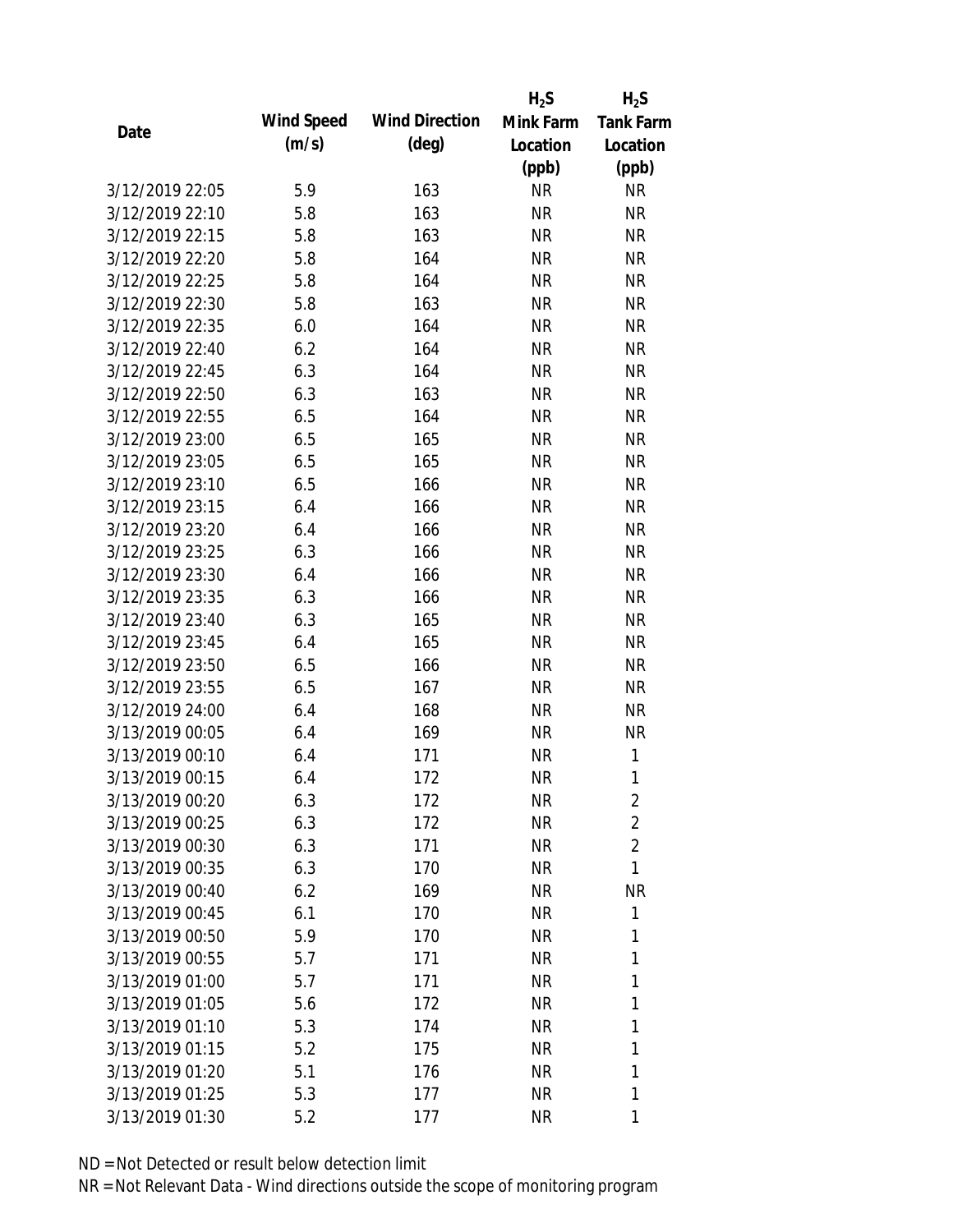| Date | Wind Speed (m/s) | Wind Direction (deg) | $H_2S$ Mink Farm Location (ppb) | $H_2S$ Tank Farm Location (ppb) |
|---|---|---|---|---|
| 3/12/2019 22:05 | 5.9 | 163 | NR | NR |
| 3/12/2019 22:10 | 5.8 | 163 | NR | NR |
| 3/12/2019 22:15 | 5.8 | 163 | NR | NR |
| 3/12/2019 22:20 | 5.8 | 164 | NR | NR |
| 3/12/2019 22:25 | 5.8 | 164 | NR | NR |
| 3/12/2019 22:30 | 5.8 | 163 | NR | NR |
| 3/12/2019 22:35 | 6.0 | 164 | NR | NR |
| 3/12/2019 22:40 | 6.2 | 164 | NR | NR |
| 3/12/2019 22:45 | 6.3 | 164 | NR | NR |
| 3/12/2019 22:50 | 6.3 | 163 | NR | NR |
| 3/12/2019 22:55 | 6.5 | 164 | NR | NR |
| 3/12/2019 23:00 | 6.5 | 165 | NR | NR |
| 3/12/2019 23:05 | 6.5 | 165 | NR | NR |
| 3/12/2019 23:10 | 6.5 | 166 | NR | NR |
| 3/12/2019 23:15 | 6.4 | 166 | NR | NR |
| 3/12/2019 23:20 | 6.4 | 166 | NR | NR |
| 3/12/2019 23:25 | 6.3 | 166 | NR | NR |
| 3/12/2019 23:30 | 6.4 | 166 | NR | NR |
| 3/12/2019 23:35 | 6.3 | 166 | NR | NR |
| 3/12/2019 23:40 | 6.3 | 165 | NR | NR |
| 3/12/2019 23:45 | 6.4 | 165 | NR | NR |
| 3/12/2019 23:50 | 6.5 | 166 | NR | NR |
| 3/12/2019 23:55 | 6.5 | 167 | NR | NR |
| 3/12/2019 24:00 | 6.4 | 168 | NR | NR |
| 3/13/2019 00:05 | 6.4 | 169 | NR | NR |
| 3/13/2019 00:10 | 6.4 | 171 | NR | 1 |
| 3/13/2019 00:15 | 6.4 | 172 | NR | 1 |
| 3/13/2019 00:20 | 6.3 | 172 | NR | 2 |
| 3/13/2019 00:25 | 6.3 | 172 | NR | 2 |
| 3/13/2019 00:30 | 6.3 | 171 | NR | 2 |
| 3/13/2019 00:35 | 6.3 | 170 | NR | 1 |
| 3/13/2019 00:40 | 6.2 | 169 | NR | NR |
| 3/13/2019 00:45 | 6.1 | 170 | NR | 1 |
| 3/13/2019 00:50 | 5.9 | 170 | NR | 1 |
| 3/13/2019 00:55 | 5.7 | 171 | NR | 1 |
| 3/13/2019 01:00 | 5.7 | 171 | NR | 1 |
| 3/13/2019 01:05 | 5.6 | 172 | NR | 1 |
| 3/13/2019 01:10 | 5.3 | 174 | NR | 1 |
| 3/13/2019 01:15 | 5.2 | 175 | NR | 1 |
| 3/13/2019 01:20 | 5.1 | 176 | NR | 1 |
| 3/13/2019 01:25 | 5.3 | 177 | NR | 1 |
| 3/13/2019 01:30 | 5.2 | 177 | NR | 1 |

ND = Not Detected or result below detection limit

NR = Not Relevant Data - Wind directions outside the scope of monitoring program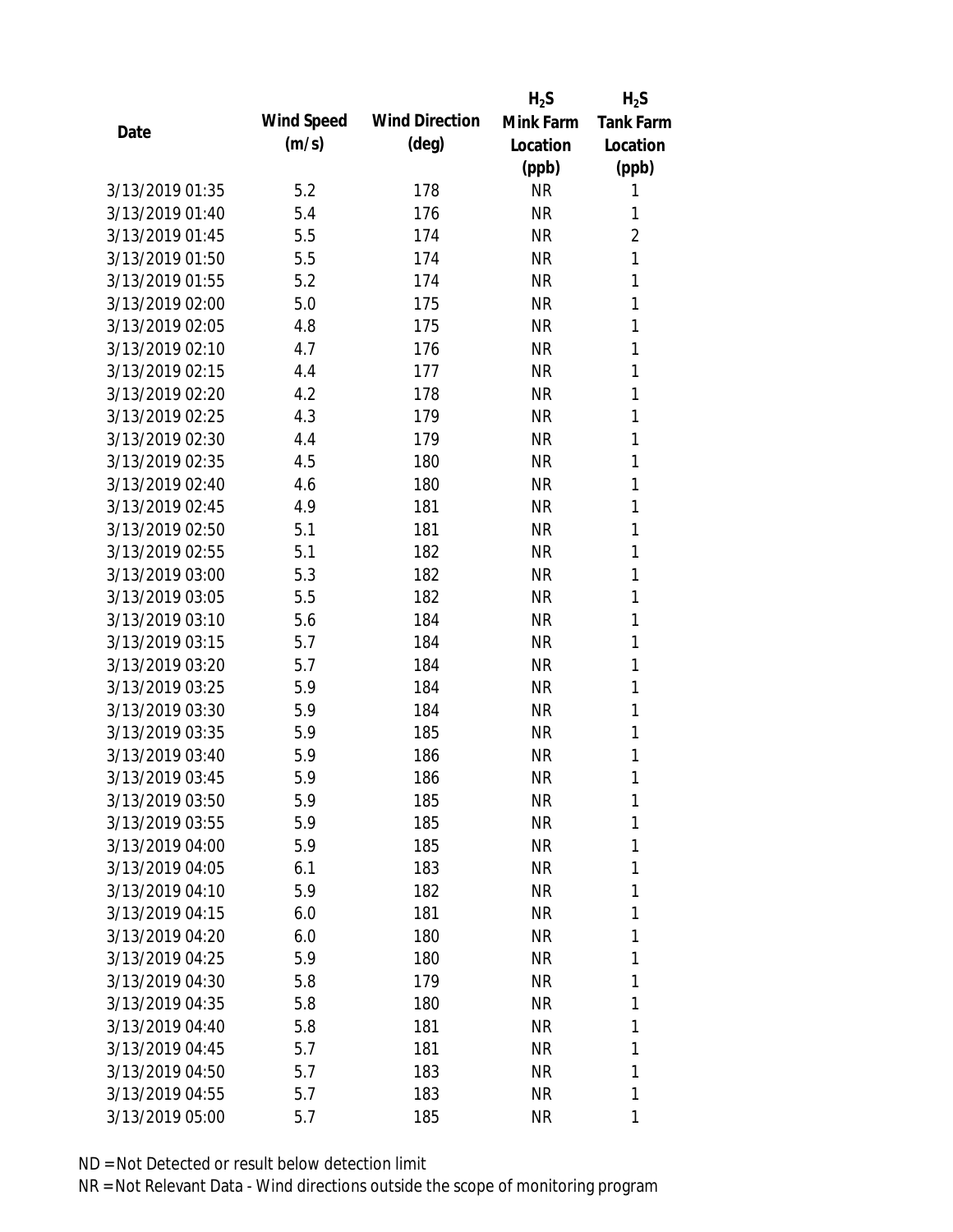| Date | Wind Speed (m/s) | Wind Direction (deg) | $H_2S$ Mink Farm Location (ppb) | $H_2S$ Tank Farm Location (ppb) |
|---|---|---|---|---|
| 3/13/2019 01:35 | 5.2 | 178 | NR | 1 |
| 3/13/2019 01:40 | 5.4 | 176 | NR | 1 |
| 3/13/2019 01:45 | 5.5 | 174 | NR | 2 |
| 3/13/2019 01:50 | 5.5 | 174 | NR | 1 |
| 3/13/2019 01:55 | 5.2 | 174 | NR | 1 |
| 3/13/2019 02:00 | 5.0 | 175 | NR | 1 |
| 3/13/2019 02:05 | 4.8 | 175 | NR | 1 |
| 3/13/2019 02:10 | 4.7 | 176 | NR | 1 |
| 3/13/2019 02:15 | 4.4 | 177 | NR | 1 |
| 3/13/2019 02:20 | 4.2 | 178 | NR | 1 |
| 3/13/2019 02:25 | 4.3 | 179 | NR | 1 |
| 3/13/2019 02:30 | 4.4 | 179 | NR | 1 |
| 3/13/2019 02:35 | 4.5 | 180 | NR | 1 |
| 3/13/2019 02:40 | 4.6 | 180 | NR | 1 |
| 3/13/2019 02:45 | 4.9 | 181 | NR | 1 |
| 3/13/2019 02:50 | 5.1 | 181 | NR | 1 |
| 3/13/2019 02:55 | 5.1 | 182 | NR | 1 |
| 3/13/2019 03:00 | 5.3 | 182 | NR | 1 |
| 3/13/2019 03:05 | 5.5 | 182 | NR | 1 |
| 3/13/2019 03:10 | 5.6 | 184 | NR | 1 |
| 3/13/2019 03:15 | 5.7 | 184 | NR | 1 |
| 3/13/2019 03:20 | 5.7 | 184 | NR | 1 |
| 3/13/2019 03:25 | 5.9 | 184 | NR | 1 |
| 3/13/2019 03:30 | 5.9 | 184 | NR | 1 |
| 3/13/2019 03:35 | 5.9 | 185 | NR | 1 |
| 3/13/2019 03:40 | 5.9 | 186 | NR | 1 |
| 3/13/2019 03:45 | 5.9 | 186 | NR | 1 |
| 3/13/2019 03:50 | 5.9 | 185 | NR | 1 |
| 3/13/2019 03:55 | 5.9 | 185 | NR | 1 |
| 3/13/2019 04:00 | 5.9 | 185 | NR | 1 |
| 3/13/2019 04:05 | 6.1 | 183 | NR | 1 |
| 3/13/2019 04:10 | 5.9 | 182 | NR | 1 |
| 3/13/2019 04:15 | 6.0 | 181 | NR | 1 |
| 3/13/2019 04:20 | 6.0 | 180 | NR | 1 |
| 3/13/2019 04:25 | 5.9 | 180 | NR | 1 |
| 3/13/2019 04:30 | 5.8 | 179 | NR | 1 |
| 3/13/2019 04:35 | 5.8 | 180 | NR | 1 |
| 3/13/2019 04:40 | 5.8 | 181 | NR | 1 |
| 3/13/2019 04:45 | 5.7 | 181 | NR | 1 |
| 3/13/2019 04:50 | 5.7 | 183 | NR | 1 |
| 3/13/2019 04:55 | 5.7 | 183 | NR | 1 |
| 3/13/2019 05:00 | 5.7 | 185 | NR | 1 |

ND = Not Detected or result below detection limit

NR = Not Relevant Data - Wind directions outside the scope of monitoring program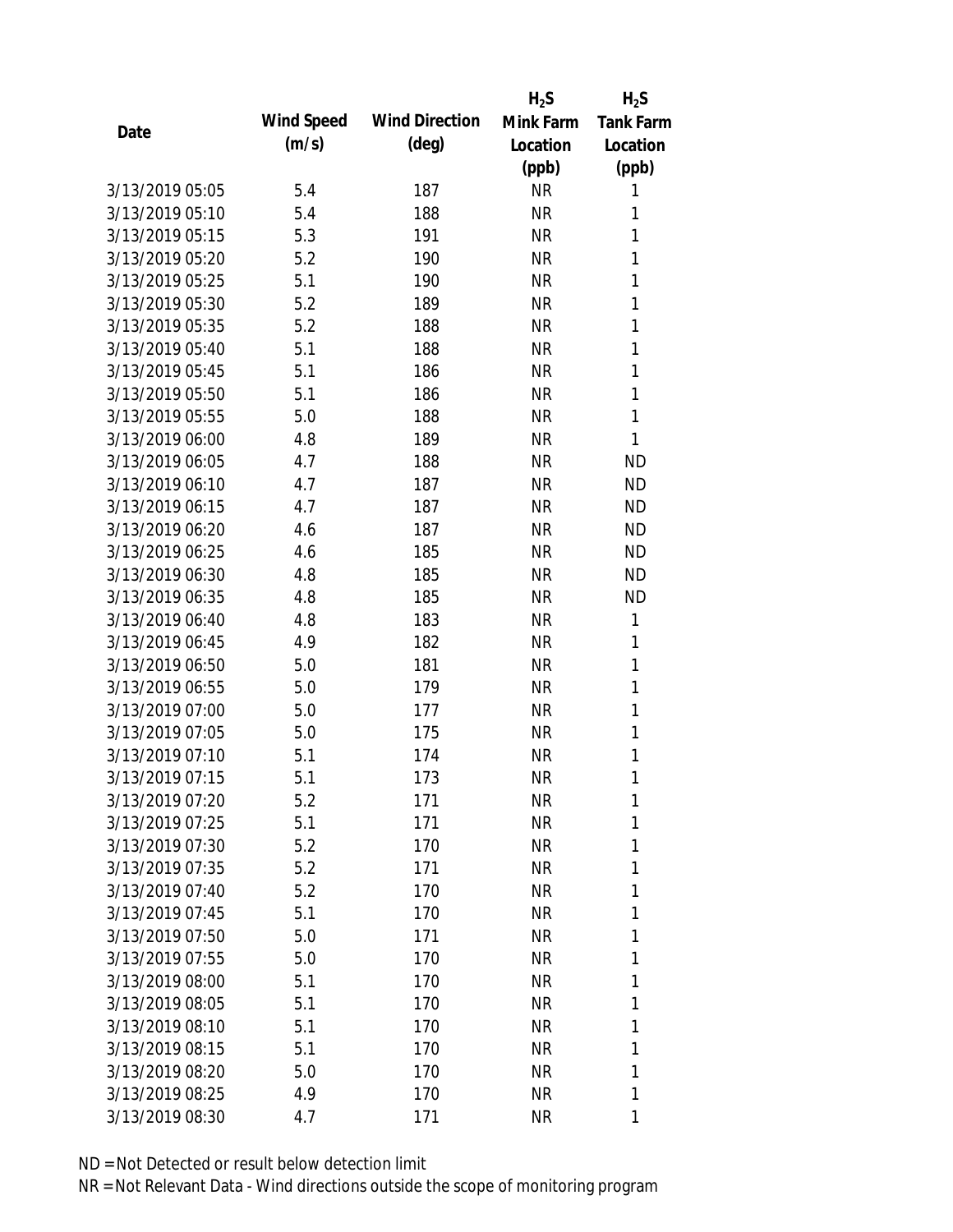| Date | Wind Speed (m/s) | Wind Direction (deg) | $H_2S$ Mink Farm Location (ppb) | $H_2S$ Tank Farm Location (ppb) |
|---|---|---|---|---|
| 3/13/2019 05:05 | 5.4 | 187 | NR | 1 |
| 3/13/2019 05:10 | 5.4 | 188 | NR | 1 |
| 3/13/2019 05:15 | 5.3 | 191 | NR | 1 |
| 3/13/2019 05:20 | 5.2 | 190 | NR | 1 |
| 3/13/2019 05:25 | 5.1 | 190 | NR | 1 |
| 3/13/2019 05:30 | 5.2 | 189 | NR | 1 |
| 3/13/2019 05:35 | 5.2 | 188 | NR | 1 |
| 3/13/2019 05:40 | 5.1 | 188 | NR | 1 |
| 3/13/2019 05:45 | 5.1 | 186 | NR | 1 |
| 3/13/2019 05:50 | 5.1 | 186 | NR | 1 |
| 3/13/2019 05:55 | 5.0 | 188 | NR | 1 |
| 3/13/2019 06:00 | 4.8 | 189 | NR | 1 |
| 3/13/2019 06:05 | 4.7 | 188 | NR | ND |
| 3/13/2019 06:10 | 4.7 | 187 | NR | ND |
| 3/13/2019 06:15 | 4.7 | 187 | NR | ND |
| 3/13/2019 06:20 | 4.6 | 187 | NR | ND |
| 3/13/2019 06:25 | 4.6 | 185 | NR | ND |
| 3/13/2019 06:30 | 4.8 | 185 | NR | ND |
| 3/13/2019 06:35 | 4.8 | 185 | NR | ND |
| 3/13/2019 06:40 | 4.8 | 183 | NR | 1 |
| 3/13/2019 06:45 | 4.9 | 182 | NR | 1 |
| 3/13/2019 06:50 | 5.0 | 181 | NR | 1 |
| 3/13/2019 06:55 | 5.0 | 179 | NR | 1 |
| 3/13/2019 07:00 | 5.0 | 177 | NR | 1 |
| 3/13/2019 07:05 | 5.0 | 175 | NR | 1 |
| 3/13/2019 07:10 | 5.1 | 174 | NR | 1 |
| 3/13/2019 07:15 | 5.1 | 173 | NR | 1 |
| 3/13/2019 07:20 | 5.2 | 171 | NR | 1 |
| 3/13/2019 07:25 | 5.1 | 171 | NR | 1 |
| 3/13/2019 07:30 | 5.2 | 170 | NR | 1 |
| 3/13/2019 07:35 | 5.2 | 171 | NR | 1 |
| 3/13/2019 07:40 | 5.2 | 170 | NR | 1 |
| 3/13/2019 07:45 | 5.1 | 170 | NR | 1 |
| 3/13/2019 07:50 | 5.0 | 171 | NR | 1 |
| 3/13/2019 07:55 | 5.0 | 170 | NR | 1 |
| 3/13/2019 08:00 | 5.1 | 170 | NR | 1 |
| 3/13/2019 08:05 | 5.1 | 170 | NR | 1 |
| 3/13/2019 08:10 | 5.1 | 170 | NR | 1 |
| 3/13/2019 08:15 | 5.1 | 170 | NR | 1 |
| 3/13/2019 08:20 | 5.0 | 170 | NR | 1 |
| 3/13/2019 08:25 | 4.9 | 170 | NR | 1 |
| 3/13/2019 08:30 | 4.7 | 171 | NR | 1 |

ND = Not Detected or result below detection limit

NR = Not Relevant Data - Wind directions outside the scope of monitoring program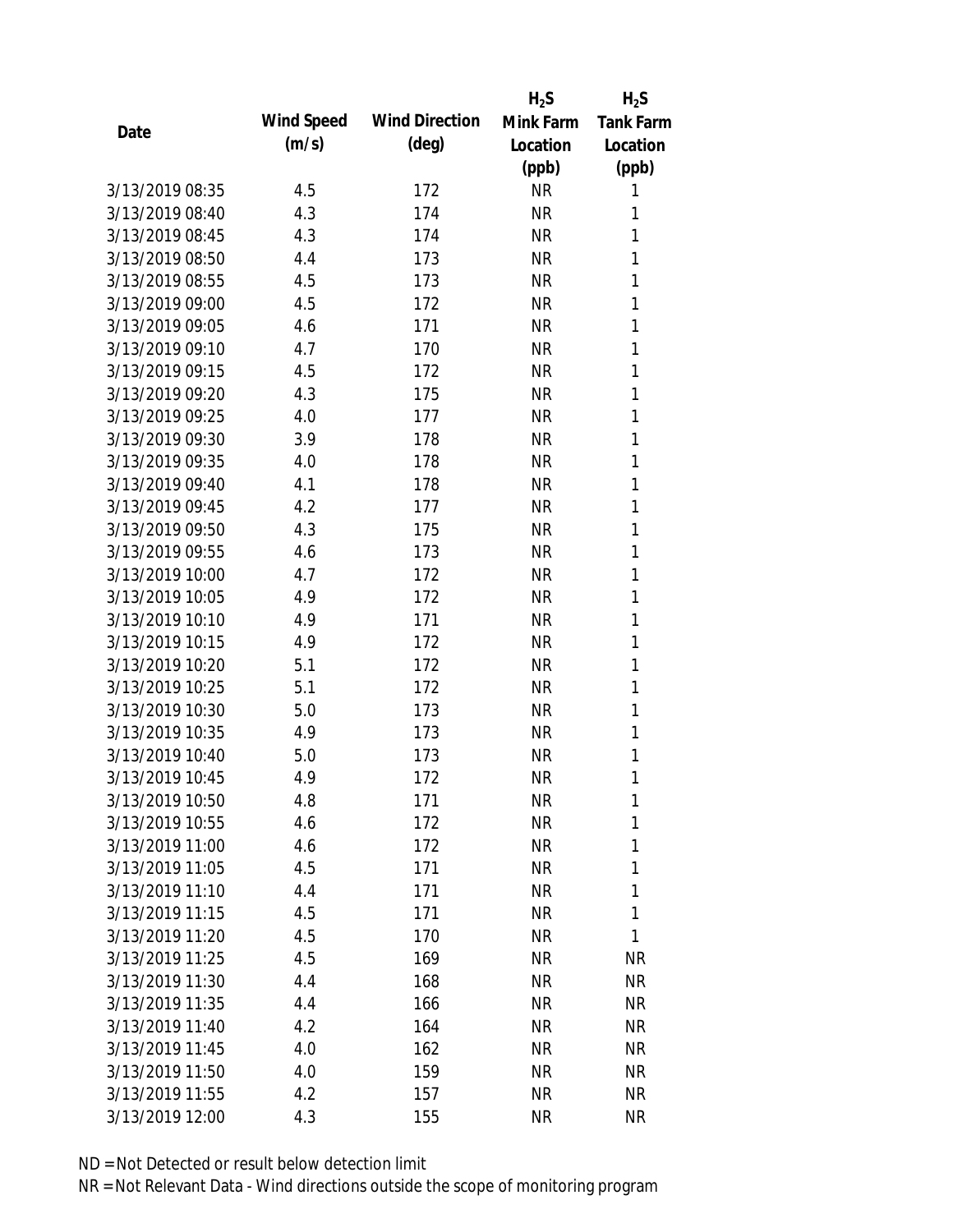| Date | Wind Speed (m/s) | Wind Direction (deg) | $H_2S$ Mink Farm Location (ppb) | $H_2S$ Tank Farm Location (ppb) |
|---|---|---|---|---|
| 3/13/2019 08:35 | 4.5 | 172 | NR | 1 |
| 3/13/2019 08:40 | 4.3 | 174 | NR | 1 |
| 3/13/2019 08:45 | 4.3 | 174 | NR | 1 |
| 3/13/2019 08:50 | 4.4 | 173 | NR | 1 |
| 3/13/2019 08:55 | 4.5 | 173 | NR | 1 |
| 3/13/2019 09:00 | 4.5 | 172 | NR | 1 |
| 3/13/2019 09:05 | 4.6 | 171 | NR | 1 |
| 3/13/2019 09:10 | 4.7 | 170 | NR | 1 |
| 3/13/2019 09:15 | 4.5 | 172 | NR | 1 |
| 3/13/2019 09:20 | 4.3 | 175 | NR | 1 |
| 3/13/2019 09:25 | 4.0 | 177 | NR | 1 |
| 3/13/2019 09:30 | 3.9 | 178 | NR | 1 |
| 3/13/2019 09:35 | 4.0 | 178 | NR | 1 |
| 3/13/2019 09:40 | 4.1 | 178 | NR | 1 |
| 3/13/2019 09:45 | 4.2 | 177 | NR | 1 |
| 3/13/2019 09:50 | 4.3 | 175 | NR | 1 |
| 3/13/2019 09:55 | 4.6 | 173 | NR | 1 |
| 3/13/2019 10:00 | 4.7 | 172 | NR | 1 |
| 3/13/2019 10:05 | 4.9 | 172 | NR | 1 |
| 3/13/2019 10:10 | 4.9 | 171 | NR | 1 |
| 3/13/2019 10:15 | 4.9 | 172 | NR | 1 |
| 3/13/2019 10:20 | 5.1 | 172 | NR | 1 |
| 3/13/2019 10:25 | 5.1 | 172 | NR | 1 |
| 3/13/2019 10:30 | 5.0 | 173 | NR | 1 |
| 3/13/2019 10:35 | 4.9 | 173 | NR | 1 |
| 3/13/2019 10:40 | 5.0 | 173 | NR | 1 |
| 3/13/2019 10:45 | 4.9 | 172 | NR | 1 |
| 3/13/2019 10:50 | 4.8 | 171 | NR | 1 |
| 3/13/2019 10:55 | 4.6 | 172 | NR | 1 |
| 3/13/2019 11:00 | 4.6 | 172 | NR | 1 |
| 3/13/2019 11:05 | 4.5 | 171 | NR | 1 |
| 3/13/2019 11:10 | 4.4 | 171 | NR | 1 |
| 3/13/2019 11:15 | 4.5 | 171 | NR | 1 |
| 3/13/2019 11:20 | 4.5 | 170 | NR | 1 |
| 3/13/2019 11:25 | 4.5 | 169 | NR | NR |
| 3/13/2019 11:30 | 4.4 | 168 | NR | NR |
| 3/13/2019 11:35 | 4.4 | 166 | NR | NR |
| 3/13/2019 11:40 | 4.2 | 164 | NR | NR |
| 3/13/2019 11:45 | 4.0 | 162 | NR | NR |
| 3/13/2019 11:50 | 4.0 | 159 | NR | NR |
| 3/13/2019 11:55 | 4.2 | 157 | NR | NR |
| 3/13/2019 12:00 | 4.3 | 155 | NR | NR |

ND = Not Detected or result below detection limit

NR = Not Relevant Data - Wind directions outside the scope of monitoring program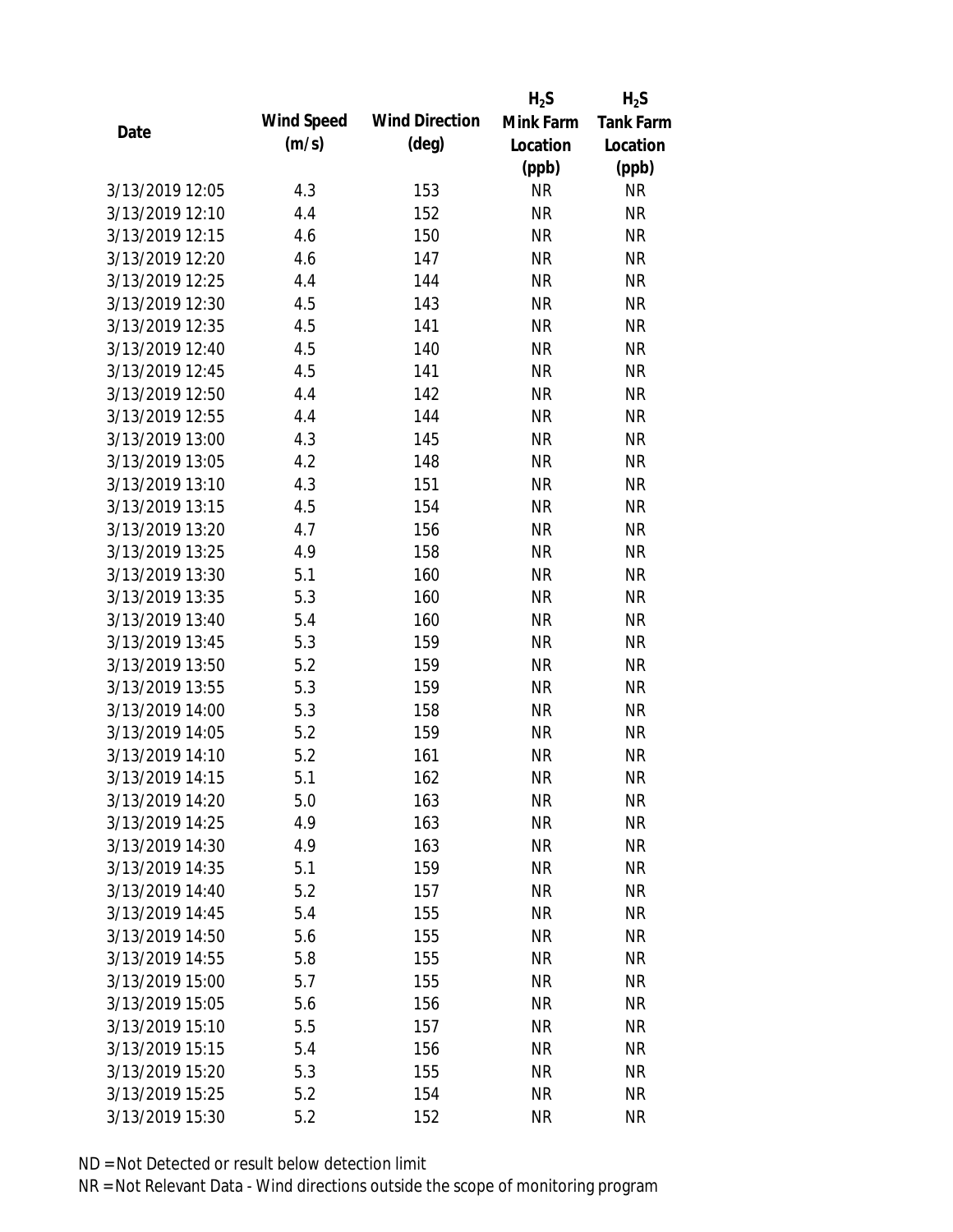| Date | Wind Speed (m/s) | Wind Direction (deg) | $H_2S$ Mink Farm Location (ppb) | $H_2S$ Tank Farm Location (ppb) |
|---|---|---|---|---|
| 3/13/2019 12:05 | 4.3 | 153 | NR | NR |
| 3/13/2019 12:10 | 4.4 | 152 | NR | NR |
| 3/13/2019 12:15 | 4.6 | 150 | NR | NR |
| 3/13/2019 12:20 | 4.6 | 147 | NR | NR |
| 3/13/2019 12:25 | 4.4 | 144 | NR | NR |
| 3/13/2019 12:30 | 4.5 | 143 | NR | NR |
| 3/13/2019 12:35 | 4.5 | 141 | NR | NR |
| 3/13/2019 12:40 | 4.5 | 140 | NR | NR |
| 3/13/2019 12:45 | 4.5 | 141 | NR | NR |
| 3/13/2019 12:50 | 4.4 | 142 | NR | NR |
| 3/13/2019 12:55 | 4.4 | 144 | NR | NR |
| 3/13/2019 13:00 | 4.3 | 145 | NR | NR |
| 3/13/2019 13:05 | 4.2 | 148 | NR | NR |
| 3/13/2019 13:10 | 4.3 | 151 | NR | NR |
| 3/13/2019 13:15 | 4.5 | 154 | NR | NR |
| 3/13/2019 13:20 | 4.7 | 156 | NR | NR |
| 3/13/2019 13:25 | 4.9 | 158 | NR | NR |
| 3/13/2019 13:30 | 5.1 | 160 | NR | NR |
| 3/13/2019 13:35 | 5.3 | 160 | NR | NR |
| 3/13/2019 13:40 | 5.4 | 160 | NR | NR |
| 3/13/2019 13:45 | 5.3 | 159 | NR | NR |
| 3/13/2019 13:50 | 5.2 | 159 | NR | NR |
| 3/13/2019 13:55 | 5.3 | 159 | NR | NR |
| 3/13/2019 14:00 | 5.3 | 158 | NR | NR |
| 3/13/2019 14:05 | 5.2 | 159 | NR | NR |
| 3/13/2019 14:10 | 5.2 | 161 | NR | NR |
| 3/13/2019 14:15 | 5.1 | 162 | NR | NR |
| 3/13/2019 14:20 | 5.0 | 163 | NR | NR |
| 3/13/2019 14:25 | 4.9 | 163 | NR | NR |
| 3/13/2019 14:30 | 4.9 | 163 | NR | NR |
| 3/13/2019 14:35 | 5.1 | 159 | NR | NR |
| 3/13/2019 14:40 | 5.2 | 157 | NR | NR |
| 3/13/2019 14:45 | 5.4 | 155 | NR | NR |
| 3/13/2019 14:50 | 5.6 | 155 | NR | NR |
| 3/13/2019 14:55 | 5.8 | 155 | NR | NR |
| 3/13/2019 15:00 | 5.7 | 155 | NR | NR |
| 3/13/2019 15:05 | 5.6 | 156 | NR | NR |
| 3/13/2019 15:10 | 5.5 | 157 | NR | NR |
| 3/13/2019 15:15 | 5.4 | 156 | NR | NR |
| 3/13/2019 15:20 | 5.3 | 155 | NR | NR |
| 3/13/2019 15:25 | 5.2 | 154 | NR | NR |
| 3/13/2019 15:30 | 5.2 | 152 | NR | NR |

ND = Not Detected or result below detection limit

NR = Not Relevant Data - Wind directions outside the scope of monitoring program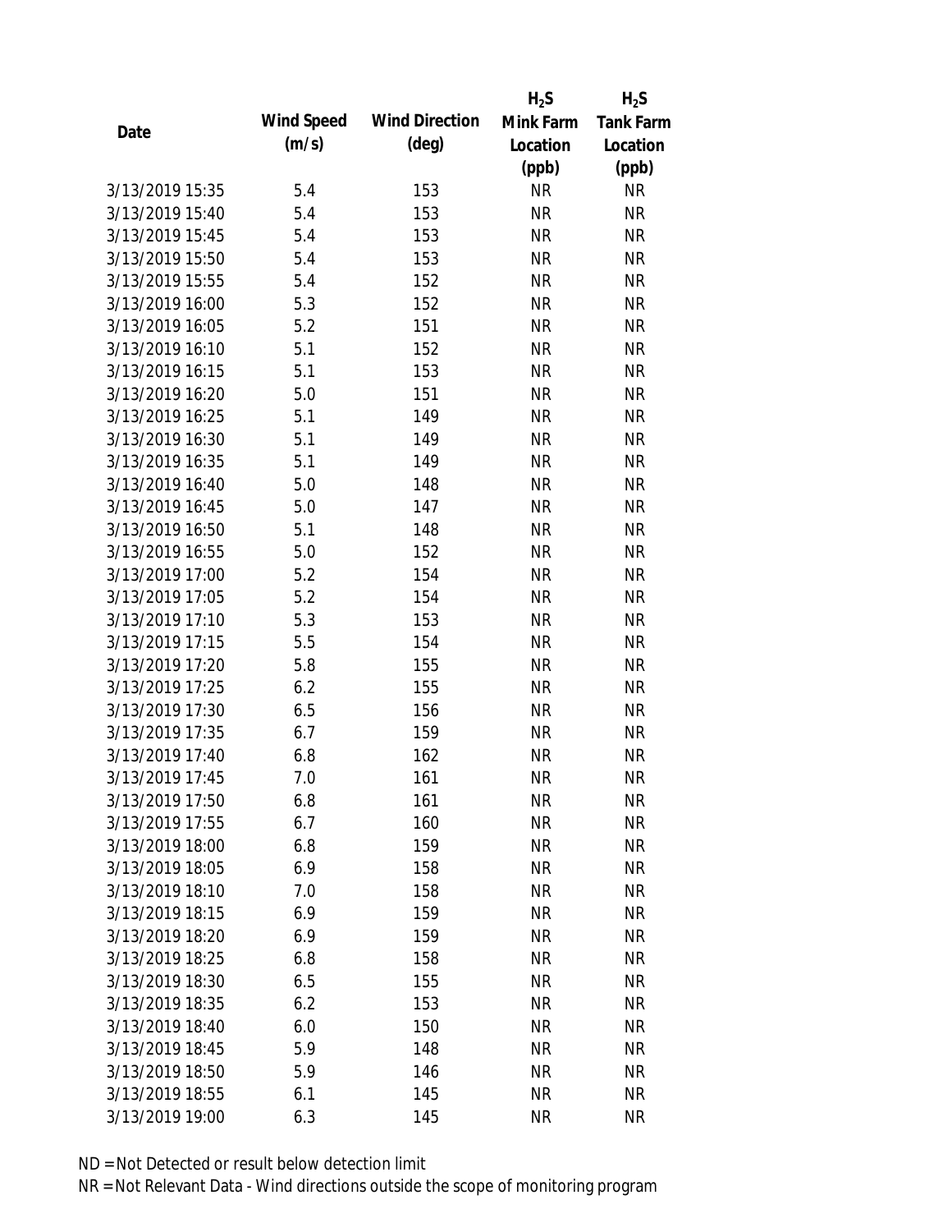| Date | Wind Speed (m/s) | Wind Direction (deg) | $H_2S$ Mink Farm Location (ppb) | $H_2S$ Tank Farm Location (ppb) |
|---|---|---|---|---|
| 3/13/2019 15:35 | 5.4 | 153 | NR | NR |
| 3/13/2019 15:40 | 5.4 | 153 | NR | NR |
| 3/13/2019 15:45 | 5.4 | 153 | NR | NR |
| 3/13/2019 15:50 | 5.4 | 153 | NR | NR |
| 3/13/2019 15:55 | 5.4 | 152 | NR | NR |
| 3/13/2019 16:00 | 5.3 | 152 | NR | NR |
| 3/13/2019 16:05 | 5.2 | 151 | NR | NR |
| 3/13/2019 16:10 | 5.1 | 152 | NR | NR |
| 3/13/2019 16:15 | 5.1 | 153 | NR | NR |
| 3/13/2019 16:20 | 5.0 | 151 | NR | NR |
| 3/13/2019 16:25 | 5.1 | 149 | NR | NR |
| 3/13/2019 16:30 | 5.1 | 149 | NR | NR |
| 3/13/2019 16:35 | 5.1 | 149 | NR | NR |
| 3/13/2019 16:40 | 5.0 | 148 | NR | NR |
| 3/13/2019 16:45 | 5.0 | 147 | NR | NR |
| 3/13/2019 16:50 | 5.1 | 148 | NR | NR |
| 3/13/2019 16:55 | 5.0 | 152 | NR | NR |
| 3/13/2019 17:00 | 5.2 | 154 | NR | NR |
| 3/13/2019 17:05 | 5.2 | 154 | NR | NR |
| 3/13/2019 17:10 | 5.3 | 153 | NR | NR |
| 3/13/2019 17:15 | 5.5 | 154 | NR | NR |
| 3/13/2019 17:20 | 5.8 | 155 | NR | NR |
| 3/13/2019 17:25 | 6.2 | 155 | NR | NR |
| 3/13/2019 17:30 | 6.5 | 156 | NR | NR |
| 3/13/2019 17:35 | 6.7 | 159 | NR | NR |
| 3/13/2019 17:40 | 6.8 | 162 | NR | NR |
| 3/13/2019 17:45 | 7.0 | 161 | NR | NR |
| 3/13/2019 17:50 | 6.8 | 161 | NR | NR |
| 3/13/2019 17:55 | 6.7 | 160 | NR | NR |
| 3/13/2019 18:00 | 6.8 | 159 | NR | NR |
| 3/13/2019 18:05 | 6.9 | 158 | NR | NR |
| 3/13/2019 18:10 | 7.0 | 158 | NR | NR |
| 3/13/2019 18:15 | 6.9 | 159 | NR | NR |
| 3/13/2019 18:20 | 6.9 | 159 | NR | NR |
| 3/13/2019 18:25 | 6.8 | 158 | NR | NR |
| 3/13/2019 18:30 | 6.5 | 155 | NR | NR |
| 3/13/2019 18:35 | 6.2 | 153 | NR | NR |
| 3/13/2019 18:40 | 6.0 | 150 | NR | NR |
| 3/13/2019 18:45 | 5.9 | 148 | NR | NR |
| 3/13/2019 18:50 | 5.9 | 146 | NR | NR |
| 3/13/2019 18:55 | 6.1 | 145 | NR | NR |
| 3/13/2019 19:00 | 6.3 | 145 | NR | NR |

ND = Not Detected or result below detection limit

NR = Not Relevant Data - Wind directions outside the scope of monitoring program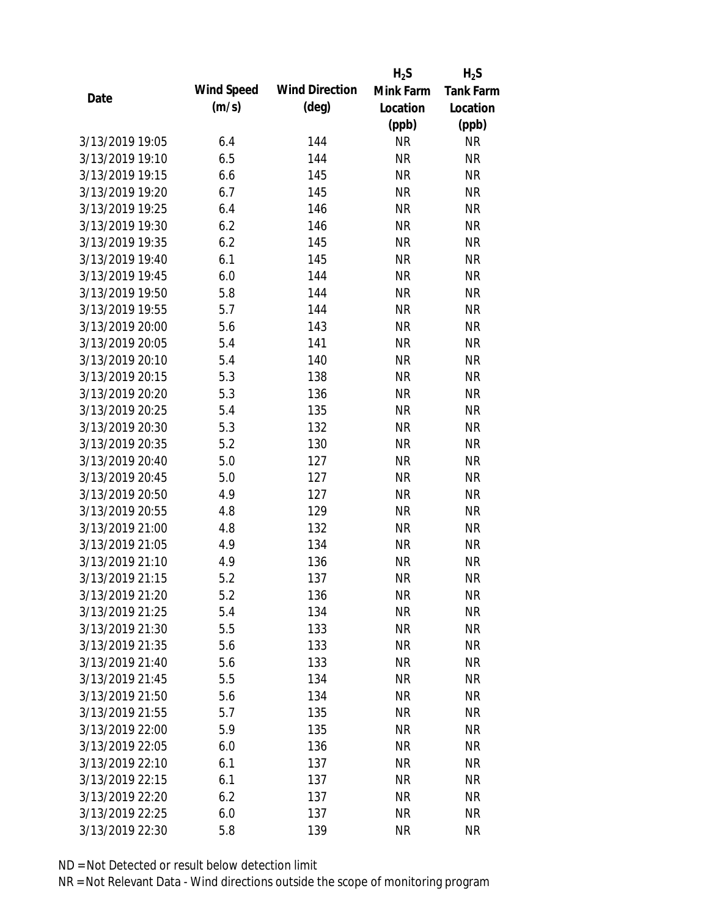| Date | Wind Speed (m/s) | Wind Direction (deg) | $H_2S$ Mink Farm Location (ppb) | $H_2S$ Tank Farm Location (ppb) |
|---|---|---|---|---|
| 3/13/2019 19:05 | 6.4 | 144 | NR | NR |
| 3/13/2019 19:10 | 6.5 | 144 | NR | NR |
| 3/13/2019 19:15 | 6.6 | 145 | NR | NR |
| 3/13/2019 19:20 | 6.7 | 145 | NR | NR |
| 3/13/2019 19:25 | 6.4 | 146 | NR | NR |
| 3/13/2019 19:30 | 6.2 | 146 | NR | NR |
| 3/13/2019 19:35 | 6.2 | 145 | NR | NR |
| 3/13/2019 19:40 | 6.1 | 145 | NR | NR |
| 3/13/2019 19:45 | 6.0 | 144 | NR | NR |
| 3/13/2019 19:50 | 5.8 | 144 | NR | NR |
| 3/13/2019 19:55 | 5.7 | 144 | NR | NR |
| 3/13/2019 20:00 | 5.6 | 143 | NR | NR |
| 3/13/2019 20:05 | 5.4 | 141 | NR | NR |
| 3/13/2019 20:10 | 5.4 | 140 | NR | NR |
| 3/13/2019 20:15 | 5.3 | 138 | NR | NR |
| 3/13/2019 20:20 | 5.3 | 136 | NR | NR |
| 3/13/2019 20:25 | 5.4 | 135 | NR | NR |
| 3/13/2019 20:30 | 5.3 | 132 | NR | NR |
| 3/13/2019 20:35 | 5.2 | 130 | NR | NR |
| 3/13/2019 20:40 | 5.0 | 127 | NR | NR |
| 3/13/2019 20:45 | 5.0 | 127 | NR | NR |
| 3/13/2019 20:50 | 4.9 | 127 | NR | NR |
| 3/13/2019 20:55 | 4.8 | 129 | NR | NR |
| 3/13/2019 21:00 | 4.8 | 132 | NR | NR |
| 3/13/2019 21:05 | 4.9 | 134 | NR | NR |
| 3/13/2019 21:10 | 4.9 | 136 | NR | NR |
| 3/13/2019 21:15 | 5.2 | 137 | NR | NR |
| 3/13/2019 21:20 | 5.2 | 136 | NR | NR |
| 3/13/2019 21:25 | 5.4 | 134 | NR | NR |
| 3/13/2019 21:30 | 5.5 | 133 | NR | NR |
| 3/13/2019 21:35 | 5.6 | 133 | NR | NR |
| 3/13/2019 21:40 | 5.6 | 133 | NR | NR |
| 3/13/2019 21:45 | 5.5 | 134 | NR | NR |
| 3/13/2019 21:50 | 5.6 | 134 | NR | NR |
| 3/13/2019 21:55 | 5.7 | 135 | NR | NR |
| 3/13/2019 22:00 | 5.9 | 135 | NR | NR |
| 3/13/2019 22:05 | 6.0 | 136 | NR | NR |
| 3/13/2019 22:10 | 6.1 | 137 | NR | NR |
| 3/13/2019 22:15 | 6.1 | 137 | NR | NR |
| 3/13/2019 22:20 | 6.2 | 137 | NR | NR |
| 3/13/2019 22:25 | 6.0 | 137 | NR | NR |
| 3/13/2019 22:30 | 5.8 | 139 | NR | NR |

ND = Not Detected or result below detection limit

NR = Not Relevant Data - Wind directions outside the scope of monitoring program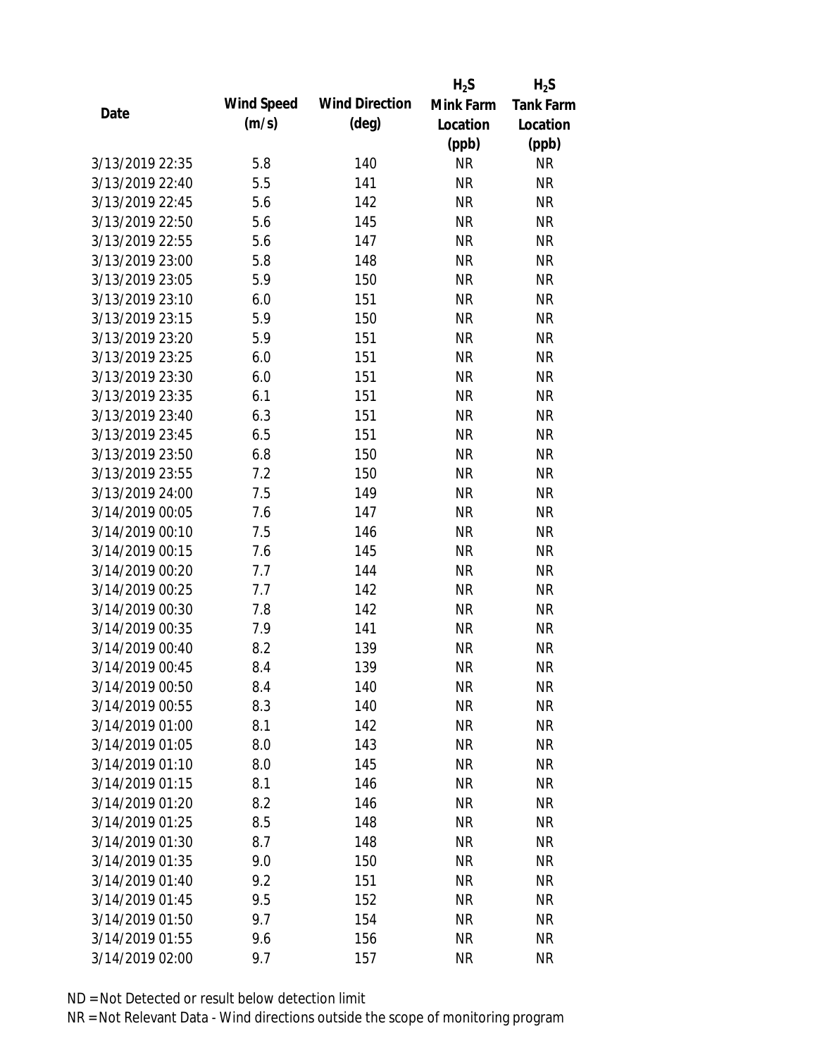| Date | Wind Speed (m/s) | Wind Direction (deg) | $H_2S$ Mink Farm Location (ppb) | $H_2S$ Tank Farm Location (ppb) |
|---|---|---|---|---|
| 3/13/2019 22:35 | 5.8 | 140 | NR | NR |
| 3/13/2019 22:40 | 5.5 | 141 | NR | NR |
| 3/13/2019 22:45 | 5.6 | 142 | NR | NR |
| 3/13/2019 22:50 | 5.6 | 145 | NR | NR |
| 3/13/2019 22:55 | 5.6 | 147 | NR | NR |
| 3/13/2019 23:00 | 5.8 | 148 | NR | NR |
| 3/13/2019 23:05 | 5.9 | 150 | NR | NR |
| 3/13/2019 23:10 | 6.0 | 151 | NR | NR |
| 3/13/2019 23:15 | 5.9 | 150 | NR | NR |
| 3/13/2019 23:20 | 5.9 | 151 | NR | NR |
| 3/13/2019 23:25 | 6.0 | 151 | NR | NR |
| 3/13/2019 23:30 | 6.0 | 151 | NR | NR |
| 3/13/2019 23:35 | 6.1 | 151 | NR | NR |
| 3/13/2019 23:40 | 6.3 | 151 | NR | NR |
| 3/13/2019 23:45 | 6.5 | 151 | NR | NR |
| 3/13/2019 23:50 | 6.8 | 150 | NR | NR |
| 3/13/2019 23:55 | 7.2 | 150 | NR | NR |
| 3/13/2019 24:00 | 7.5 | 149 | NR | NR |
| 3/14/2019 00:05 | 7.6 | 147 | NR | NR |
| 3/14/2019 00:10 | 7.5 | 146 | NR | NR |
| 3/14/2019 00:15 | 7.6 | 145 | NR | NR |
| 3/14/2019 00:20 | 7.7 | 144 | NR | NR |
| 3/14/2019 00:25 | 7.7 | 142 | NR | NR |
| 3/14/2019 00:30 | 7.8 | 142 | NR | NR |
| 3/14/2019 00:35 | 7.9 | 141 | NR | NR |
| 3/14/2019 00:40 | 8.2 | 139 | NR | NR |
| 3/14/2019 00:45 | 8.4 | 139 | NR | NR |
| 3/14/2019 00:50 | 8.4 | 140 | NR | NR |
| 3/14/2019 00:55 | 8.3 | 140 | NR | NR |
| 3/14/2019 01:00 | 8.1 | 142 | NR | NR |
| 3/14/2019 01:05 | 8.0 | 143 | NR | NR |
| 3/14/2019 01:10 | 8.0 | 145 | NR | NR |
| 3/14/2019 01:15 | 8.1 | 146 | NR | NR |
| 3/14/2019 01:20 | 8.2 | 146 | NR | NR |
| 3/14/2019 01:25 | 8.5 | 148 | NR | NR |
| 3/14/2019 01:30 | 8.7 | 148 | NR | NR |
| 3/14/2019 01:35 | 9.0 | 150 | NR | NR |
| 3/14/2019 01:40 | 9.2 | 151 | NR | NR |
| 3/14/2019 01:45 | 9.5 | 152 | NR | NR |
| 3/14/2019 01:50 | 9.7 | 154 | NR | NR |
| 3/14/2019 01:55 | 9.6 | 156 | NR | NR |
| 3/14/2019 02:00 | 9.7 | 157 | NR | NR |

ND = Not Detected or result below detection limit

NR = Not Relevant Data - Wind directions outside the scope of monitoring program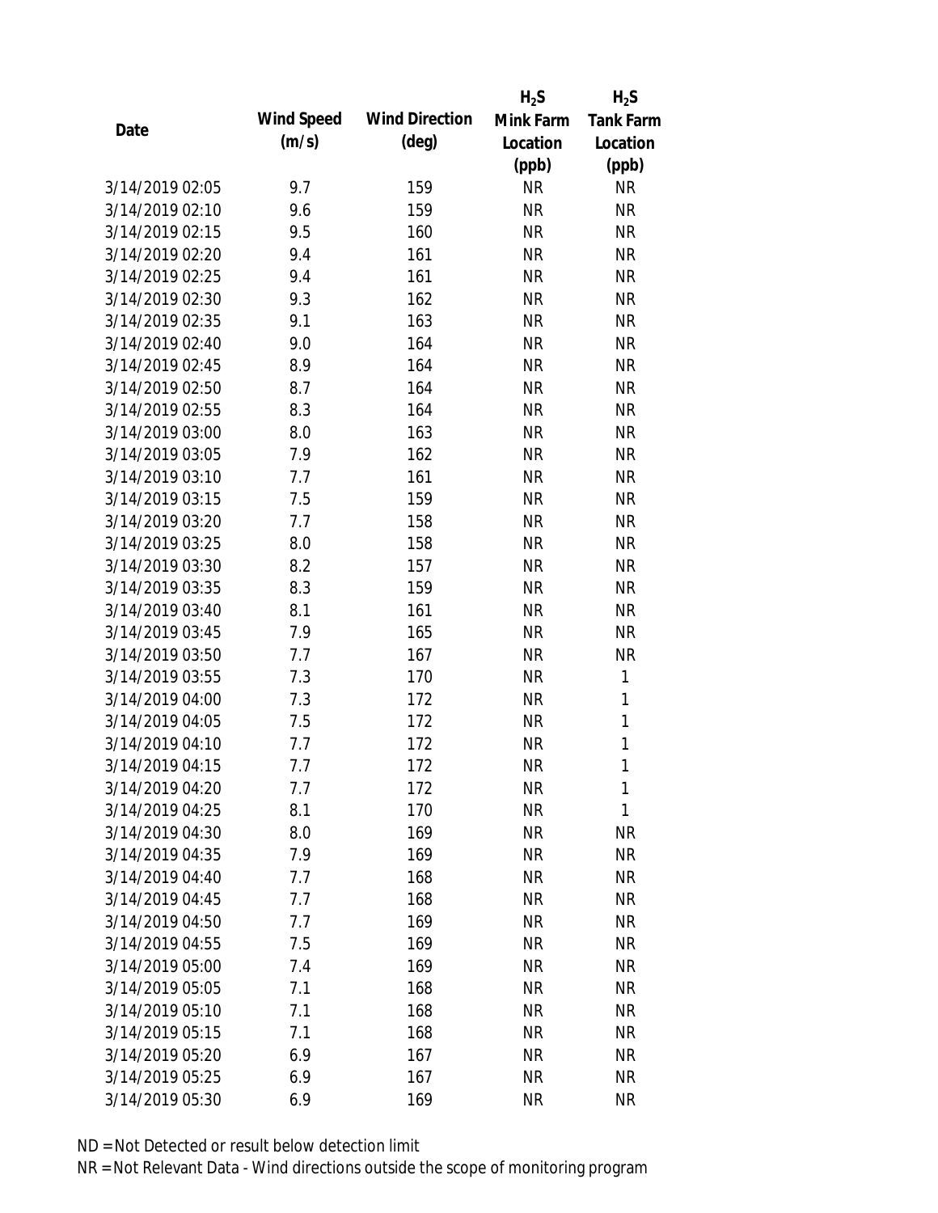| Date | Wind Speed (m/s) | Wind Direction (deg) | $H_2S$ Mink Farm Location (ppb) | $H_2S$ Tank Farm Location (ppb) |
|---|---|---|---|---|
| 3/14/2019 02:05 | 9.7 | 159 | NR | NR |
| 3/14/2019 02:10 | 9.6 | 159 | NR | NR |
| 3/14/2019 02:15 | 9.5 | 160 | NR | NR |
| 3/14/2019 02:20 | 9.4 | 161 | NR | NR |
| 3/14/2019 02:25 | 9.4 | 161 | NR | NR |
| 3/14/2019 02:30 | 9.3 | 162 | NR | NR |
| 3/14/2019 02:35 | 9.1 | 163 | NR | NR |
| 3/14/2019 02:40 | 9.0 | 164 | NR | NR |
| 3/14/2019 02:45 | 8.9 | 164 | NR | NR |
| 3/14/2019 02:50 | 8.7 | 164 | NR | NR |
| 3/14/2019 02:55 | 8.3 | 164 | NR | NR |
| 3/14/2019 03:00 | 8.0 | 163 | NR | NR |
| 3/14/2019 03:05 | 7.9 | 162 | NR | NR |
| 3/14/2019 03:10 | 7.7 | 161 | NR | NR |
| 3/14/2019 03:15 | 7.5 | 159 | NR | NR |
| 3/14/2019 03:20 | 7.7 | 158 | NR | NR |
| 3/14/2019 03:25 | 8.0 | 158 | NR | NR |
| 3/14/2019 03:30 | 8.2 | 157 | NR | NR |
| 3/14/2019 03:35 | 8.3 | 159 | NR | NR |
| 3/14/2019 03:40 | 8.1 | 161 | NR | NR |
| 3/14/2019 03:45 | 7.9 | 165 | NR | NR |
| 3/14/2019 03:50 | 7.7 | 167 | NR | NR |
| 3/14/2019 03:55 | 7.3 | 170 | NR | 1 |
| 3/14/2019 04:00 | 7.3 | 172 | NR | 1 |
| 3/14/2019 04:05 | 7.5 | 172 | NR | 1 |
| 3/14/2019 04:10 | 7.7 | 172 | NR | 1 |
| 3/14/2019 04:15 | 7.7 | 172 | NR | 1 |
| 3/14/2019 04:20 | 7.7 | 172 | NR | 1 |
| 3/14/2019 04:25 | 8.1 | 170 | NR | 1 |
| 3/14/2019 04:30 | 8.0 | 169 | NR | NR |
| 3/14/2019 04:35 | 7.9 | 169 | NR | NR |
| 3/14/2019 04:40 | 7.7 | 168 | NR | NR |
| 3/14/2019 04:45 | 7.7 | 168 | NR | NR |
| 3/14/2019 04:50 | 7.7 | 169 | NR | NR |
| 3/14/2019 04:55 | 7.5 | 169 | NR | NR |
| 3/14/2019 05:00 | 7.4 | 169 | NR | NR |
| 3/14/2019 05:05 | 7.1 | 168 | NR | NR |
| 3/14/2019 05:10 | 7.1 | 168 | NR | NR |
| 3/14/2019 05:15 | 7.1 | 168 | NR | NR |
| 3/14/2019 05:20 | 6.9 | 167 | NR | NR |
| 3/14/2019 05:25 | 6.9 | 167 | NR | NR |
| 3/14/2019 05:30 | 6.9 | 169 | NR | NR |

ND = Not Detected or result below detection limit

NR = Not Relevant Data - Wind directions outside the scope of monitoring program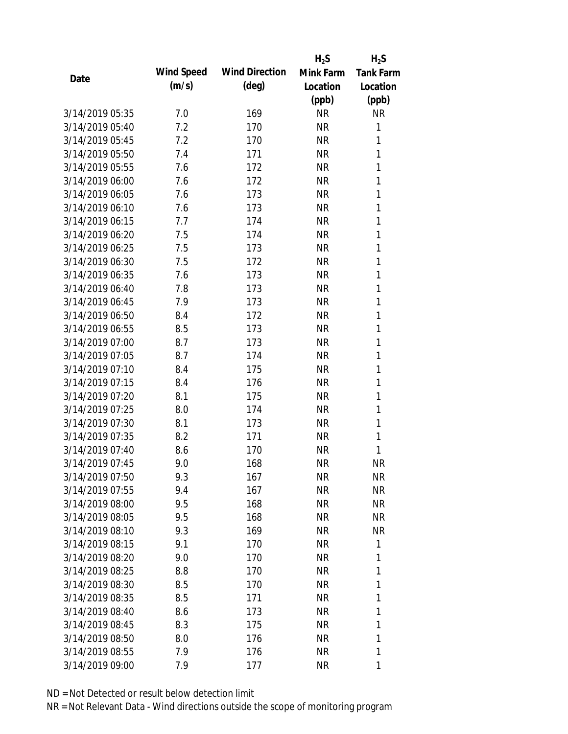| Date | Wind Speed (m/s) | Wind Direction (deg) | $H_2S$ Mink Farm Location (ppb) | $H_2S$ Tank Farm Location (ppb) |
|---|---|---|---|---|
| 3/14/2019 05:35 | 7.0 | 169 | NR | NR |
| 3/14/2019 05:40 | 7.2 | 170 | NR | 1 |
| 3/14/2019 05:45 | 7.2 | 170 | NR | 1 |
| 3/14/2019 05:50 | 7.4 | 171 | NR | 1 |
| 3/14/2019 05:55 | 7.6 | 172 | NR | 1 |
| 3/14/2019 06:00 | 7.6 | 172 | NR | 1 |
| 3/14/2019 06:05 | 7.6 | 173 | NR | 1 |
| 3/14/2019 06:10 | 7.6 | 173 | NR | 1 |
| 3/14/2019 06:15 | 7.7 | 174 | NR | 1 |
| 3/14/2019 06:20 | 7.5 | 174 | NR | 1 |
| 3/14/2019 06:25 | 7.5 | 173 | NR | 1 |
| 3/14/2019 06:30 | 7.5 | 172 | NR | 1 |
| 3/14/2019 06:35 | 7.6 | 173 | NR | 1 |
| 3/14/2019 06:40 | 7.8 | 173 | NR | 1 |
| 3/14/2019 06:45 | 7.9 | 173 | NR | 1 |
| 3/14/2019 06:50 | 8.4 | 172 | NR | 1 |
| 3/14/2019 06:55 | 8.5 | 173 | NR | 1 |
| 3/14/2019 07:00 | 8.7 | 173 | NR | 1 |
| 3/14/2019 07:05 | 8.7 | 174 | NR | 1 |
| 3/14/2019 07:10 | 8.4 | 175 | NR | 1 |
| 3/14/2019 07:15 | 8.4 | 176 | NR | 1 |
| 3/14/2019 07:20 | 8.1 | 175 | NR | 1 |
| 3/14/2019 07:25 | 8.0 | 174 | NR | 1 |
| 3/14/2019 07:30 | 8.1 | 173 | NR | 1 |
| 3/14/2019 07:35 | 8.2 | 171 | NR | 1 |
| 3/14/2019 07:40 | 8.6 | 170 | NR | 1 |
| 3/14/2019 07:45 | 9.0 | 168 | NR | NR |
| 3/14/2019 07:50 | 9.3 | 167 | NR | NR |
| 3/14/2019 07:55 | 9.4 | 167 | NR | NR |
| 3/14/2019 08:00 | 9.5 | 168 | NR | NR |
| 3/14/2019 08:05 | 9.5 | 168 | NR | NR |
| 3/14/2019 08:10 | 9.3 | 169 | NR | NR |
| 3/14/2019 08:15 | 9.1 | 170 | NR | 1 |
| 3/14/2019 08:20 | 9.0 | 170 | NR | 1 |
| 3/14/2019 08:25 | 8.8 | 170 | NR | 1 |
| 3/14/2019 08:30 | 8.5 | 170 | NR | 1 |
| 3/14/2019 08:35 | 8.5 | 171 | NR | 1 |
| 3/14/2019 08:40 | 8.6 | 173 | NR | 1 |
| 3/14/2019 08:45 | 8.3 | 175 | NR | 1 |
| 3/14/2019 08:50 | 8.0 | 176 | NR | 1 |
| 3/14/2019 08:55 | 7.9 | 176 | NR | 1 |
| 3/14/2019 09:00 | 7.9 | 177 | NR | 1 |

ND = Not Detected or result below detection limit

NR = Not Relevant Data - Wind directions outside the scope of monitoring program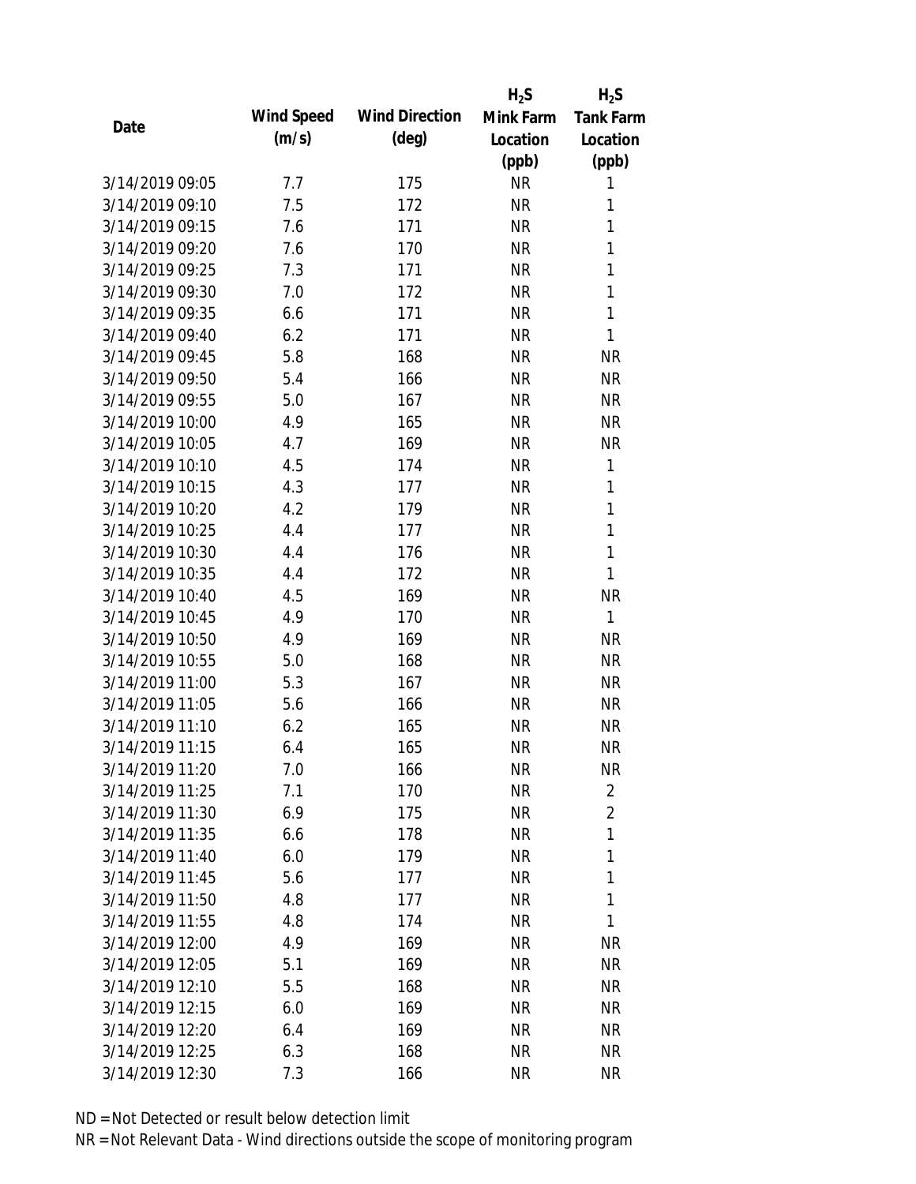| Date | Wind Speed (m/s) | Wind Direction (deg) | $H_2S$ Mink Farm Location (ppb) | $H_2S$ Tank Farm Location (ppb) |
|---|---|---|---|---|
| 3/14/2019 09:05 | 7.7 | 175 | NR | 1 |
| 3/14/2019 09:10 | 7.5 | 172 | NR | 1 |
| 3/14/2019 09:15 | 7.6 | 171 | NR | 1 |
| 3/14/2019 09:20 | 7.6 | 170 | NR | 1 |
| 3/14/2019 09:25 | 7.3 | 171 | NR | 1 |
| 3/14/2019 09:30 | 7.0 | 172 | NR | 1 |
| 3/14/2019 09:35 | 6.6 | 171 | NR | 1 |
| 3/14/2019 09:40 | 6.2 | 171 | NR | 1 |
| 3/14/2019 09:45 | 5.8 | 168 | NR | NR |
| 3/14/2019 09:50 | 5.4 | 166 | NR | NR |
| 3/14/2019 09:55 | 5.0 | 167 | NR | NR |
| 3/14/2019 10:00 | 4.9 | 165 | NR | NR |
| 3/14/2019 10:05 | 4.7 | 169 | NR | NR |
| 3/14/2019 10:10 | 4.5 | 174 | NR | 1 |
| 3/14/2019 10:15 | 4.3 | 177 | NR | 1 |
| 3/14/2019 10:20 | 4.2 | 179 | NR | 1 |
| 3/14/2019 10:25 | 4.4 | 177 | NR | 1 |
| 3/14/2019 10:30 | 4.4 | 176 | NR | 1 |
| 3/14/2019 10:35 | 4.4 | 172 | NR | 1 |
| 3/14/2019 10:40 | 4.5 | 169 | NR | NR |
| 3/14/2019 10:45 | 4.9 | 170 | NR | 1 |
| 3/14/2019 10:50 | 4.9 | 169 | NR | NR |
| 3/14/2019 10:55 | 5.0 | 168 | NR | NR |
| 3/14/2019 11:00 | 5.3 | 167 | NR | NR |
| 3/14/2019 11:05 | 5.6 | 166 | NR | NR |
| 3/14/2019 11:10 | 6.2 | 165 | NR | NR |
| 3/14/2019 11:15 | 6.4 | 165 | NR | NR |
| 3/14/2019 11:20 | 7.0 | 166 | NR | NR |
| 3/14/2019 11:25 | 7.1 | 170 | NR | 2 |
| 3/14/2019 11:30 | 6.9 | 175 | NR | 2 |
| 3/14/2019 11:35 | 6.6 | 178 | NR | 1 |
| 3/14/2019 11:40 | 6.0 | 179 | NR | 1 |
| 3/14/2019 11:45 | 5.6 | 177 | NR | 1 |
| 3/14/2019 11:50 | 4.8 | 177 | NR | 1 |
| 3/14/2019 11:55 | 4.8 | 174 | NR | 1 |
| 3/14/2019 12:00 | 4.9 | 169 | NR | NR |
| 3/14/2019 12:05 | 5.1 | 169 | NR | NR |
| 3/14/2019 12:10 | 5.5 | 168 | NR | NR |
| 3/14/2019 12:15 | 6.0 | 169 | NR | NR |
| 3/14/2019 12:20 | 6.4 | 169 | NR | NR |
| 3/14/2019 12:25 | 6.3 | 168 | NR | NR |
| 3/14/2019 12:30 | 7.3 | 166 | NR | NR |

ND = Not Detected or result below detection limit

NR = Not Relevant Data - Wind directions outside the scope of monitoring program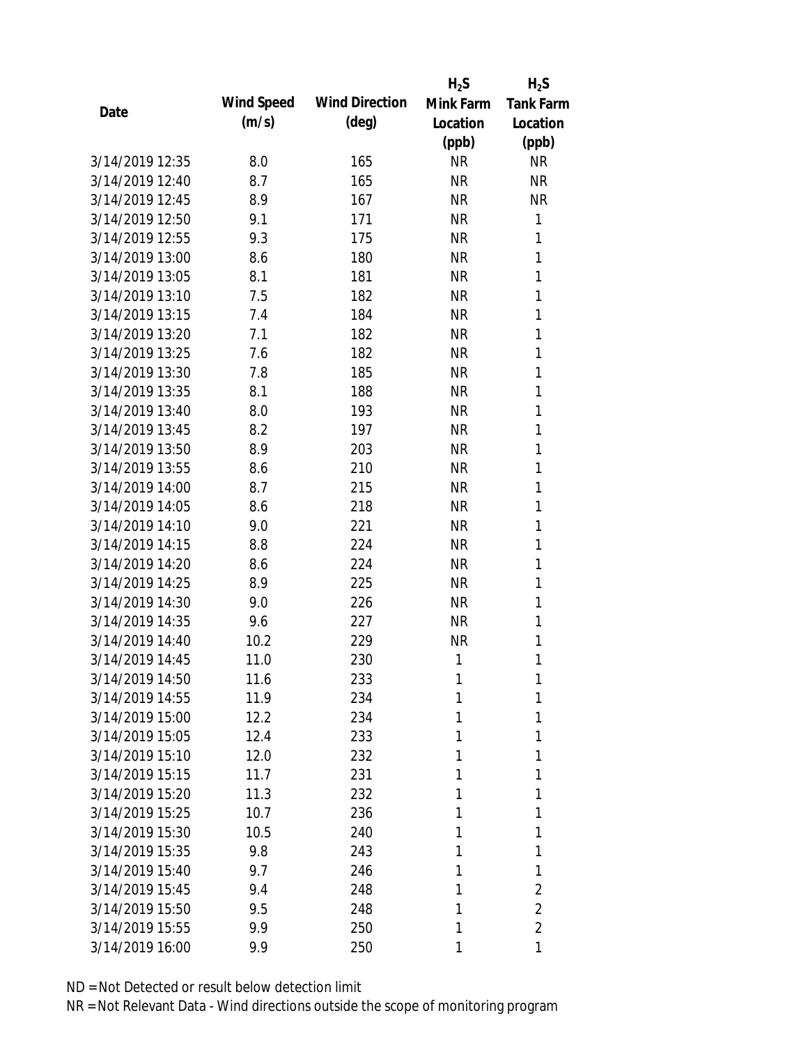| Date | Wind Speed (m/s) | Wind Direction (deg) | $H_2S$ Mink Farm Location (ppb) | $H_2S$ Tank Farm Location (ppb) |
|---|---|---|---|---|
| 3/14/2019 12:35 | 8.0 | 165 | NR | NR |
| 3/14/2019 12:40 | 8.7 | 165 | NR | NR |
| 3/14/2019 12:45 | 8.9 | 167 | NR | NR |
| 3/14/2019 12:50 | 9.1 | 171 | NR | 1 |
| 3/14/2019 12:55 | 9.3 | 175 | NR | 1 |
| 3/14/2019 13:00 | 8.6 | 180 | NR | 1 |
| 3/14/2019 13:05 | 8.1 | 181 | NR | 1 |
| 3/14/2019 13:10 | 7.5 | 182 | NR | 1 |
| 3/14/2019 13:15 | 7.4 | 184 | NR | 1 |
| 3/14/2019 13:20 | 7.1 | 182 | NR | 1 |
| 3/14/2019 13:25 | 7.6 | 182 | NR | 1 |
| 3/14/2019 13:30 | 7.8 | 185 | NR | 1 |
| 3/14/2019 13:35 | 8.1 | 188 | NR | 1 |
| 3/14/2019 13:40 | 8.0 | 193 | NR | 1 |
| 3/14/2019 13:45 | 8.2 | 197 | NR | 1 |
| 3/14/2019 13:50 | 8.9 | 203 | NR | 1 |
| 3/14/2019 13:55 | 8.6 | 210 | NR | 1 |
| 3/14/2019 14:00 | 8.7 | 215 | NR | 1 |
| 3/14/2019 14:05 | 8.6 | 218 | NR | 1 |
| 3/14/2019 14:10 | 9.0 | 221 | NR | 1 |
| 3/14/2019 14:15 | 8.8 | 224 | NR | 1 |
| 3/14/2019 14:20 | 8.6 | 224 | NR | 1 |
| 3/14/2019 14:25 | 8.9 | 225 | NR | 1 |
| 3/14/2019 14:30 | 9.0 | 226 | NR | 1 |
| 3/14/2019 14:35 | 9.6 | 227 | NR | 1 |
| 3/14/2019 14:40 | 10.2 | 229 | NR | 1 |
| 3/14/2019 14:45 | 11.0 | 230 | 1 | 1 |
| 3/14/2019 14:50 | 11.6 | 233 | 1 | 1 |
| 3/14/2019 14:55 | 11.9 | 234 | 1 | 1 |
| 3/14/2019 15:00 | 12.2 | 234 | 1 | 1 |
| 3/14/2019 15:05 | 12.4 | 233 | 1 | 1 |
| 3/14/2019 15:10 | 12.0 | 232 | 1 | 1 |
| 3/14/2019 15:15 | 11.7 | 231 | 1 | 1 |
| 3/14/2019 15:20 | 11.3 | 232 | 1 | 1 |
| 3/14/2019 15:25 | 10.7 | 236 | 1 | 1 |
| 3/14/2019 15:30 | 10.5 | 240 | 1 | 1 |
| 3/14/2019 15:35 | 9.8 | 243 | 1 | 1 |
| 3/14/2019 15:40 | 9.7 | 246 | 1 | 1 |
| 3/14/2019 15:45 | 9.4 | 248 | 1 | 2 |
| 3/14/2019 15:50 | 9.5 | 248 | 1 | 2 |
| 3/14/2019 15:55 | 9.9 | 250 | 1 | 2 |
| 3/14/2019 16:00 | 9.9 | 250 | 1 | 1 |

ND = Not Detected or result below detection limit

NR = Not Relevant Data - Wind directions outside the scope of monitoring program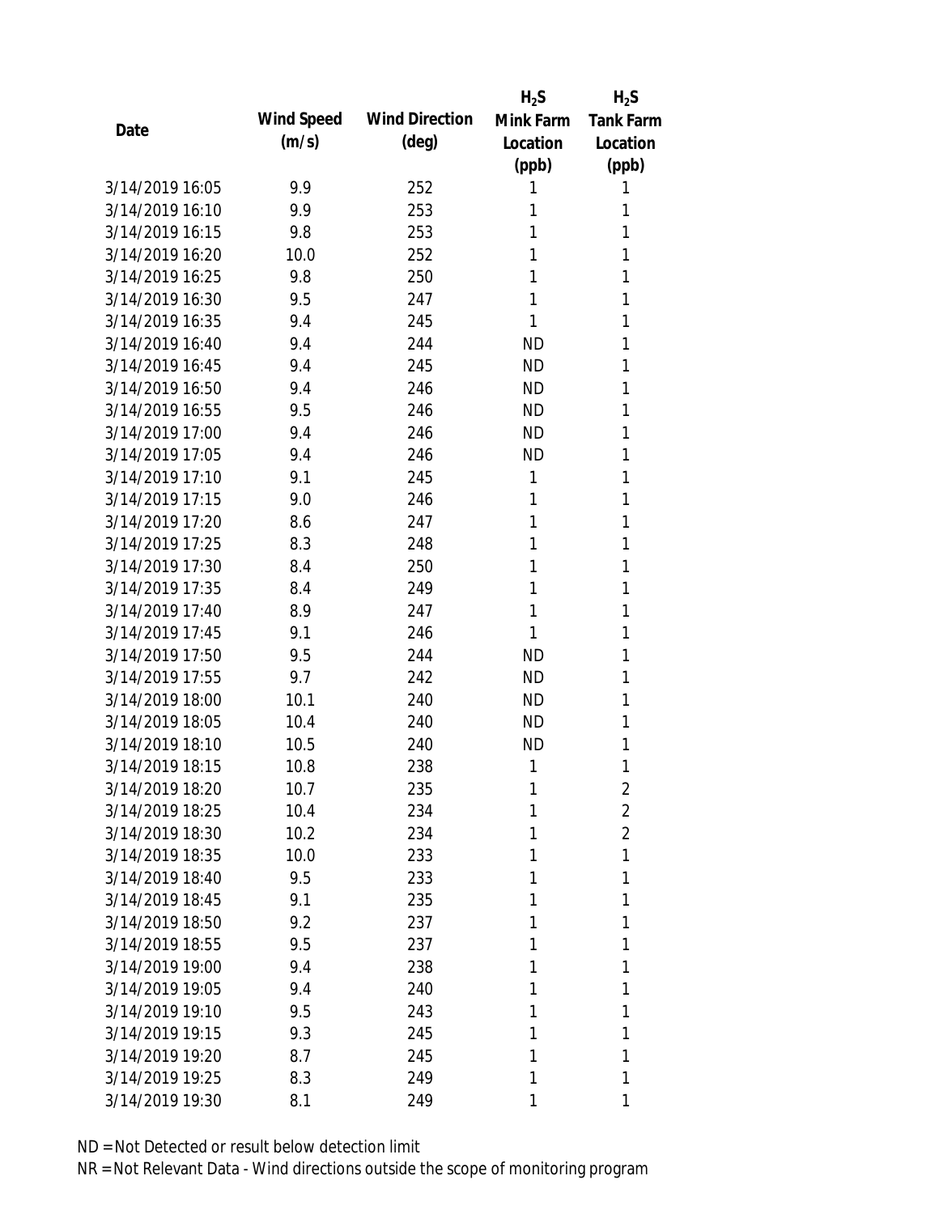| Date | Wind Speed (m/s) | Wind Direction (deg) | $H_2S$ Mink Farm Location (ppb) | $H_2S$ Tank Farm Location (ppb) |
|---|---|---|---|---|
| 3/14/2019 16:05 | 9.9 | 252 | 1 | 1 |
| 3/14/2019 16:10 | 9.9 | 253 | 1 | 1 |
| 3/14/2019 16:15 | 9.8 | 253 | 1 | 1 |
| 3/14/2019 16:20 | 10.0 | 252 | 1 | 1 |
| 3/14/2019 16:25 | 9.8 | 250 | 1 | 1 |
| 3/14/2019 16:30 | 9.5 | 247 | 1 | 1 |
| 3/14/2019 16:35 | 9.4 | 245 | 1 | 1 |
| 3/14/2019 16:40 | 9.4 | 244 | ND | 1 |
| 3/14/2019 16:45 | 9.4 | 245 | ND | 1 |
| 3/14/2019 16:50 | 9.4 | 246 | ND | 1 |
| 3/14/2019 16:55 | 9.5 | 246 | ND | 1 |
| 3/14/2019 17:00 | 9.4 | 246 | ND | 1 |
| 3/14/2019 17:05 | 9.4 | 246 | ND | 1 |
| 3/14/2019 17:10 | 9.1 | 245 | 1 | 1 |
| 3/14/2019 17:15 | 9.0 | 246 | 1 | 1 |
| 3/14/2019 17:20 | 8.6 | 247 | 1 | 1 |
| 3/14/2019 17:25 | 8.3 | 248 | 1 | 1 |
| 3/14/2019 17:30 | 8.4 | 250 | 1 | 1 |
| 3/14/2019 17:35 | 8.4 | 249 | 1 | 1 |
| 3/14/2019 17:40 | 8.9 | 247 | 1 | 1 |
| 3/14/2019 17:45 | 9.1 | 246 | 1 | 1 |
| 3/14/2019 17:50 | 9.5 | 244 | ND | 1 |
| 3/14/2019 17:55 | 9.7 | 242 | ND | 1 |
| 3/14/2019 18:00 | 10.1 | 240 | ND | 1 |
| 3/14/2019 18:05 | 10.4 | 240 | ND | 1 |
| 3/14/2019 18:10 | 10.5 | 240 | ND | 1 |
| 3/14/2019 18:15 | 10.8 | 238 | 1 | 1 |
| 3/14/2019 18:20 | 10.7 | 235 | 1 | 2 |
| 3/14/2019 18:25 | 10.4 | 234 | 1 | 2 |
| 3/14/2019 18:30 | 10.2 | 234 | 1 | 2 |
| 3/14/2019 18:35 | 10.0 | 233 | 1 | 1 |
| 3/14/2019 18:40 | 9.5 | 233 | 1 | 1 |
| 3/14/2019 18:45 | 9.1 | 235 | 1 | 1 |
| 3/14/2019 18:50 | 9.2 | 237 | 1 | 1 |
| 3/14/2019 18:55 | 9.5 | 237 | 1 | 1 |
| 3/14/2019 19:00 | 9.4 | 238 | 1 | 1 |
| 3/14/2019 19:05 | 9.4 | 240 | 1 | 1 |
| 3/14/2019 19:10 | 9.5 | 243 | 1 | 1 |
| 3/14/2019 19:15 | 9.3 | 245 | 1 | 1 |
| 3/14/2019 19:20 | 8.7 | 245 | 1 | 1 |
| 3/14/2019 19:25 | 8.3 | 249 | 1 | 1 |
| 3/14/2019 19:30 | 8.1 | 249 | 1 | 1 |

ND = Not Detected or result below detection limit

NR = Not Relevant Data - Wind directions outside the scope of monitoring program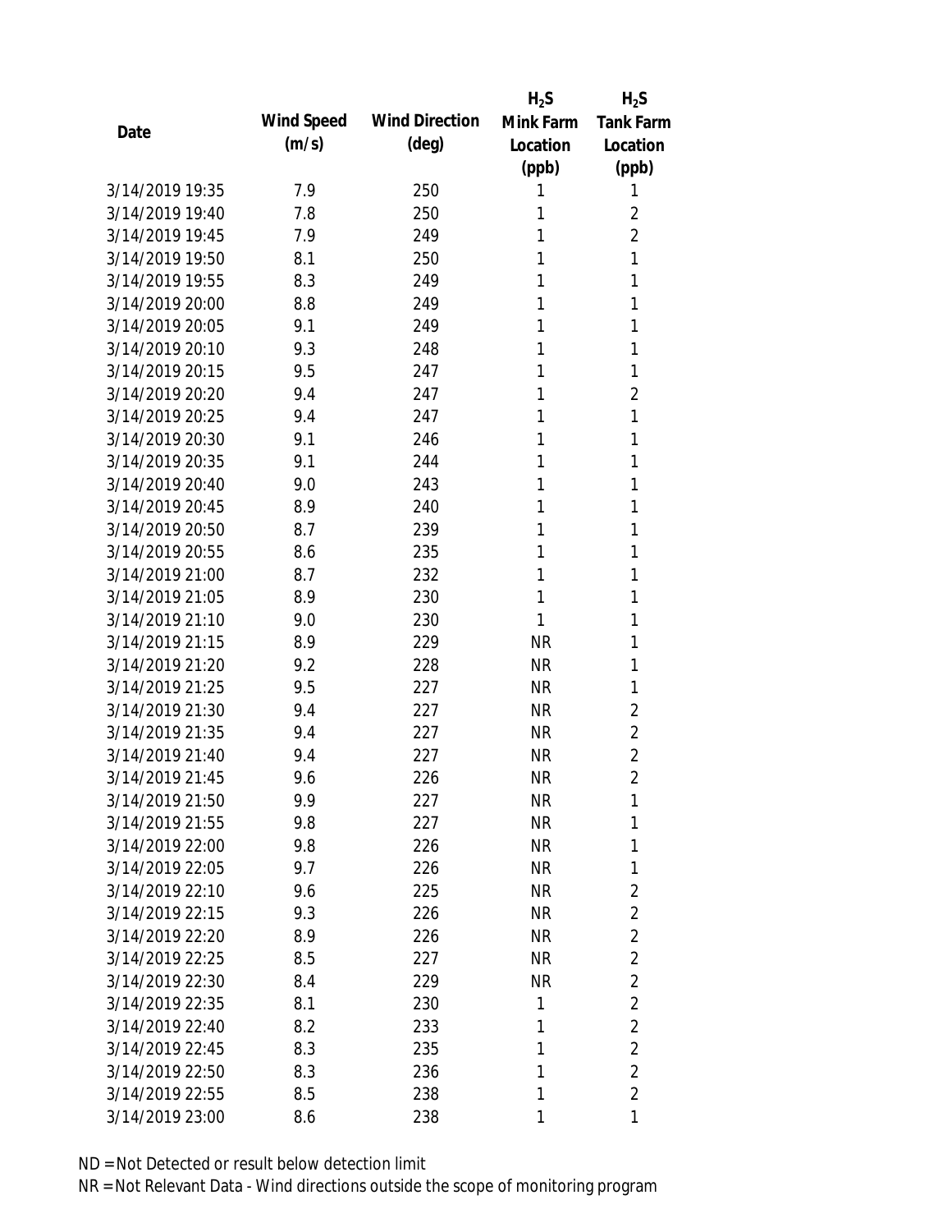| Date | Wind Speed (m/s) | Wind Direction (deg) | $H_2S$ Mink Farm Location (ppb) | $H_2S$ Tank Farm Location (ppb) |
|---|---|---|---|---|
| 3/14/2019 19:35 | 7.9 | 250 | 1 | 1 |
| 3/14/2019 19:40 | 7.8 | 250 | 1 | 2 |
| 3/14/2019 19:45 | 7.9 | 249 | 1 | 2 |
| 3/14/2019 19:50 | 8.1 | 250 | 1 | 1 |
| 3/14/2019 19:55 | 8.3 | 249 | 1 | 1 |
| 3/14/2019 20:00 | 8.8 | 249 | 1 | 1 |
| 3/14/2019 20:05 | 9.1 | 249 | 1 | 1 |
| 3/14/2019 20:10 | 9.3 | 248 | 1 | 1 |
| 3/14/2019 20:15 | 9.5 | 247 | 1 | 1 |
| 3/14/2019 20:20 | 9.4 | 247 | 1 | 2 |
| 3/14/2019 20:25 | 9.4 | 247 | 1 | 1 |
| 3/14/2019 20:30 | 9.1 | 246 | 1 | 1 |
| 3/14/2019 20:35 | 9.1 | 244 | 1 | 1 |
| 3/14/2019 20:40 | 9.0 | 243 | 1 | 1 |
| 3/14/2019 20:45 | 8.9 | 240 | 1 | 1 |
| 3/14/2019 20:50 | 8.7 | 239 | 1 | 1 |
| 3/14/2019 20:55 | 8.6 | 235 | 1 | 1 |
| 3/14/2019 21:00 | 8.7 | 232 | 1 | 1 |
| 3/14/2019 21:05 | 8.9 | 230 | 1 | 1 |
| 3/14/2019 21:10 | 9.0 | 230 | 1 | 1 |
| 3/14/2019 21:15 | 8.9 | 229 | NR | 1 |
| 3/14/2019 21:20 | 9.2 | 228 | NR | 1 |
| 3/14/2019 21:25 | 9.5 | 227 | NR | 1 |
| 3/14/2019 21:30 | 9.4 | 227 | NR | 2 |
| 3/14/2019 21:35 | 9.4 | 227 | NR | 2 |
| 3/14/2019 21:40 | 9.4 | 227 | NR | 2 |
| 3/14/2019 21:45 | 9.6 | 226 | NR | 2 |
| 3/14/2019 21:50 | 9.9 | 227 | NR | 1 |
| 3/14/2019 21:55 | 9.8 | 227 | NR | 1 |
| 3/14/2019 22:00 | 9.8 | 226 | NR | 1 |
| 3/14/2019 22:05 | 9.7 | 226 | NR | 1 |
| 3/14/2019 22:10 | 9.6 | 225 | NR | 2 |
| 3/14/2019 22:15 | 9.3 | 226 | NR | 2 |
| 3/14/2019 22:20 | 8.9 | 226 | NR | 2 |
| 3/14/2019 22:25 | 8.5 | 227 | NR | 2 |
| 3/14/2019 22:30 | 8.4 | 229 | NR | 2 |
| 3/14/2019 22:35 | 8.1 | 230 | 1 | 2 |
| 3/14/2019 22:40 | 8.2 | 233 | 1 | 2 |
| 3/14/2019 22:45 | 8.3 | 235 | 1 | 2 |
| 3/14/2019 22:50 | 8.3 | 236 | 1 | 2 |
| 3/14/2019 22:55 | 8.5 | 238 | 1 | 2 |
| 3/14/2019 23:00 | 8.6 | 238 | 1 | 1 |

ND = Not Detected or result below detection limit

NR = Not Relevant Data - Wind directions outside the scope of monitoring program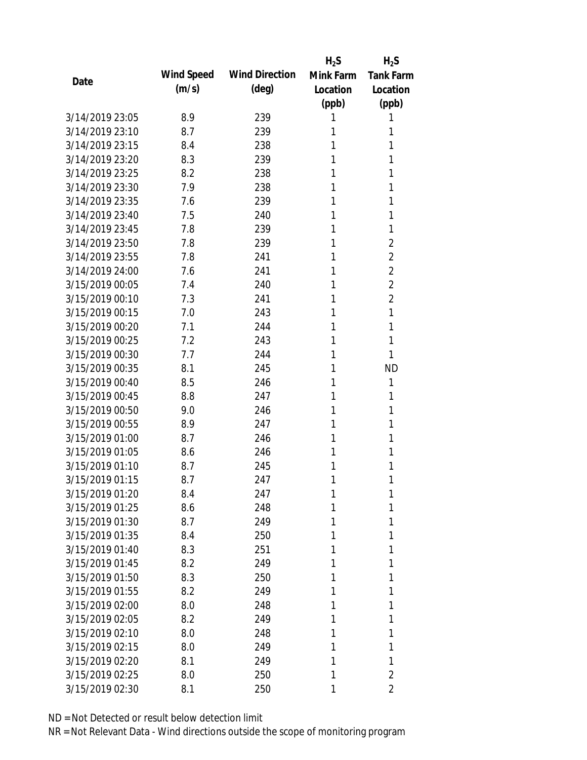| Date | Wind Speed (m/s) | Wind Direction (deg) | $H_2S$ Mink Farm Location (ppb) | $H_2S$ Tank Farm Location (ppb) |
|---|---|---|---|---|
| 3/14/2019 23:05 | 8.9 | 239 | 1 | 1 |
| 3/14/2019 23:10 | 8.7 | 239 | 1 | 1 |
| 3/14/2019 23:15 | 8.4 | 238 | 1 | 1 |
| 3/14/2019 23:20 | 8.3 | 239 | 1 | 1 |
| 3/14/2019 23:25 | 8.2 | 238 | 1 | 1 |
| 3/14/2019 23:30 | 7.9 | 238 | 1 | 1 |
| 3/14/2019 23:35 | 7.6 | 239 | 1 | 1 |
| 3/14/2019 23:40 | 7.5 | 240 | 1 | 1 |
| 3/14/2019 23:45 | 7.8 | 239 | 1 | 1 |
| 3/14/2019 23:50 | 7.8 | 239 | 1 | 2 |
| 3/14/2019 23:55 | 7.8 | 241 | 1 | 2 |
| 3/14/2019 24:00 | 7.6 | 241 | 1 | 2 |
| 3/15/2019 00:05 | 7.4 | 240 | 1 | 2 |
| 3/15/2019 00:10 | 7.3 | 241 | 1 | 2 |
| 3/15/2019 00:15 | 7.0 | 243 | 1 | 1 |
| 3/15/2019 00:20 | 7.1 | 244 | 1 | 1 |
| 3/15/2019 00:25 | 7.2 | 243 | 1 | 1 |
| 3/15/2019 00:30 | 7.7 | 244 | 1 | 1 |
| 3/15/2019 00:35 | 8.1 | 245 | 1 | ND |
| 3/15/2019 00:40 | 8.5 | 246 | 1 | 1 |
| 3/15/2019 00:45 | 8.8 | 247 | 1 | 1 |
| 3/15/2019 00:50 | 9.0 | 246 | 1 | 1 |
| 3/15/2019 00:55 | 8.9 | 247 | 1 | 1 |
| 3/15/2019 01:00 | 8.7 | 246 | 1 | 1 |
| 3/15/2019 01:05 | 8.6 | 246 | 1 | 1 |
| 3/15/2019 01:10 | 8.7 | 245 | 1 | 1 |
| 3/15/2019 01:15 | 8.7 | 247 | 1 | 1 |
| 3/15/2019 01:20 | 8.4 | 247 | 1 | 1 |
| 3/15/2019 01:25 | 8.6 | 248 | 1 | 1 |
| 3/15/2019 01:30 | 8.7 | 249 | 1 | 1 |
| 3/15/2019 01:35 | 8.4 | 250 | 1 | 1 |
| 3/15/2019 01:40 | 8.3 | 251 | 1 | 1 |
| 3/15/2019 01:45 | 8.2 | 249 | 1 | 1 |
| 3/15/2019 01:50 | 8.3 | 250 | 1 | 1 |
| 3/15/2019 01:55 | 8.2 | 249 | 1 | 1 |
| 3/15/2019 02:00 | 8.0 | 248 | 1 | 1 |
| 3/15/2019 02:05 | 8.2 | 249 | 1 | 1 |
| 3/15/2019 02:10 | 8.0 | 248 | 1 | 1 |
| 3/15/2019 02:15 | 8.0 | 249 | 1 | 1 |
| 3/15/2019 02:20 | 8.1 | 249 | 1 | 1 |
| 3/15/2019 02:25 | 8.0 | 250 | 1 | 2 |
| 3/15/2019 02:30 | 8.1 | 250 | 1 | 2 |

ND = Not Detected or result below detection limit

NR = Not Relevant Data - Wind directions outside the scope of monitoring program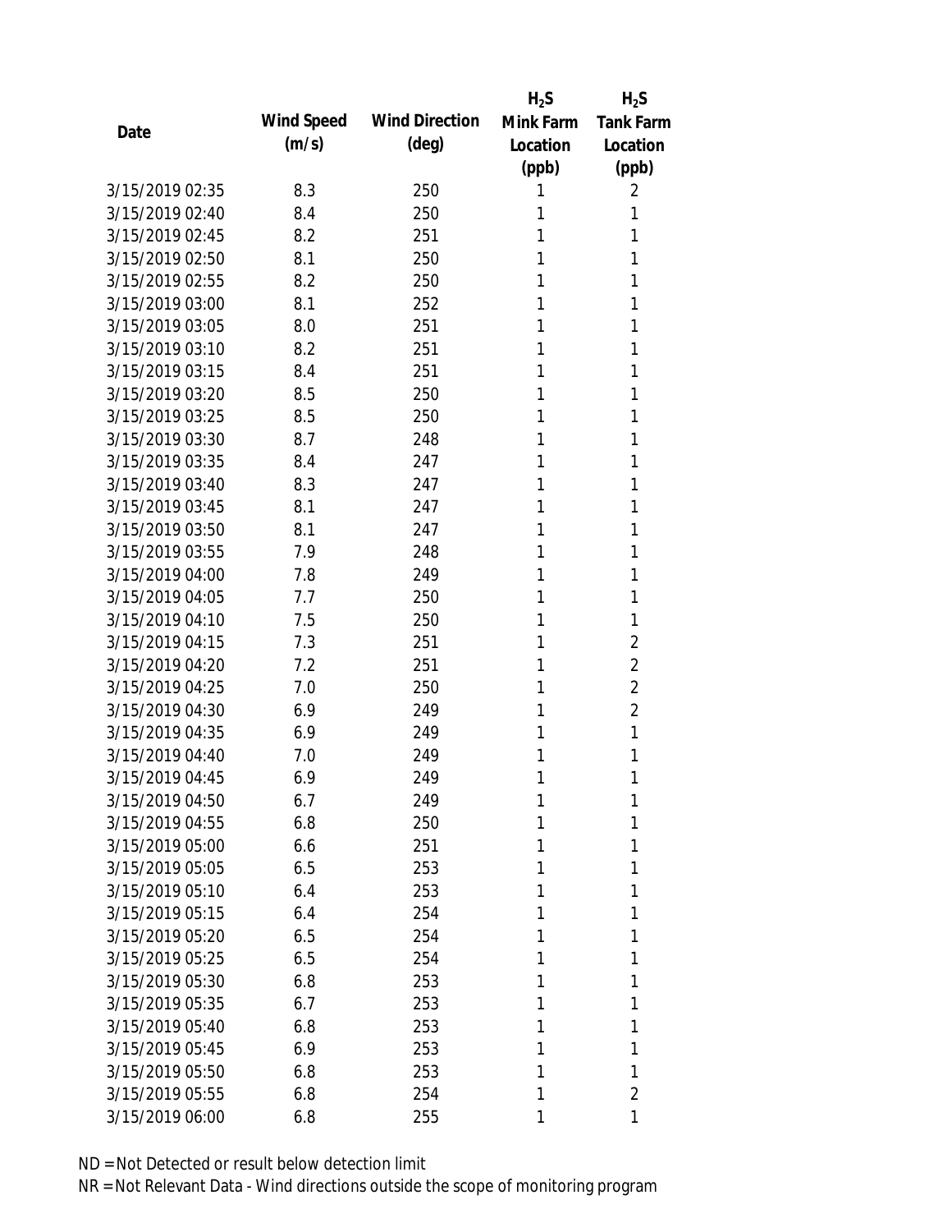| Date | Wind Speed (m/s) | Wind Direction (deg) | $H_2S$ Mink Farm Location (ppb) | $H_2S$ Tank Farm Location (ppb) |
|---|---|---|---|---|
| 3/15/2019 02:35 | 8.3 | 250 | 1 | 2 |
| 3/15/2019 02:40 | 8.4 | 250 | 1 | 1 |
| 3/15/2019 02:45 | 8.2 | 251 | 1 | 1 |
| 3/15/2019 02:50 | 8.1 | 250 | 1 | 1 |
| 3/15/2019 02:55 | 8.2 | 250 | 1 | 1 |
| 3/15/2019 03:00 | 8.1 | 252 | 1 | 1 |
| 3/15/2019 03:05 | 8.0 | 251 | 1 | 1 |
| 3/15/2019 03:10 | 8.2 | 251 | 1 | 1 |
| 3/15/2019 03:15 | 8.4 | 251 | 1 | 1 |
| 3/15/2019 03:20 | 8.5 | 250 | 1 | 1 |
| 3/15/2019 03:25 | 8.5 | 250 | 1 | 1 |
| 3/15/2019 03:30 | 8.7 | 248 | 1 | 1 |
| 3/15/2019 03:35 | 8.4 | 247 | 1 | 1 |
| 3/15/2019 03:40 | 8.3 | 247 | 1 | 1 |
| 3/15/2019 03:45 | 8.1 | 247 | 1 | 1 |
| 3/15/2019 03:50 | 8.1 | 247 | 1 | 1 |
| 3/15/2019 03:55 | 7.9 | 248 | 1 | 1 |
| 3/15/2019 04:00 | 7.8 | 249 | 1 | 1 |
| 3/15/2019 04:05 | 7.7 | 250 | 1 | 1 |
| 3/15/2019 04:10 | 7.5 | 250 | 1 | 1 |
| 3/15/2019 04:15 | 7.3 | 251 | 1 | 2 |
| 3/15/2019 04:20 | 7.2 | 251 | 1 | 2 |
| 3/15/2019 04:25 | 7.0 | 250 | 1 | 2 |
| 3/15/2019 04:30 | 6.9 | 249 | 1 | 2 |
| 3/15/2019 04:35 | 6.9 | 249 | 1 | 1 |
| 3/15/2019 04:40 | 7.0 | 249 | 1 | 1 |
| 3/15/2019 04:45 | 6.9 | 249 | 1 | 1 |
| 3/15/2019 04:50 | 6.7 | 249 | 1 | 1 |
| 3/15/2019 04:55 | 6.8 | 250 | 1 | 1 |
| 3/15/2019 05:00 | 6.6 | 251 | 1 | 1 |
| 3/15/2019 05:05 | 6.5 | 253 | 1 | 1 |
| 3/15/2019 05:10 | 6.4 | 253 | 1 | 1 |
| 3/15/2019 05:15 | 6.4 | 254 | 1 | 1 |
| 3/15/2019 05:20 | 6.5 | 254 | 1 | 1 |
| 3/15/2019 05:25 | 6.5 | 254 | 1 | 1 |
| 3/15/2019 05:30 | 6.8 | 253 | 1 | 1 |
| 3/15/2019 05:35 | 6.7 | 253 | 1 | 1 |
| 3/15/2019 05:40 | 6.8 | 253 | 1 | 1 |
| 3/15/2019 05:45 | 6.9 | 253 | 1 | 1 |
| 3/15/2019 05:50 | 6.8 | 253 | 1 | 1 |
| 3/15/2019 05:55 | 6.8 | 254 | 1 | 2 |
| 3/15/2019 06:00 | 6.8 | 255 | 1 | 1 |

ND = Not Detected or result below detection limit

NR = Not Relevant Data - Wind directions outside the scope of monitoring program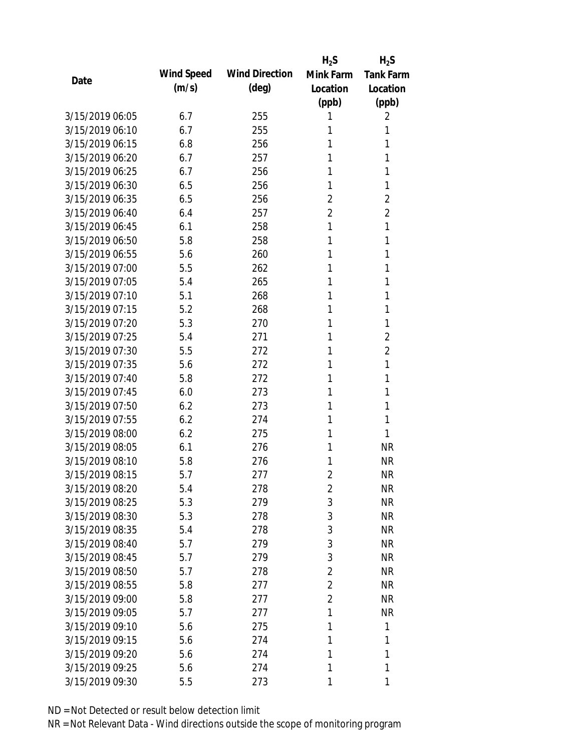| Date | Wind Speed (m/s) | Wind Direction (deg) | $H_2S$ Mink Farm Location (ppb) | $H_2S$ Tank Farm Location (ppb) |
|---|---|---|---|---|
| 3/15/2019 06:05 | 6.7 | 255 | 1 | 2 |
| 3/15/2019 06:10 | 6.7 | 255 | 1 | 1 |
| 3/15/2019 06:15 | 6.8 | 256 | 1 | 1 |
| 3/15/2019 06:20 | 6.7 | 257 | 1 | 1 |
| 3/15/2019 06:25 | 6.7 | 256 | 1 | 1 |
| 3/15/2019 06:30 | 6.5 | 256 | 1 | 1 |
| 3/15/2019 06:35 | 6.5 | 256 | 2 | 2 |
| 3/15/2019 06:40 | 6.4 | 257 | 2 | 2 |
| 3/15/2019 06:45 | 6.1 | 258 | 1 | 1 |
| 3/15/2019 06:50 | 5.8 | 258 | 1 | 1 |
| 3/15/2019 06:55 | 5.6 | 260 | 1 | 1 |
| 3/15/2019 07:00 | 5.5 | 262 | 1 | 1 |
| 3/15/2019 07:05 | 5.4 | 265 | 1 | 1 |
| 3/15/2019 07:10 | 5.1 | 268 | 1 | 1 |
| 3/15/2019 07:15 | 5.2 | 268 | 1 | 1 |
| 3/15/2019 07:20 | 5.3 | 270 | 1 | 1 |
| 3/15/2019 07:25 | 5.4 | 271 | 1 | 2 |
| 3/15/2019 07:30 | 5.5 | 272 | 1 | 2 |
| 3/15/2019 07:35 | 5.6 | 272 | 1 | 1 |
| 3/15/2019 07:40 | 5.8 | 272 | 1 | 1 |
| 3/15/2019 07:45 | 6.0 | 273 | 1 | 1 |
| 3/15/2019 07:50 | 6.2 | 273 | 1 | 1 |
| 3/15/2019 07:55 | 6.2 | 274 | 1 | 1 |
| 3/15/2019 08:00 | 6.2 | 275 | 1 | 1 |
| 3/15/2019 08:05 | 6.1 | 276 | 1 | NR |
| 3/15/2019 08:10 | 5.8 | 276 | 1 | NR |
| 3/15/2019 08:15 | 5.7 | 277 | 2 | NR |
| 3/15/2019 08:20 | 5.4 | 278 | 2 | NR |
| 3/15/2019 08:25 | 5.3 | 279 | 3 | NR |
| 3/15/2019 08:30 | 5.3 | 278 | 3 | NR |
| 3/15/2019 08:35 | 5.4 | 278 | 3 | NR |
| 3/15/2019 08:40 | 5.7 | 279 | 3 | NR |
| 3/15/2019 08:45 | 5.7 | 279 | 3 | NR |
| 3/15/2019 08:50 | 5.7 | 278 | 2 | NR |
| 3/15/2019 08:55 | 5.8 | 277 | 2 | NR |
| 3/15/2019 09:00 | 5.8 | 277 | 2 | NR |
| 3/15/2019 09:05 | 5.7 | 277 | 1 | NR |
| 3/15/2019 09:10 | 5.6 | 275 | 1 | 1 |
| 3/15/2019 09:15 | 5.6 | 274 | 1 | 1 |
| 3/15/2019 09:20 | 5.6 | 274 | 1 | 1 |
| 3/15/2019 09:25 | 5.6 | 274 | 1 | 1 |
| 3/15/2019 09:30 | 5.5 | 273 | 1 | 1 |

ND = Not Detected or result below detection limit

NR = Not Relevant Data - Wind directions outside the scope of monitoring program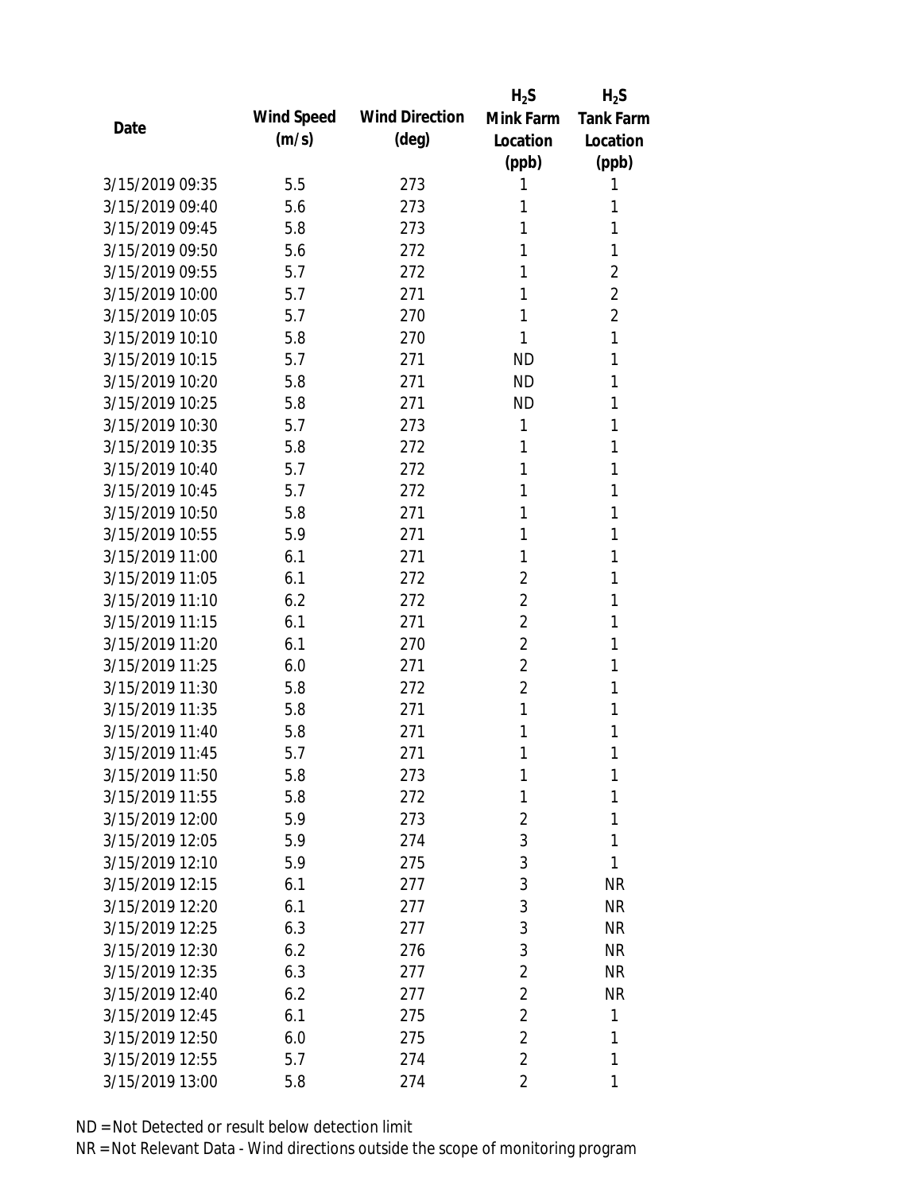| Date | Wind Speed (m/s) | Wind Direction (deg) | $H_2S$ Mink Farm Location (ppb) | $H_2S$ Tank Farm Location (ppb) |
|---|---|---|---|---|
| 3/15/2019 09:35 | 5.5 | 273 | 1 | 1 |
| 3/15/2019 09:40 | 5.6 | 273 | 1 | 1 |
| 3/15/2019 09:45 | 5.8 | 273 | 1 | 1 |
| 3/15/2019 09:50 | 5.6 | 272 | 1 | 1 |
| 3/15/2019 09:55 | 5.7 | 272 | 1 | 2 |
| 3/15/2019 10:00 | 5.7 | 271 | 1 | 2 |
| 3/15/2019 10:05 | 5.7 | 270 | 1 | 2 |
| 3/15/2019 10:10 | 5.8 | 270 | 1 | 1 |
| 3/15/2019 10:15 | 5.7 | 271 | ND | 1 |
| 3/15/2019 10:20 | 5.8 | 271 | ND | 1 |
| 3/15/2019 10:25 | 5.8 | 271 | ND | 1 |
| 3/15/2019 10:30 | 5.7 | 273 | 1 | 1 |
| 3/15/2019 10:35 | 5.8 | 272 | 1 | 1 |
| 3/15/2019 10:40 | 5.7 | 272 | 1 | 1 |
| 3/15/2019 10:45 | 5.7 | 272 | 1 | 1 |
| 3/15/2019 10:50 | 5.8 | 271 | 1 | 1 |
| 3/15/2019 10:55 | 5.9 | 271 | 1 | 1 |
| 3/15/2019 11:00 | 6.1 | 271 | 1 | 1 |
| 3/15/2019 11:05 | 6.1 | 272 | 2 | 1 |
| 3/15/2019 11:10 | 6.2 | 272 | 2 | 1 |
| 3/15/2019 11:15 | 6.1 | 271 | 2 | 1 |
| 3/15/2019 11:20 | 6.1 | 270 | 2 | 1 |
| 3/15/2019 11:25 | 6.0 | 271 | 2 | 1 |
| 3/15/2019 11:30 | 5.8 | 272 | 2 | 1 |
| 3/15/2019 11:35 | 5.8 | 271 | 1 | 1 |
| 3/15/2019 11:40 | 5.8 | 271 | 1 | 1 |
| 3/15/2019 11:45 | 5.7 | 271 | 1 | 1 |
| 3/15/2019 11:50 | 5.8 | 273 | 1 | 1 |
| 3/15/2019 11:55 | 5.8 | 272 | 1 | 1 |
| 3/15/2019 12:00 | 5.9 | 273 | 2 | 1 |
| 3/15/2019 12:05 | 5.9 | 274 | 3 | 1 |
| 3/15/2019 12:10 | 5.9 | 275 | 3 | 1 |
| 3/15/2019 12:15 | 6.1 | 277 | 3 | NR |
| 3/15/2019 12:20 | 6.1 | 277 | 3 | NR |
| 3/15/2019 12:25 | 6.3 | 277 | 3 | NR |
| 3/15/2019 12:30 | 6.2 | 276 | 3 | NR |
| 3/15/2019 12:35 | 6.3 | 277 | 2 | NR |
| 3/15/2019 12:40 | 6.2 | 277 | 2 | NR |
| 3/15/2019 12:45 | 6.1 | 275 | 2 | 1 |
| 3/15/2019 12:50 | 6.0 | 275 | 2 | 1 |
| 3/15/2019 12:55 | 5.7 | 274 | 2 | 1 |
| 3/15/2019 13:00 | 5.8 | 274 | 2 | 1 |

ND = Not Detected or result below detection limit

NR = Not Relevant Data - Wind directions outside the scope of monitoring program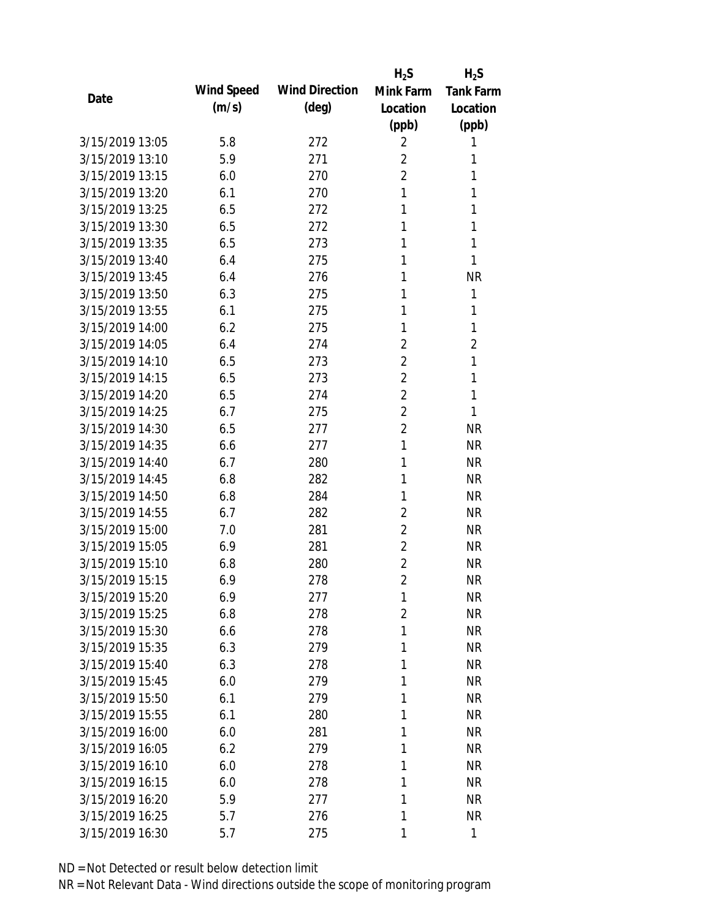| Date | Wind Speed (m/s) | Wind Direction (deg) | $H_2S$ Mink Farm Location (ppb) | $H_2S$ Tank Farm Location (ppb) |
|---|---|---|---|---|
| 3/15/2019 13:05 | 5.8 | 272 | 2 | 1 |
| 3/15/2019 13:10 | 5.9 | 271 | 2 | 1 |
| 3/15/2019 13:15 | 6.0 | 270 | 2 | 1 |
| 3/15/2019 13:20 | 6.1 | 270 | 1 | 1 |
| 3/15/2019 13:25 | 6.5 | 272 | 1 | 1 |
| 3/15/2019 13:30 | 6.5 | 272 | 1 | 1 |
| 3/15/2019 13:35 | 6.5 | 273 | 1 | 1 |
| 3/15/2019 13:40 | 6.4 | 275 | 1 | 1 |
| 3/15/2019 13:45 | 6.4 | 276 | 1 | NR |
| 3/15/2019 13:50 | 6.3 | 275 | 1 | 1 |
| 3/15/2019 13:55 | 6.1 | 275 | 1 | 1 |
| 3/15/2019 14:00 | 6.2 | 275 | 1 | 1 |
| 3/15/2019 14:05 | 6.4 | 274 | 2 | 2 |
| 3/15/2019 14:10 | 6.5 | 273 | 2 | 1 |
| 3/15/2019 14:15 | 6.5 | 273 | 2 | 1 |
| 3/15/2019 14:20 | 6.5 | 274 | 2 | 1 |
| 3/15/2019 14:25 | 6.7 | 275 | 2 | 1 |
| 3/15/2019 14:30 | 6.5 | 277 | 2 | NR |
| 3/15/2019 14:35 | 6.6 | 277 | 1 | NR |
| 3/15/2019 14:40 | 6.7 | 280 | 1 | NR |
| 3/15/2019 14:45 | 6.8 | 282 | 1 | NR |
| 3/15/2019 14:50 | 6.8 | 284 | 1 | NR |
| 3/15/2019 14:55 | 6.7 | 282 | 2 | NR |
| 3/15/2019 15:00 | 7.0 | 281 | 2 | NR |
| 3/15/2019 15:05 | 6.9 | 281 | 2 | NR |
| 3/15/2019 15:10 | 6.8 | 280 | 2 | NR |
| 3/15/2019 15:15 | 6.9 | 278 | 2 | NR |
| 3/15/2019 15:20 | 6.9 | 277 | 1 | NR |
| 3/15/2019 15:25 | 6.8 | 278 | 2 | NR |
| 3/15/2019 15:30 | 6.6 | 278 | 1 | NR |
| 3/15/2019 15:35 | 6.3 | 279 | 1 | NR |
| 3/15/2019 15:40 | 6.3 | 278 | 1 | NR |
| 3/15/2019 15:45 | 6.0 | 279 | 1 | NR |
| 3/15/2019 15:50 | 6.1 | 279 | 1 | NR |
| 3/15/2019 15:55 | 6.1 | 280 | 1 | NR |
| 3/15/2019 16:00 | 6.0 | 281 | 1 | NR |
| 3/15/2019 16:05 | 6.2 | 279 | 1 | NR |
| 3/15/2019 16:10 | 6.0 | 278 | 1 | NR |
| 3/15/2019 16:15 | 6.0 | 278 | 1 | NR |
| 3/15/2019 16:20 | 5.9 | 277 | 1 | NR |
| 3/15/2019 16:25 | 5.7 | 276 | 1 | NR |
| 3/15/2019 16:30 | 5.7 | 275 | 1 | 1 |

ND = Not Detected or result below detection limit
NR = Not Relevant Data - Wind directions outside the scope of monitoring program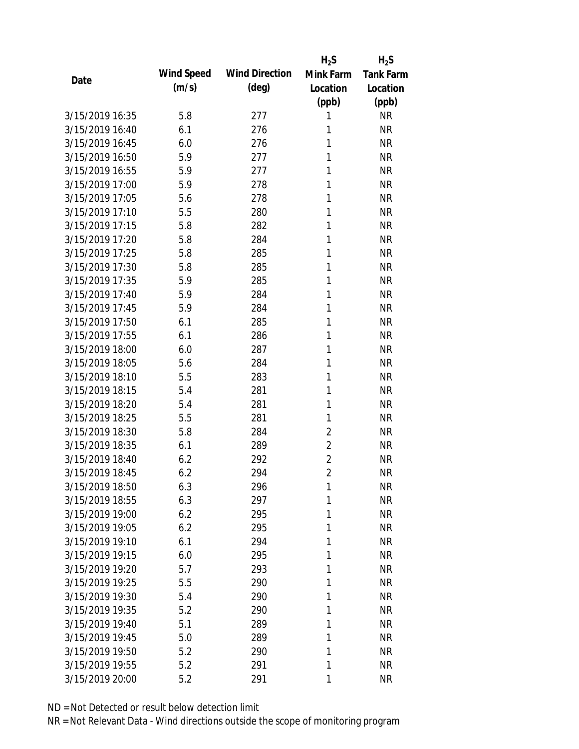| Date | Wind Speed (m/s) | Wind Direction (deg) | $H_2S$ Mink Farm Location (ppb) | $H_2S$ Tank Farm Location (ppb) |
|---|---|---|---|---|
| 3/15/2019 16:35 | 5.8 | 277 | 1 | NR |
| 3/15/2019 16:40 | 6.1 | 276 | 1 | NR |
| 3/15/2019 16:45 | 6.0 | 276 | 1 | NR |
| 3/15/2019 16:50 | 5.9 | 277 | 1 | NR |
| 3/15/2019 16:55 | 5.9 | 277 | 1 | NR |
| 3/15/2019 17:00 | 5.9 | 278 | 1 | NR |
| 3/15/2019 17:05 | 5.6 | 278 | 1 | NR |
| 3/15/2019 17:10 | 5.5 | 280 | 1 | NR |
| 3/15/2019 17:15 | 5.8 | 282 | 1 | NR |
| 3/15/2019 17:20 | 5.8 | 284 | 1 | NR |
| 3/15/2019 17:25 | 5.8 | 285 | 1 | NR |
| 3/15/2019 17:30 | 5.8 | 285 | 1 | NR |
| 3/15/2019 17:35 | 5.9 | 285 | 1 | NR |
| 3/15/2019 17:40 | 5.9 | 284 | 1 | NR |
| 3/15/2019 17:45 | 5.9 | 284 | 1 | NR |
| 3/15/2019 17:50 | 6.1 | 285 | 1 | NR |
| 3/15/2019 17:55 | 6.1 | 286 | 1 | NR |
| 3/15/2019 18:00 | 6.0 | 287 | 1 | NR |
| 3/15/2019 18:05 | 5.6 | 284 | 1 | NR |
| 3/15/2019 18:10 | 5.5 | 283 | 1 | NR |
| 3/15/2019 18:15 | 5.4 | 281 | 1 | NR |
| 3/15/2019 18:20 | 5.4 | 281 | 1 | NR |
| 3/15/2019 18:25 | 5.5 | 281 | 1 | NR |
| 3/15/2019 18:30 | 5.8 | 284 | 2 | NR |
| 3/15/2019 18:35 | 6.1 | 289 | 2 | NR |
| 3/15/2019 18:40 | 6.2 | 292 | 2 | NR |
| 3/15/2019 18:45 | 6.2 | 294 | 2 | NR |
| 3/15/2019 18:50 | 6.3 | 296 | 1 | NR |
| 3/15/2019 18:55 | 6.3 | 297 | 1 | NR |
| 3/15/2019 19:00 | 6.2 | 295 | 1 | NR |
| 3/15/2019 19:05 | 6.2 | 295 | 1 | NR |
| 3/15/2019 19:10 | 6.1 | 294 | 1 | NR |
| 3/15/2019 19:15 | 6.0 | 295 | 1 | NR |
| 3/15/2019 19:20 | 5.7 | 293 | 1 | NR |
| 3/15/2019 19:25 | 5.5 | 290 | 1 | NR |
| 3/15/2019 19:30 | 5.4 | 290 | 1 | NR |
| 3/15/2019 19:35 | 5.2 | 290 | 1 | NR |
| 3/15/2019 19:40 | 5.1 | 289 | 1 | NR |
| 3/15/2019 19:45 | 5.0 | 289 | 1 | NR |
| 3/15/2019 19:50 | 5.2 | 290 | 1 | NR |
| 3/15/2019 19:55 | 5.2 | 291 | 1 | NR |
| 3/15/2019 20:00 | 5.2 | 291 | 1 | NR |

ND = Not Detected or result below detection limit

NR = Not Relevant Data - Wind directions outside the scope of monitoring program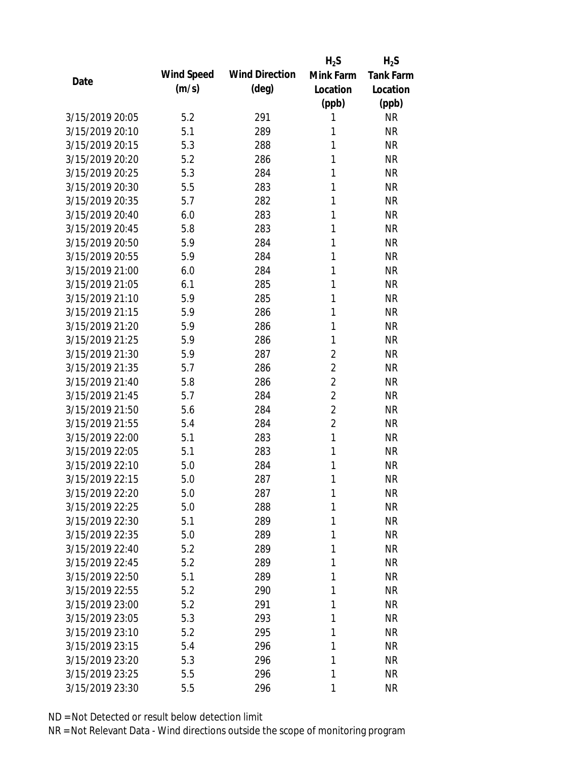| Date | Wind Speed (m/s) | Wind Direction (deg) | $H_2S$ Mink Farm Location (ppb) | $H_2S$ Tank Farm Location (ppb) |
|---|---|---|---|---|
| 3/15/2019 20:05 | 5.2 | 291 | 1 | NR |
| 3/15/2019 20:10 | 5.1 | 289 | 1 | NR |
| 3/15/2019 20:15 | 5.3 | 288 | 1 | NR |
| 3/15/2019 20:20 | 5.2 | 286 | 1 | NR |
| 3/15/2019 20:25 | 5.3 | 284 | 1 | NR |
| 3/15/2019 20:30 | 5.5 | 283 | 1 | NR |
| 3/15/2019 20:35 | 5.7 | 282 | 1 | NR |
| 3/15/2019 20:40 | 6.0 | 283 | 1 | NR |
| 3/15/2019 20:45 | 5.8 | 283 | 1 | NR |
| 3/15/2019 20:50 | 5.9 | 284 | 1 | NR |
| 3/15/2019 20:55 | 5.9 | 284 | 1 | NR |
| 3/15/2019 21:00 | 6.0 | 284 | 1 | NR |
| 3/15/2019 21:05 | 6.1 | 285 | 1 | NR |
| 3/15/2019 21:10 | 5.9 | 285 | 1 | NR |
| 3/15/2019 21:15 | 5.9 | 286 | 1 | NR |
| 3/15/2019 21:20 | 5.9 | 286 | 1 | NR |
| 3/15/2019 21:25 | 5.9 | 286 | 1 | NR |
| 3/15/2019 21:30 | 5.9 | 287 | 2 | NR |
| 3/15/2019 21:35 | 5.7 | 286 | 2 | NR |
| 3/15/2019 21:40 | 5.8 | 286 | 2 | NR |
| 3/15/2019 21:45 | 5.7 | 284 | 2 | NR |
| 3/15/2019 21:50 | 5.6 | 284 | 2 | NR |
| 3/15/2019 21:55 | 5.4 | 284 | 2 | NR |
| 3/15/2019 22:00 | 5.1 | 283 | 1 | NR |
| 3/15/2019 22:05 | 5.1 | 283 | 1 | NR |
| 3/15/2019 22:10 | 5.0 | 284 | 1 | NR |
| 3/15/2019 22:15 | 5.0 | 287 | 1 | NR |
| 3/15/2019 22:20 | 5.0 | 287 | 1 | NR |
| 3/15/2019 22:25 | 5.0 | 288 | 1 | NR |
| 3/15/2019 22:30 | 5.1 | 289 | 1 | NR |
| 3/15/2019 22:35 | 5.0 | 289 | 1 | NR |
| 3/15/2019 22:40 | 5.2 | 289 | 1 | NR |
| 3/15/2019 22:45 | 5.2 | 289 | 1 | NR |
| 3/15/2019 22:50 | 5.1 | 289 | 1 | NR |
| 3/15/2019 22:55 | 5.2 | 290 | 1 | NR |
| 3/15/2019 23:00 | 5.2 | 291 | 1 | NR |
| 3/15/2019 23:05 | 5.3 | 293 | 1 | NR |
| 3/15/2019 23:10 | 5.2 | 295 | 1 | NR |
| 3/15/2019 23:15 | 5.4 | 296 | 1 | NR |
| 3/15/2019 23:20 | 5.3 | 296 | 1 | NR |
| 3/15/2019 23:25 | 5.5 | 296 | 1 | NR |
| 3/15/2019 23:30 | 5.5 | 296 | 1 | NR |

ND = Not Detected or result below detection limit
NR = Not Relevant Data - Wind directions outside the scope of monitoring program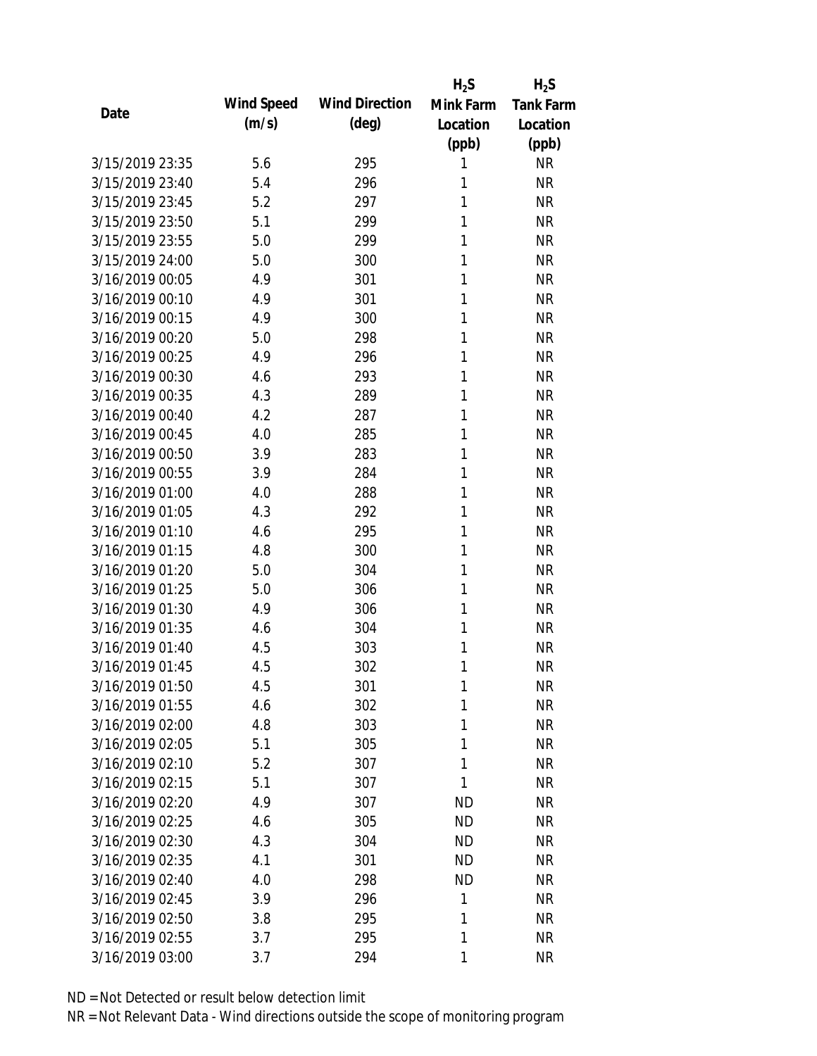| Date | Wind Speed (m/s) | Wind Direction (deg) | $H_2S$ Mink Farm Location (ppb) | $H_2S$ Tank Farm Location (ppb) |
|---|---|---|---|---|
| 3/15/2019 23:35 | 5.6 | 295 | 1 | NR |
| 3/15/2019 23:40 | 5.4 | 296 | 1 | NR |
| 3/15/2019 23:45 | 5.2 | 297 | 1 | NR |
| 3/15/2019 23:50 | 5.1 | 299 | 1 | NR |
| 3/15/2019 23:55 | 5.0 | 299 | 1 | NR |
| 3/15/2019 24:00 | 5.0 | 300 | 1 | NR |
| 3/16/2019 00:05 | 4.9 | 301 | 1 | NR |
| 3/16/2019 00:10 | 4.9 | 301 | 1 | NR |
| 3/16/2019 00:15 | 4.9 | 300 | 1 | NR |
| 3/16/2019 00:20 | 5.0 | 298 | 1 | NR |
| 3/16/2019 00:25 | 4.9 | 296 | 1 | NR |
| 3/16/2019 00:30 | 4.6 | 293 | 1 | NR |
| 3/16/2019 00:35 | 4.3 | 289 | 1 | NR |
| 3/16/2019 00:40 | 4.2 | 287 | 1 | NR |
| 3/16/2019 00:45 | 4.0 | 285 | 1 | NR |
| 3/16/2019 00:50 | 3.9 | 283 | 1 | NR |
| 3/16/2019 00:55 | 3.9 | 284 | 1 | NR |
| 3/16/2019 01:00 | 4.0 | 288 | 1 | NR |
| 3/16/2019 01:05 | 4.3 | 292 | 1 | NR |
| 3/16/2019 01:10 | 4.6 | 295 | 1 | NR |
| 3/16/2019 01:15 | 4.8 | 300 | 1 | NR |
| 3/16/2019 01:20 | 5.0 | 304 | 1 | NR |
| 3/16/2019 01:25 | 5.0 | 306 | 1 | NR |
| 3/16/2019 01:30 | 4.9 | 306 | 1 | NR |
| 3/16/2019 01:35 | 4.6 | 304 | 1 | NR |
| 3/16/2019 01:40 | 4.5 | 303 | 1 | NR |
| 3/16/2019 01:45 | 4.5 | 302 | 1 | NR |
| 3/16/2019 01:50 | 4.5 | 301 | 1 | NR |
| 3/16/2019 01:55 | 4.6 | 302 | 1 | NR |
| 3/16/2019 02:00 | 4.8 | 303 | 1 | NR |
| 3/16/2019 02:05 | 5.1 | 305 | 1 | NR |
| 3/16/2019 02:10 | 5.2 | 307 | 1 | NR |
| 3/16/2019 02:15 | 5.1 | 307 | 1 | NR |
| 3/16/2019 02:20 | 4.9 | 307 | ND | NR |
| 3/16/2019 02:25 | 4.6 | 305 | ND | NR |
| 3/16/2019 02:30 | 4.3 | 304 | ND | NR |
| 3/16/2019 02:35 | 4.1 | 301 | ND | NR |
| 3/16/2019 02:40 | 4.0 | 298 | ND | NR |
| 3/16/2019 02:45 | 3.9 | 296 | 1 | NR |
| 3/16/2019 02:50 | 3.8 | 295 | 1 | NR |
| 3/16/2019 02:55 | 3.7 | 295 | 1 | NR |
| 3/16/2019 03:00 | 3.7 | 294 | 1 | NR |

ND = Not Detected or result below detection limit

NR = Not Relevant Data - Wind directions outside the scope of monitoring program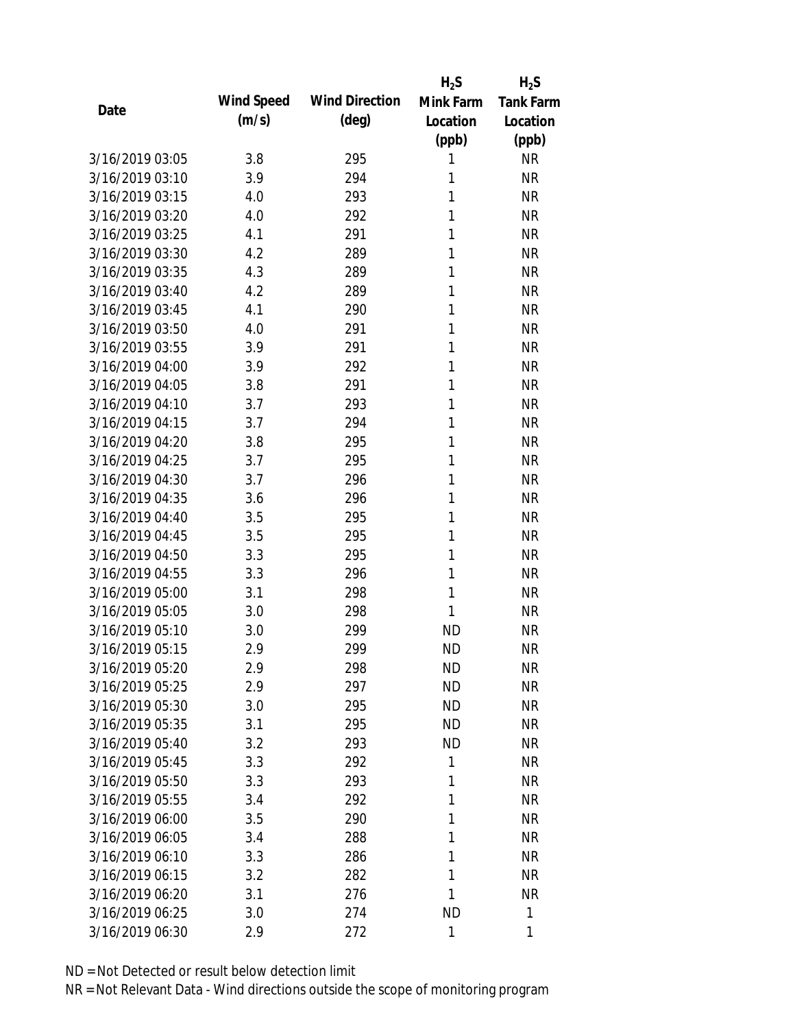| Date | Wind Speed (m/s) | Wind Direction (deg) | $H_2S$ Mink Farm Location (ppb) | $H_2S$ Tank Farm Location (ppb) |
|---|---|---|---|---|
| 3/16/2019 03:05 | 3.8 | 295 | 1 | NR |
| 3/16/2019 03:10 | 3.9 | 294 | 1 | NR |
| 3/16/2019 03:15 | 4.0 | 293 | 1 | NR |
| 3/16/2019 03:20 | 4.0 | 292 | 1 | NR |
| 3/16/2019 03:25 | 4.1 | 291 | 1 | NR |
| 3/16/2019 03:30 | 4.2 | 289 | 1 | NR |
| 3/16/2019 03:35 | 4.3 | 289 | 1 | NR |
| 3/16/2019 03:40 | 4.2 | 289 | 1 | NR |
| 3/16/2019 03:45 | 4.1 | 290 | 1 | NR |
| 3/16/2019 03:50 | 4.0 | 291 | 1 | NR |
| 3/16/2019 03:55 | 3.9 | 291 | 1 | NR |
| 3/16/2019 04:00 | 3.9 | 292 | 1 | NR |
| 3/16/2019 04:05 | 3.8 | 291 | 1 | NR |
| 3/16/2019 04:10 | 3.7 | 293 | 1 | NR |
| 3/16/2019 04:15 | 3.7 | 294 | 1 | NR |
| 3/16/2019 04:20 | 3.8 | 295 | 1 | NR |
| 3/16/2019 04:25 | 3.7 | 295 | 1 | NR |
| 3/16/2019 04:30 | 3.7 | 296 | 1 | NR |
| 3/16/2019 04:35 | 3.6 | 296 | 1 | NR |
| 3/16/2019 04:40 | 3.5 | 295 | 1 | NR |
| 3/16/2019 04:45 | 3.5 | 295 | 1 | NR |
| 3/16/2019 04:50 | 3.3 | 295 | 1 | NR |
| 3/16/2019 04:55 | 3.3 | 296 | 1 | NR |
| 3/16/2019 05:00 | 3.1 | 298 | 1 | NR |
| 3/16/2019 05:05 | 3.0 | 298 | 1 | NR |
| 3/16/2019 05:10 | 3.0 | 299 | ND | NR |
| 3/16/2019 05:15 | 2.9 | 299 | ND | NR |
| 3/16/2019 05:20 | 2.9 | 298 | ND | NR |
| 3/16/2019 05:25 | 2.9 | 297 | ND | NR |
| 3/16/2019 05:30 | 3.0 | 295 | ND | NR |
| 3/16/2019 05:35 | 3.1 | 295 | ND | NR |
| 3/16/2019 05:40 | 3.2 | 293 | ND | NR |
| 3/16/2019 05:45 | 3.3 | 292 | 1 | NR |
| 3/16/2019 05:50 | 3.3 | 293 | 1 | NR |
| 3/16/2019 05:55 | 3.4 | 292 | 1 | NR |
| 3/16/2019 06:00 | 3.5 | 290 | 1 | NR |
| 3/16/2019 06:05 | 3.4 | 288 | 1 | NR |
| 3/16/2019 06:10 | 3.3 | 286 | 1 | NR |
| 3/16/2019 06:15 | 3.2 | 282 | 1 | NR |
| 3/16/2019 06:20 | 3.1 | 276 | 1 | NR |
| 3/16/2019 06:25 | 3.0 | 274 | ND | 1 |
| 3/16/2019 06:30 | 2.9 | 272 | 1 | 1 |

ND = Not Detected or result below detection limit

NR = Not Relevant Data - Wind directions outside the scope of monitoring program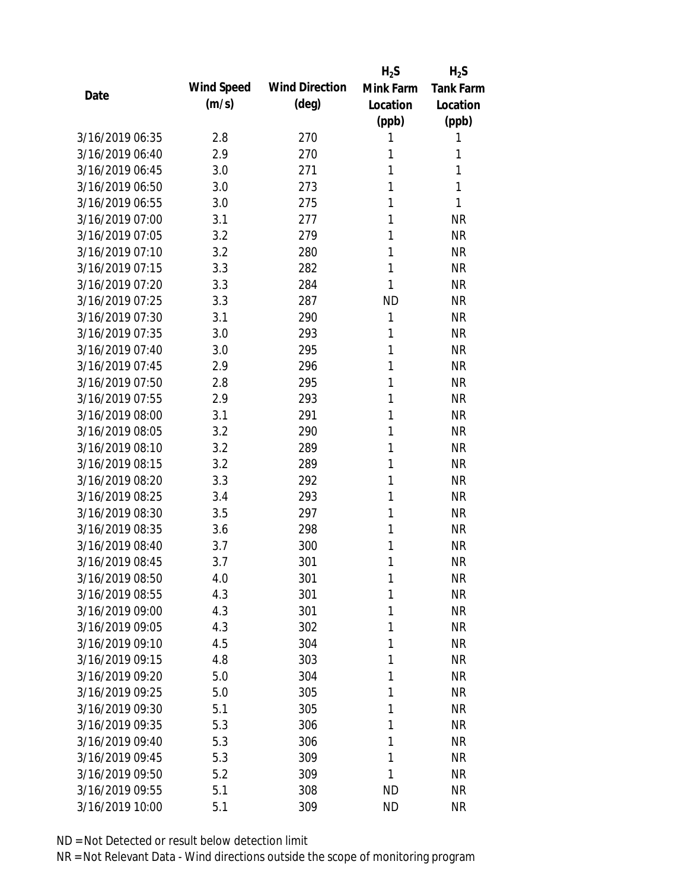| Date | Wind Speed (m/s) | Wind Direction (deg) | $H_2S$ Mink Farm Location (ppb) | $H_2S$ Tank Farm Location (ppb) |
|---|---|---|---|---|
| 3/16/2019 06:35 | 2.8 | 270 | 1 | 1 |
| 3/16/2019 06:40 | 2.9 | 270 | 1 | 1 |
| 3/16/2019 06:45 | 3.0 | 271 | 1 | 1 |
| 3/16/2019 06:50 | 3.0 | 273 | 1 | 1 |
| 3/16/2019 06:55 | 3.0 | 275 | 1 | 1 |
| 3/16/2019 07:00 | 3.1 | 277 | 1 | NR |
| 3/16/2019 07:05 | 3.2 | 279 | 1 | NR |
| 3/16/2019 07:10 | 3.2 | 280 | 1 | NR |
| 3/16/2019 07:15 | 3.3 | 282 | 1 | NR |
| 3/16/2019 07:20 | 3.3 | 284 | 1 | NR |
| 3/16/2019 07:25 | 3.3 | 287 | ND | NR |
| 3/16/2019 07:30 | 3.1 | 290 | 1 | NR |
| 3/16/2019 07:35 | 3.0 | 293 | 1 | NR |
| 3/16/2019 07:40 | 3.0 | 295 | 1 | NR |
| 3/16/2019 07:45 | 2.9 | 296 | 1 | NR |
| 3/16/2019 07:50 | 2.8 | 295 | 1 | NR |
| 3/16/2019 07:55 | 2.9 | 293 | 1 | NR |
| 3/16/2019 08:00 | 3.1 | 291 | 1 | NR |
| 3/16/2019 08:05 | 3.2 | 290 | 1 | NR |
| 3/16/2019 08:10 | 3.2 | 289 | 1 | NR |
| 3/16/2019 08:15 | 3.2 | 289 | 1 | NR |
| 3/16/2019 08:20 | 3.3 | 292 | 1 | NR |
| 3/16/2019 08:25 | 3.4 | 293 | 1 | NR |
| 3/16/2019 08:30 | 3.5 | 297 | 1 | NR |
| 3/16/2019 08:35 | 3.6 | 298 | 1 | NR |
| 3/16/2019 08:40 | 3.7 | 300 | 1 | NR |
| 3/16/2019 08:45 | 3.7 | 301 | 1 | NR |
| 3/16/2019 08:50 | 4.0 | 301 | 1 | NR |
| 3/16/2019 08:55 | 4.3 | 301 | 1 | NR |
| 3/16/2019 09:00 | 4.3 | 301 | 1 | NR |
| 3/16/2019 09:05 | 4.3 | 302 | 1 | NR |
| 3/16/2019 09:10 | 4.5 | 304 | 1 | NR |
| 3/16/2019 09:15 | 4.8 | 303 | 1 | NR |
| 3/16/2019 09:20 | 5.0 | 304 | 1 | NR |
| 3/16/2019 09:25 | 5.0 | 305 | 1 | NR |
| 3/16/2019 09:30 | 5.1 | 305 | 1 | NR |
| 3/16/2019 09:35 | 5.3 | 306 | 1 | NR |
| 3/16/2019 09:40 | 5.3 | 306 | 1 | NR |
| 3/16/2019 09:45 | 5.3 | 309 | 1 | NR |
| 3/16/2019 09:50 | 5.2 | 309 | 1 | NR |
| 3/16/2019 09:55 | 5.1 | 308 | ND | NR |
| 3/16/2019 10:00 | 5.1 | 309 | ND | NR |

ND = Not Detected or result below detection limit

NR = Not Relevant Data - Wind directions outside the scope of monitoring program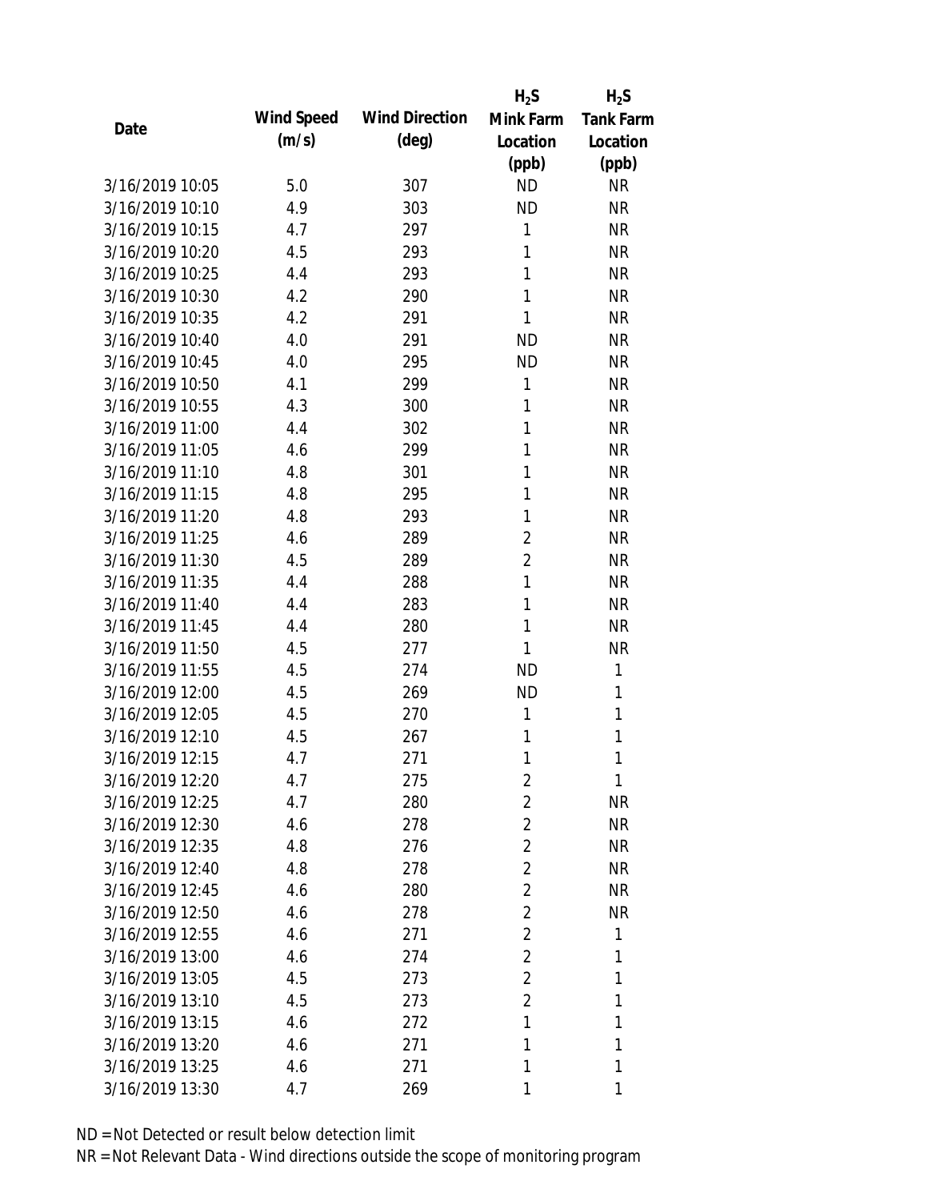| Date | Wind Speed (m/s) | Wind Direction (deg) | $H_2S$ Mink Farm Location (ppb) | $H_2S$ Tank Farm Location (ppb) |
|---|---|---|---|---|
| 3/16/2019 10:05 | 5.0 | 307 | ND | NR |
| 3/16/2019 10:10 | 4.9 | 303 | ND | NR |
| 3/16/2019 10:15 | 4.7 | 297 | 1 | NR |
| 3/16/2019 10:20 | 4.5 | 293 | 1 | NR |
| 3/16/2019 10:25 | 4.4 | 293 | 1 | NR |
| 3/16/2019 10:30 | 4.2 | 290 | 1 | NR |
| 3/16/2019 10:35 | 4.2 | 291 | 1 | NR |
| 3/16/2019 10:40 | 4.0 | 291 | ND | NR |
| 3/16/2019 10:45 | 4.0 | 295 | ND | NR |
| 3/16/2019 10:50 | 4.1 | 299 | 1 | NR |
| 3/16/2019 10:55 | 4.3 | 300 | 1 | NR |
| 3/16/2019 11:00 | 4.4 | 302 | 1 | NR |
| 3/16/2019 11:05 | 4.6 | 299 | 1 | NR |
| 3/16/2019 11:10 | 4.8 | 301 | 1 | NR |
| 3/16/2019 11:15 | 4.8 | 295 | 1 | NR |
| 3/16/2019 11:20 | 4.8 | 293 | 1 | NR |
| 3/16/2019 11:25 | 4.6 | 289 | 2 | NR |
| 3/16/2019 11:30 | 4.5 | 289 | 2 | NR |
| 3/16/2019 11:35 | 4.4 | 288 | 1 | NR |
| 3/16/2019 11:40 | 4.4 | 283 | 1 | NR |
| 3/16/2019 11:45 | 4.4 | 280 | 1 | NR |
| 3/16/2019 11:50 | 4.5 | 277 | 1 | NR |
| 3/16/2019 11:55 | 4.5 | 274 | ND | 1 |
| 3/16/2019 12:00 | 4.5 | 269 | ND | 1 |
| 3/16/2019 12:05 | 4.5 | 270 | 1 | 1 |
| 3/16/2019 12:10 | 4.5 | 267 | 1 | 1 |
| 3/16/2019 12:15 | 4.7 | 271 | 1 | 1 |
| 3/16/2019 12:20 | 4.7 | 275 | 2 | 1 |
| 3/16/2019 12:25 | 4.7 | 280 | 2 | NR |
| 3/16/2019 12:30 | 4.6 | 278 | 2 | NR |
| 3/16/2019 12:35 | 4.8 | 276 | 2 | NR |
| 3/16/2019 12:40 | 4.8 | 278 | 2 | NR |
| 3/16/2019 12:45 | 4.6 | 280 | 2 | NR |
| 3/16/2019 12:50 | 4.6 | 278 | 2 | NR |
| 3/16/2019 12:55 | 4.6 | 271 | 2 | 1 |
| 3/16/2019 13:00 | 4.6 | 274 | 2 | 1 |
| 3/16/2019 13:05 | 4.5 | 273 | 2 | 1 |
| 3/16/2019 13:10 | 4.5 | 273 | 2 | 1 |
| 3/16/2019 13:15 | 4.6 | 272 | 1 | 1 |
| 3/16/2019 13:20 | 4.6 | 271 | 1 | 1 |
| 3/16/2019 13:25 | 4.6 | 271 | 1 | 1 |
| 3/16/2019 13:30 | 4.7 | 269 | 1 | 1 |

ND = Not Detected or result below detection limit

NR = Not Relevant Data - Wind directions outside the scope of monitoring program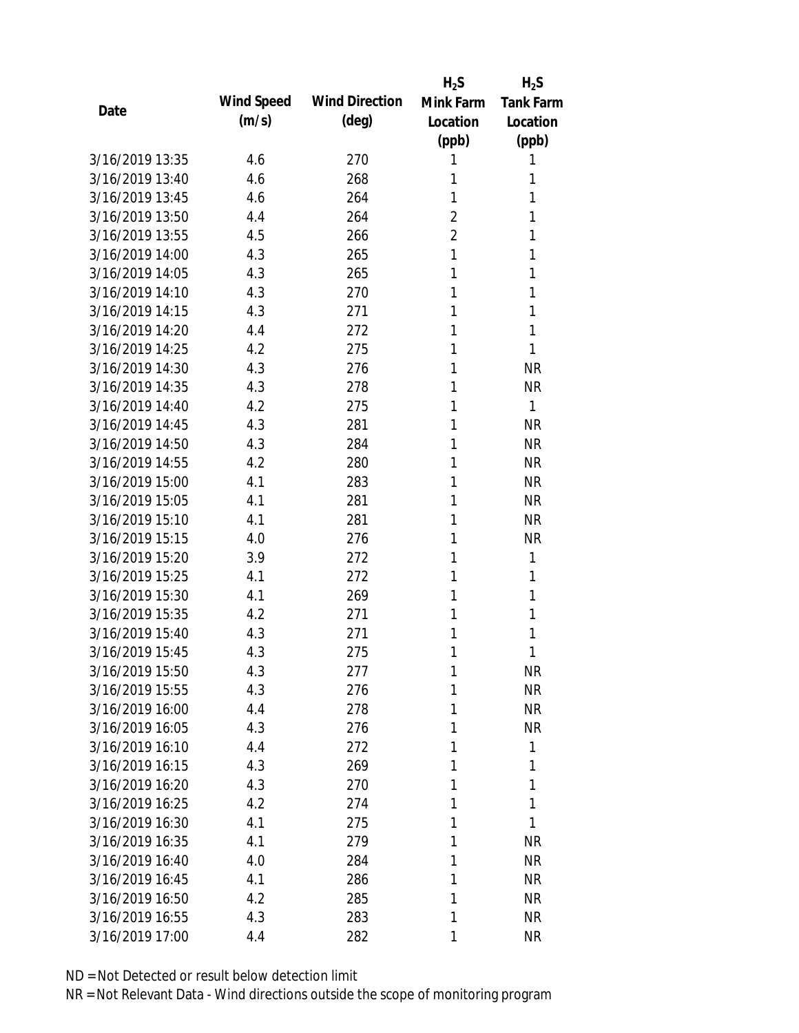| Date | Wind Speed (m/s) | Wind Direction (deg) | $H_2S$ Mink Farm Location (ppb) | $H_2S$ Tank Farm Location (ppb) |
|---|---|---|---|---|
| 3/16/2019 13:35 | 4.6 | 270 | 1 | 1 |
| 3/16/2019 13:40 | 4.6 | 268 | 1 | 1 |
| 3/16/2019 13:45 | 4.6 | 264 | 1 | 1 |
| 3/16/2019 13:50 | 4.4 | 264 | 2 | 1 |
| 3/16/2019 13:55 | 4.5 | 266 | 2 | 1 |
| 3/16/2019 14:00 | 4.3 | 265 | 1 | 1 |
| 3/16/2019 14:05 | 4.3 | 265 | 1 | 1 |
| 3/16/2019 14:10 | 4.3 | 270 | 1 | 1 |
| 3/16/2019 14:15 | 4.3 | 271 | 1 | 1 |
| 3/16/2019 14:20 | 4.4 | 272 | 1 | 1 |
| 3/16/2019 14:25 | 4.2 | 275 | 1 | 1 |
| 3/16/2019 14:30 | 4.3 | 276 | 1 | NR |
| 3/16/2019 14:35 | 4.3 | 278 | 1 | NR |
| 3/16/2019 14:40 | 4.2 | 275 | 1 | 1 |
| 3/16/2019 14:45 | 4.3 | 281 | 1 | NR |
| 3/16/2019 14:50 | 4.3 | 284 | 1 | NR |
| 3/16/2019 14:55 | 4.2 | 280 | 1 | NR |
| 3/16/2019 15:00 | 4.1 | 283 | 1 | NR |
| 3/16/2019 15:05 | 4.1 | 281 | 1 | NR |
| 3/16/2019 15:10 | 4.1 | 281 | 1 | NR |
| 3/16/2019 15:15 | 4.0 | 276 | 1 | NR |
| 3/16/2019 15:20 | 3.9 | 272 | 1 | 1 |
| 3/16/2019 15:25 | 4.1 | 272 | 1 | 1 |
| 3/16/2019 15:30 | 4.1 | 269 | 1 | 1 |
| 3/16/2019 15:35 | 4.2 | 271 | 1 | 1 |
| 3/16/2019 15:40 | 4.3 | 271 | 1 | 1 |
| 3/16/2019 15:45 | 4.3 | 275 | 1 | 1 |
| 3/16/2019 15:50 | 4.3 | 277 | 1 | NR |
| 3/16/2019 15:55 | 4.3 | 276 | 1 | NR |
| 3/16/2019 16:00 | 4.4 | 278 | 1 | NR |
| 3/16/2019 16:05 | 4.3 | 276 | 1 | NR |
| 3/16/2019 16:10 | 4.4 | 272 | 1 | 1 |
| 3/16/2019 16:15 | 4.3 | 269 | 1 | 1 |
| 3/16/2019 16:20 | 4.3 | 270 | 1 | 1 |
| 3/16/2019 16:25 | 4.2 | 274 | 1 | 1 |
| 3/16/2019 16:30 | 4.1 | 275 | 1 | 1 |
| 3/16/2019 16:35 | 4.1 | 279 | 1 | NR |
| 3/16/2019 16:40 | 4.0 | 284 | 1 | NR |
| 3/16/2019 16:45 | 4.1 | 286 | 1 | NR |
| 3/16/2019 16:50 | 4.2 | 285 | 1 | NR |
| 3/16/2019 16:55 | 4.3 | 283 | 1 | NR |
| 3/16/2019 17:00 | 4.4 | 282 | 1 | NR |

ND = Not Detected or result below detection limit

NR = Not Relevant Data - Wind directions outside the scope of monitoring program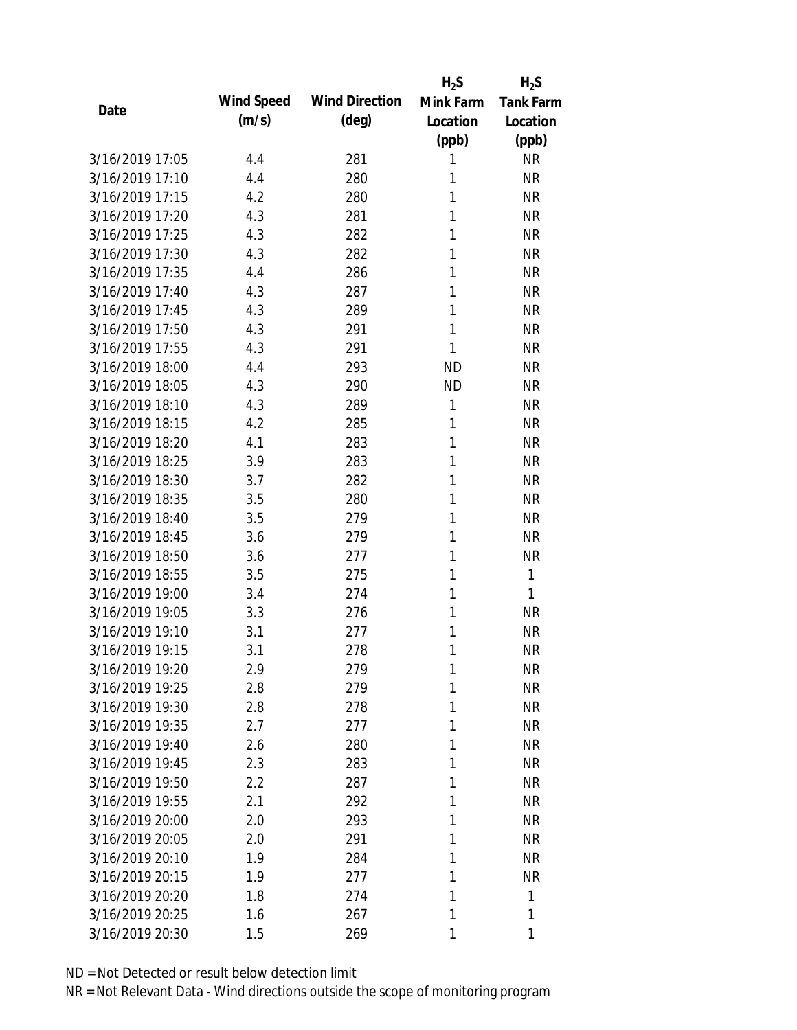| Date | Wind Speed (m/s) | Wind Direction (deg) | $H_2S$ Mink Farm Location (ppb) | $H_2S$ Tank Farm Location (ppb) |
|---|---|---|---|---|
| 3/16/2019 17:05 | 4.4 | 281 | 1 | NR |
| 3/16/2019 17:10 | 4.4 | 280 | 1 | NR |
| 3/16/2019 17:15 | 4.2 | 280 | 1 | NR |
| 3/16/2019 17:20 | 4.3 | 281 | 1 | NR |
| 3/16/2019 17:25 | 4.3 | 282 | 1 | NR |
| 3/16/2019 17:30 | 4.3 | 282 | 1 | NR |
| 3/16/2019 17:35 | 4.4 | 286 | 1 | NR |
| 3/16/2019 17:40 | 4.3 | 287 | 1 | NR |
| 3/16/2019 17:45 | 4.3 | 289 | 1 | NR |
| 3/16/2019 17:50 | 4.3 | 291 | 1 | NR |
| 3/16/2019 17:55 | 4.3 | 291 | 1 | NR |
| 3/16/2019 18:00 | 4.4 | 293 | ND | NR |
| 3/16/2019 18:05 | 4.3 | 290 | ND | NR |
| 3/16/2019 18:10 | 4.3 | 289 | 1 | NR |
| 3/16/2019 18:15 | 4.2 | 285 | 1 | NR |
| 3/16/2019 18:20 | 4.1 | 283 | 1 | NR |
| 3/16/2019 18:25 | 3.9 | 283 | 1 | NR |
| 3/16/2019 18:30 | 3.7 | 282 | 1 | NR |
| 3/16/2019 18:35 | 3.5 | 280 | 1 | NR |
| 3/16/2019 18:40 | 3.5 | 279 | 1 | NR |
| 3/16/2019 18:45 | 3.6 | 279 | 1 | NR |
| 3/16/2019 18:50 | 3.6 | 277 | 1 | NR |
| 3/16/2019 18:55 | 3.5 | 275 | 1 | 1 |
| 3/16/2019 19:00 | 3.4 | 274 | 1 | 1 |
| 3/16/2019 19:05 | 3.3 | 276 | 1 | NR |
| 3/16/2019 19:10 | 3.1 | 277 | 1 | NR |
| 3/16/2019 19:15 | 3.1 | 278 | 1 | NR |
| 3/16/2019 19:20 | 2.9 | 279 | 1 | NR |
| 3/16/2019 19:25 | 2.8 | 279 | 1 | NR |
| 3/16/2019 19:30 | 2.8 | 278 | 1 | NR |
| 3/16/2019 19:35 | 2.7 | 277 | 1 | NR |
| 3/16/2019 19:40 | 2.6 | 280 | 1 | NR |
| 3/16/2019 19:45 | 2.3 | 283 | 1 | NR |
| 3/16/2019 19:50 | 2.2 | 287 | 1 | NR |
| 3/16/2019 19:55 | 2.1 | 292 | 1 | NR |
| 3/16/2019 20:00 | 2.0 | 293 | 1 | NR |
| 3/16/2019 20:05 | 2.0 | 291 | 1 | NR |
| 3/16/2019 20:10 | 1.9 | 284 | 1 | NR |
| 3/16/2019 20:15 | 1.9 | 277 | 1 | NR |
| 3/16/2019 20:20 | 1.8 | 274 | 1 | 1 |
| 3/16/2019 20:25 | 1.6 | 267 | 1 | 1 |
| 3/16/2019 20:30 | 1.5 | 269 | 1 | 1 |

ND = Not Detected or result below detection limit
NR = Not Relevant Data - Wind directions outside the scope of monitoring program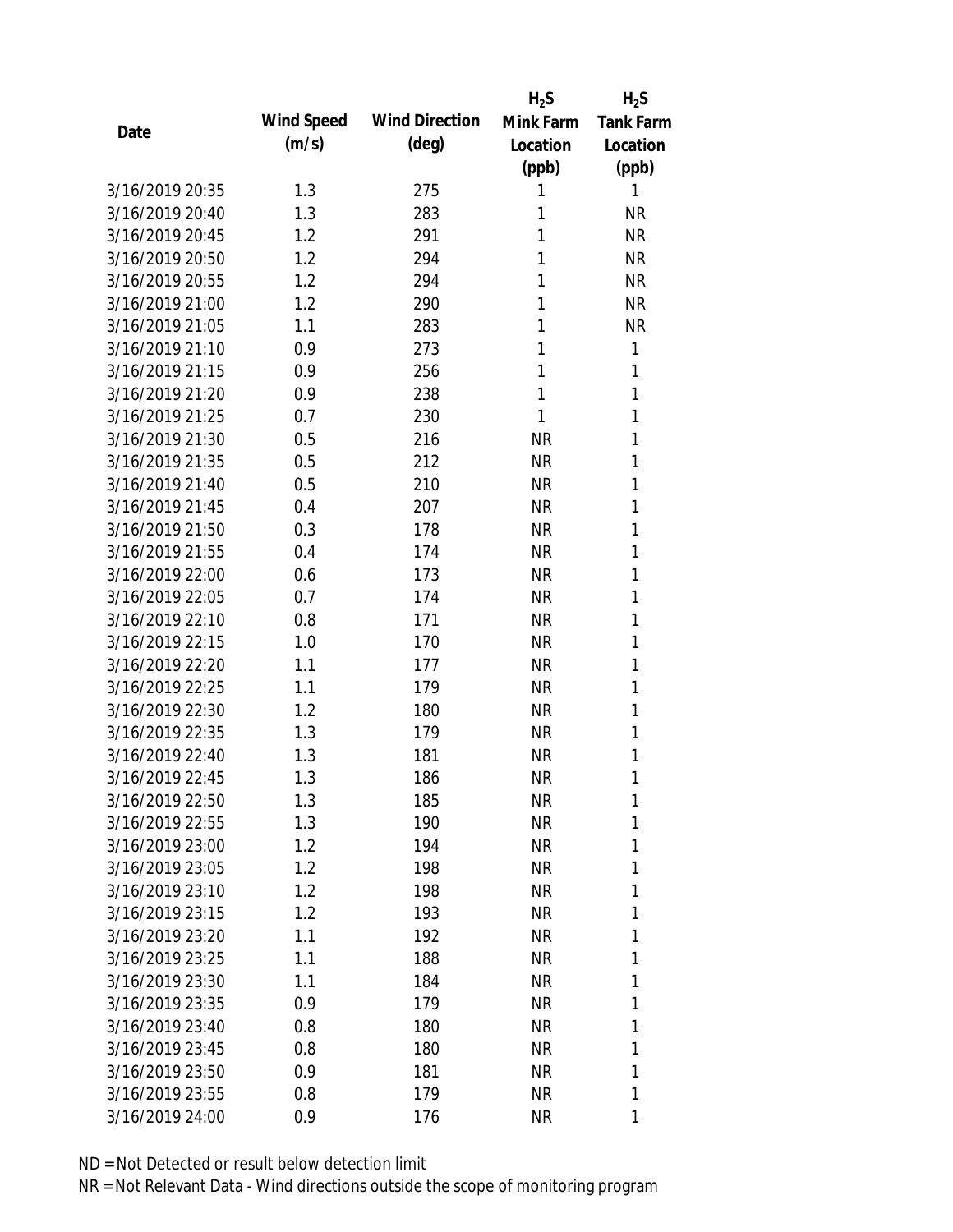| Date | Wind Speed (m/s) | Wind Direction (deg) | $H_2S$ Mink Farm Location (ppb) | $H_2S$ Tank Farm Location (ppb) |
|---|---|---|---|---|
| 3/16/2019 20:35 | 1.3 | 275 | 1 | 1 |
| 3/16/2019 20:40 | 1.3 | 283 | 1 | NR |
| 3/16/2019 20:45 | 1.2 | 291 | 1 | NR |
| 3/16/2019 20:50 | 1.2 | 294 | 1 | NR |
| 3/16/2019 20:55 | 1.2 | 294 | 1 | NR |
| 3/16/2019 21:00 | 1.2 | 290 | 1 | NR |
| 3/16/2019 21:05 | 1.1 | 283 | 1 | NR |
| 3/16/2019 21:10 | 0.9 | 273 | 1 | 1 |
| 3/16/2019 21:15 | 0.9 | 256 | 1 | 1 |
| 3/16/2019 21:20 | 0.9 | 238 | 1 | 1 |
| 3/16/2019 21:25 | 0.7 | 230 | 1 | 1 |
| 3/16/2019 21:30 | 0.5 | 216 | NR | 1 |
| 3/16/2019 21:35 | 0.5 | 212 | NR | 1 |
| 3/16/2019 21:40 | 0.5 | 210 | NR | 1 |
| 3/16/2019 21:45 | 0.4 | 207 | NR | 1 |
| 3/16/2019 21:50 | 0.3 | 178 | NR | 1 |
| 3/16/2019 21:55 | 0.4 | 174 | NR | 1 |
| 3/16/2019 22:00 | 0.6 | 173 | NR | 1 |
| 3/16/2019 22:05 | 0.7 | 174 | NR | 1 |
| 3/16/2019 22:10 | 0.8 | 171 | NR | 1 |
| 3/16/2019 22:15 | 1.0 | 170 | NR | 1 |
| 3/16/2019 22:20 | 1.1 | 177 | NR | 1 |
| 3/16/2019 22:25 | 1.1 | 179 | NR | 1 |
| 3/16/2019 22:30 | 1.2 | 180 | NR | 1 |
| 3/16/2019 22:35 | 1.3 | 179 | NR | 1 |
| 3/16/2019 22:40 | 1.3 | 181 | NR | 1 |
| 3/16/2019 22:45 | 1.3 | 186 | NR | 1 |
| 3/16/2019 22:50 | 1.3 | 185 | NR | 1 |
| 3/16/2019 22:55 | 1.3 | 190 | NR | 1 |
| 3/16/2019 23:00 | 1.2 | 194 | NR | 1 |
| 3/16/2019 23:05 | 1.2 | 198 | NR | 1 |
| 3/16/2019 23:10 | 1.2 | 198 | NR | 1 |
| 3/16/2019 23:15 | 1.2 | 193 | NR | 1 |
| 3/16/2019 23:20 | 1.1 | 192 | NR | 1 |
| 3/16/2019 23:25 | 1.1 | 188 | NR | 1 |
| 3/16/2019 23:30 | 1.1 | 184 | NR | 1 |
| 3/16/2019 23:35 | 0.9 | 179 | NR | 1 |
| 3/16/2019 23:40 | 0.8 | 180 | NR | 1 |
| 3/16/2019 23:45 | 0.8 | 180 | NR | 1 |
| 3/16/2019 23:50 | 0.9 | 181 | NR | 1 |
| 3/16/2019 23:55 | 0.8 | 179 | NR | 1 |
| 3/16/2019 24:00 | 0.9 | 176 | NR | 1 |

ND = Not Detected or result below detection limit

NR = Not Relevant Data - Wind directions outside the scope of monitoring program